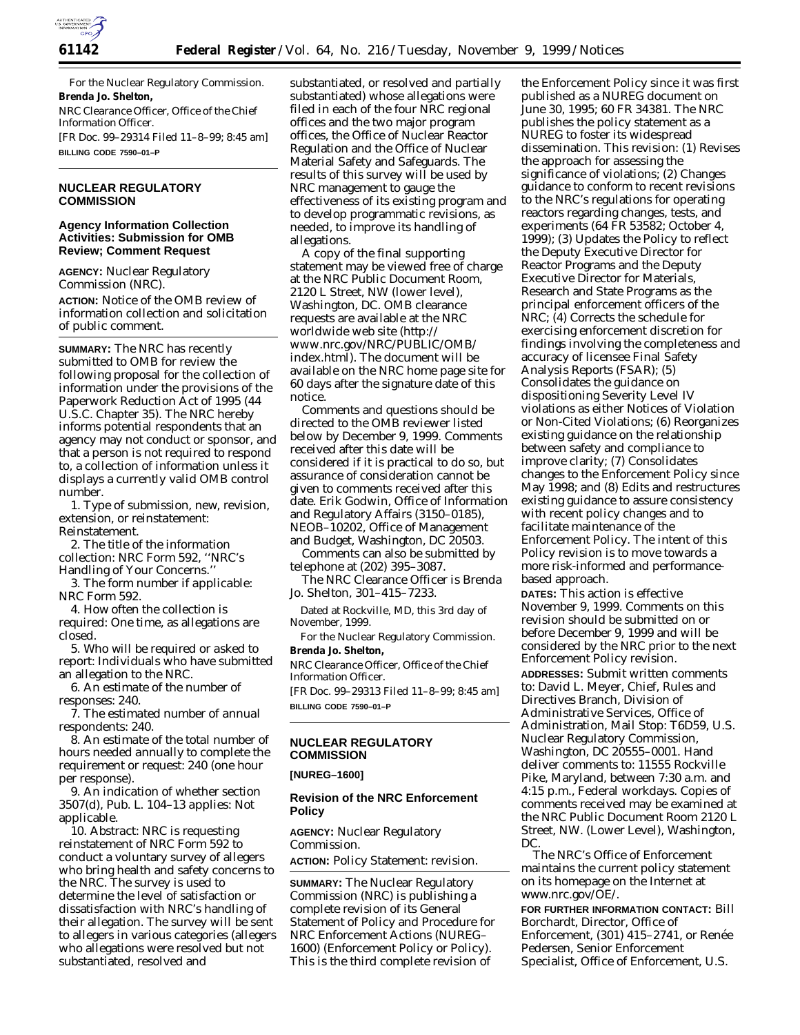For the Nuclear Regulatory Commission.

**Brenda Jo. Shelton,**

*NRC Clearance Officer, Office of the Chief Information Officer.*

[FR Doc. 99–29314 Filed 11–8–99; 8:45 am]

**BILLING CODE 7590–01–P**

## NUCLEAR REGULATORY COMMISSION

### Agency Information Collection Activities: Submission for OMB Review; Comment Request

**AGENCY:** Nuclear Regulatory Commission (NRC).

**ACTION:** Notice of the OMB review of information collection and solicitation of public comment.

**SUMMARY:** The NRC has recently submitted to OMB for review the following proposal for the collection of information under the provisions of the Paperwork Reduction Act of 1995 (44 U.S.C. Chapter 35). The NRC hereby informs potential respondents that an agency may not conduct or sponsor, and that a person is not required to respond to, a collection of information unless it displays a currently valid OMB control number.

1. Type of submission, new, revision, extension, or reinstatement: Reinstatement.

2. The title of the information collection: NRC Form 592, ''NRC's Handling of Your Concerns.''

3. The form number if applicable: NRC Form 592.

4. How often the collection is required: One time, as allegations are closed.

5. Who will be required or asked to report: Individuals who have submitted an allegation to the NRC.

6. An estimate of the number of responses: 240.

7. The estimated number of annual respondents: 240.

8. An estimate of the total number of hours needed annually to complete the requirement or request: 240 (one hour per response).

9. An indication of whether section 3507(d), Pub. L. 104–13 applies: Not applicable.

10. Abstract: NRC is requesting reinstatement of NRC Form 592 to conduct a voluntary survey of allegers who bring health and safety concerns to the NRC. The survey is used to determine the level of satisfaction or dissatisfaction with NRC's handling of their allegation. The survey will be sent to allegers in various categories (allegers who allegations were resolved but not substantiated, resolved and substantiated, or resolved and partially substantiated) whose allegations were filed in each of the four NRC regional offices and the two major program offices, the Office of Nuclear Reactor Regulation and the Office of Nuclear Material Safety and Safeguards. The results of this survey will be used by NRC management to gauge the effectiveness of its existing program and to develop programmatic revisions, as needed, to improve its handling of allegations.

A copy of the final supporting statement may be viewed free of charge at the NRC Public Document Room, 2120 L Street, NW (lower level), Washington, DC. OMB clearance requests are available at the NRC worldwide web site (http://www.nrc.gov/NRC/PUBLIC/OMB/index.html). The document will be available on the NRC home page site for 60 days after the signature date of this notice.

Comments and questions should be directed to the OMB reviewer listed below by December 9, 1999. Comments received after this date will be considered if it is practical to do so, but assurance of consideration cannot be given to comments received after this date. Erik Godwin, Office of Information and Regulatory Affairs (3150–0185), NEOB–10202, Office of Management and Budget, Washington, DC 20503.

Comments can also be submitted by telephone at (202) 395–3087.

The NRC Clearance Officer is Brenda Jo. Shelton, 301–415–7233.

Dated at Rockville, MD, this 3rd day of November, 1999.

For the Nuclear Regulatory Commission.

**Brenda Jo. Shelton,**

*NRC Clearance Officer, Office of the Chief Information Officer.*

[FR Doc. 99–29313 Filed 11–8–99; 8:45 am]

**BILLING CODE 7590–01–P**

## NUCLEAR REGULATORY COMMISSION

**[NUREG–1600]**

### Revision of the NRC Enforcement Policy

**AGENCY:** Nuclear Regulatory Commission.

**ACTION:** Policy Statement: revision.

**SUMMARY:** The Nuclear Regulatory Commission (NRC) is publishing a complete revision of its General Statement of Policy and Procedure for NRC Enforcement Actions (NUREG–1600) (Enforcement Policy or Policy). This is the third complete revision of the Enforcement Policy since it was first published as a NUREG document on June 30, 1995; 60 FR 34381. The NRC publishes the policy statement as a NUREG to foster its widespread dissemination. This revision: (1) Revises the approach for assessing the significance of violations; (2) Changes guidance to conform to recent revisions to the NRC's regulations for operating reactors regarding changes, tests, and experiments (64 FR 53582; October 4, 1999); (3) Updates the Policy to reflect the Deputy Executive Director for Reactor Programs and the Deputy Executive Director for Materials, Research and State Programs as the principal enforcement officers of the NRC; (4) Corrects the schedule for exercising enforcement discretion for findings involving the completeness and accuracy of licensee Final Safety Analysis Reports (FSAR); (5) Consolidates the guidance on dispositioning Severity Level IV violations as either Notices of Violation or Non-Cited Violations; (6) Reorganizes existing guidance on the relationship between safety and compliance to improve clarity; (7) Consolidates changes to the Enforcement Policy since May 1998; and (8) Edits and restructures existing guidance to assure consistency with recent policy changes and to facilitate maintenance of the Enforcement Policy. The intent of this Policy revision is to move towards a more risk-informed and performance-based approach.

**DATES:** This action is effective November 9, 1999. Comments on this revision should be submitted on or before December 9, 1999 and will be considered by the NRC prior to the next Enforcement Policy revision.

**ADDRESSES:** Submit written comments to: David L. Meyer, Chief, Rules and Directives Branch, Division of Administrative Services, Office of Administration, Mail Stop: T6D59, U.S. Nuclear Regulatory Commission, Washington, DC 20555–0001. Hand deliver comments to: 11555 Rockville Pike, Maryland, between 7:30 a.m. and 4:15 p.m., Federal workdays. Copies of comments received may be examined at the NRC Public Document Room 2120 L Street, NW. (Lower Level), Washington, DC.

The NRC's Office of Enforcement maintains the current policy statement on its homepage on the Internet at www.nrc.gov/OE/.

**FOR FURTHER INFORMATION CONTACT:** Bill Borchardt, Director, Office of Enforcement, (301) 415–2741, or Renée Pedersen, Senior Enforcement Specialist, Office of Enforcement, U.S.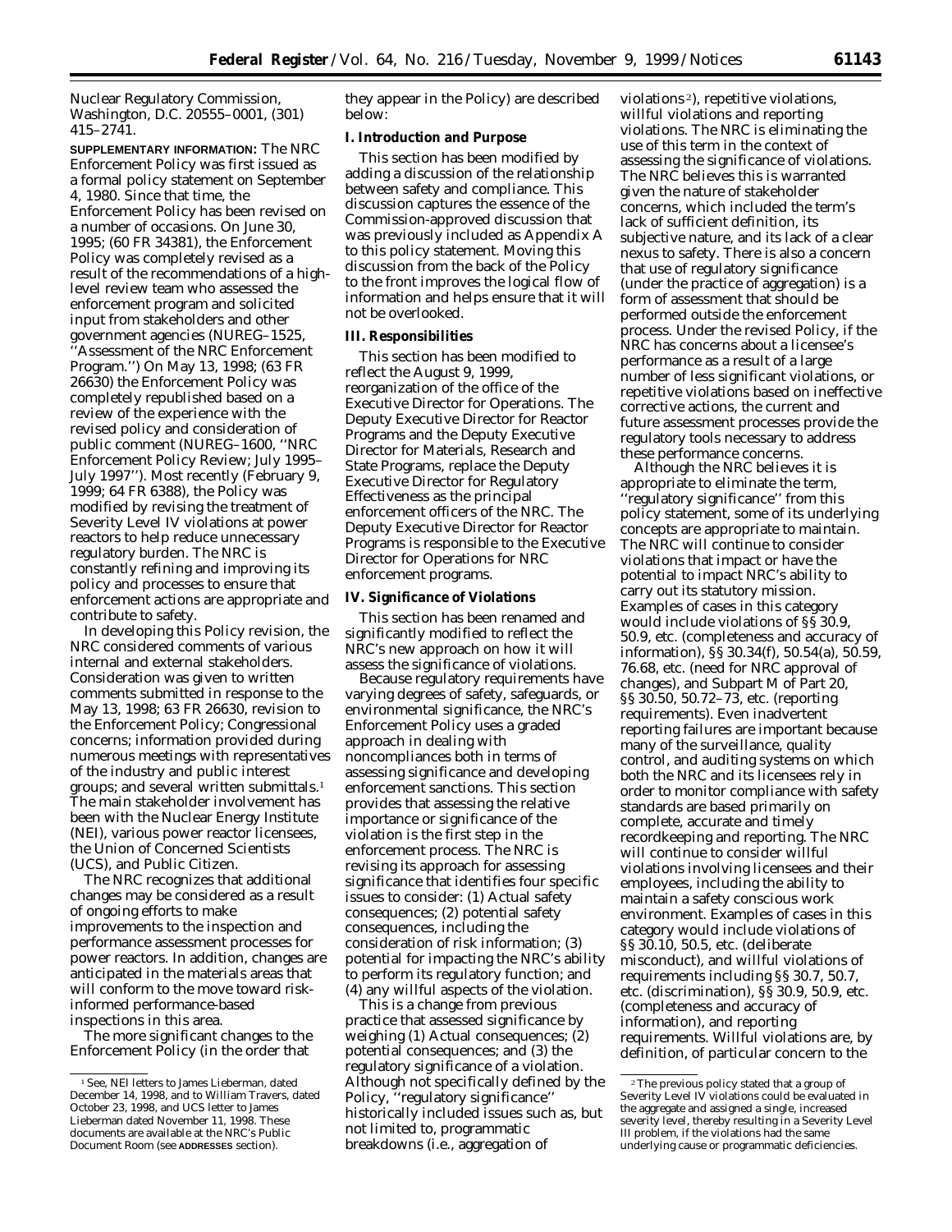Nuclear Regulatory Commission, Washington, D.C. 20555–0001, (301) 415–2741.

**SUPPLEMENTARY INFORMATION:** The NRC Enforcement Policy was first issued as a formal policy statement on September 4, 1980. Since that time, the Enforcement Policy has been revised on a number of occasions. On June 30, 1995; (60 FR 34381), the Enforcement Policy was completely revised as a result of the recommendations of a high-level review team who assessed the enforcement program and solicited input from stakeholders and other government agencies (NUREG–1525, ''Assessment of the NRC Enforcement Program.'') On May 13, 1998; (63 FR 26630) the Enforcement Policy was completely republished based on a review of the experience with the revised policy and consideration of public comment (NUREG–1600, ''NRC Enforcement Policy Review; July 1995–July 1997''). Most recently (February 9, 1999; 64 FR 6388), the Policy was modified by revising the treatment of Severity Level IV violations at power reactors to help reduce unnecessary regulatory burden. The NRC is constantly refining and improving its policy and processes to ensure that enforcement actions are appropriate and contribute to safety.

In developing this Policy revision, the NRC considered comments of various internal and external stakeholders. Consideration was given to written comments submitted in response to the May 13, 1998; 63 FR 26630, revision to the Enforcement Policy; Congressional concerns; information provided during numerous meetings with representatives of the industry and public interest groups; and several written submittals.[1] The main stakeholder involvement has been with the Nuclear Energy Institute (NEI), various power reactor licensees, the Union of Concerned Scientists (UCS), and Public Citizen.

The NRC recognizes that additional changes may be considered as a result of ongoing efforts to make improvements to the inspection and performance assessment processes for power reactors. In addition, changes are anticipated in the materials areas that will conform to the move toward risk-informed performance-based inspections in this area.

The more significant changes to the Enforcement Policy (in the order that they appear in the Policy) are described below:

**I. Introduction and Purpose**

This section has been modified by adding a discussion of the relationship between safety and compliance. This discussion captures the essence of the Commission-approved discussion that was previously included as Appendix A to this policy statement. Moving this discussion from the back of the Policy to the front improves the logical flow of information and helps ensure that it will not be overlooked.

**III. Responsibilities**

This section has been modified to reflect the August 9, 1999, reorganization of the office of the Executive Director for Operations. The Deputy Executive Director for Reactor Programs and the Deputy Executive Director for Materials, Research and State Programs, replace the Deputy Executive Director for Regulatory Effectiveness as the principal enforcement officers of the NRC. The Deputy Executive Director for Reactor Programs is responsible to the Executive Director for Operations for NRC enforcement programs.

**IV. Significance of Violations**

This section has been renamed and significantly modified to reflect the NRC's new approach on how it will assess the significance of violations.

Because regulatory requirements have varying degrees of safety, safeguards, or environmental significance, the NRC's Enforcement Policy uses a graded approach in dealing with noncompliances both in terms of assessing significance and developing enforcement sanctions. This section provides that assessing the relative importance or significance of the violation is the first step in the enforcement process. The NRC is revising its approach for assessing significance that identifies four specific issues to consider: (1) Actual safety consequences; (2) potential safety consequences, including the consideration of risk information; (3) potential for impacting the NRC's ability to perform its regulatory function; and (4) any willful aspects of the violation.

This is a change from previous practice that assessed significance by weighing (1) Actual consequences; (2) potential consequences; and (3) the regulatory significance of a violation. Although not specifically defined by the Policy, ''regulatory significance'' historically included issues such as, but not limited to, programmatic breakdowns (i.e., aggregation of violations[2]), repetitive violations, willful violations and reporting violations. The NRC is eliminating the use of this term in the context of assessing the significance of violations. The NRC believes this is warranted given the nature of stakeholder concerns, which included the term's lack of sufficient definition, its subjective nature, and its lack of a clear nexus to safety. There is also a concern that use of regulatory significance (under the practice of aggregation) is a form of assessment that should be performed outside the enforcement process. Under the revised Policy, if the NRC has concerns about a licensee's performance as a result of a large number of less significant violations, or repetitive violations based on ineffective corrective actions, the current and future assessment processes provide the regulatory tools necessary to address these performance concerns.

Although the NRC believes it is appropriate to eliminate the term, ''regulatory significance'' from this policy statement, some of its underlying concepts are appropriate to maintain. The NRC will continue to consider violations that impact or have the potential to impact NRC's ability to carry out its statutory mission. Examples of cases in this category would include violations of §§ 30.9, 50.9, etc. (completeness and accuracy of information), §§ 30.34(f), 50.54(a), 50.59, 76.68, etc. (need for NRC approval of changes), and Subpart M of Part 20, §§ 30.50, 50.72–73, etc. (reporting requirements). Even inadvertent reporting failures are important because many of the surveillance, quality control, and auditing systems on which both the NRC and its licensees rely in order to monitor compliance with safety standards are based primarily on complete, accurate and timely recordkeeping and reporting. The NRC will continue to consider willful violations involving licensees and their employees, including the ability to maintain a safety conscious work environment. Examples of cases in this category would include violations of §§ 30.10, 50.5, etc. (deliberate misconduct), and willful violations of requirements including §§ 30.7, 50.7, etc. (discrimination), §§ 30.9, 50.9, etc. (completeness and accuracy of information), and reporting requirements. Willful violations are, by definition, of particular concern to the

---

[1] See, NEI letters to James Lieberman, dated December 14, 1998, and to William Travers, dated October 23, 1998, and UCS letter to James Lieberman dated November 11, 1998. These documents are available at the NRC's Public Document Room (see **ADDRESSES** section).

[2] The previous policy stated that a group of Severity Level IV violations could be evaluated in the aggregate and assigned a single, increased severity level, thereby resulting in a Severity Level III problem, if the violations had the same underlying cause or programmatic deficiencies.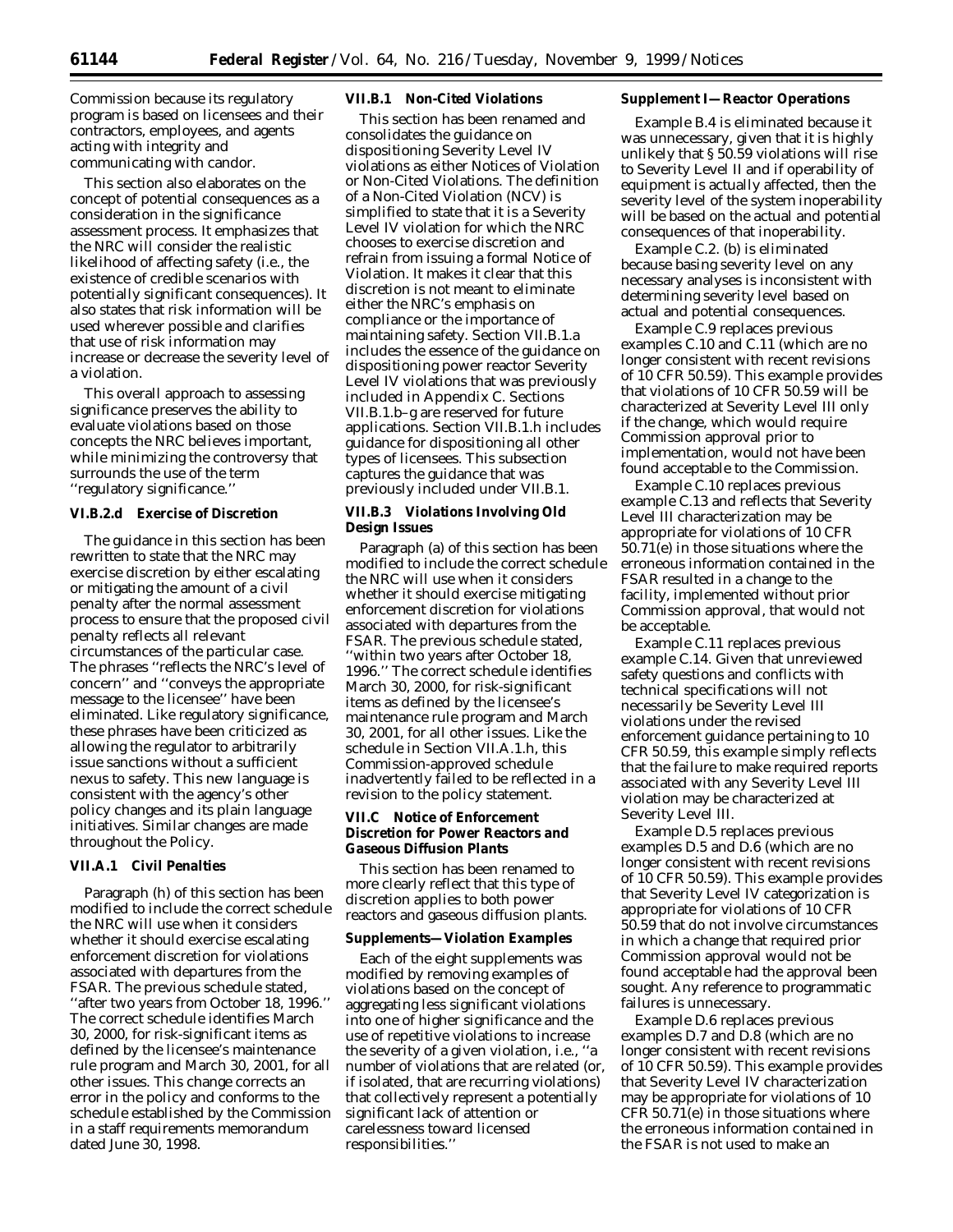Commission because its regulatory program is based on licensees and their contractors, employees, and agents acting with integrity and communicating with candor.

This section also elaborates on the concept of potential consequences as a consideration in the significance assessment process. It emphasizes that the NRC will consider the realistic likelihood of affecting safety (i.e., the existence of credible scenarios with potentially significant consequences). It also states that risk information will be used wherever possible and clarifies that use of risk information may increase or decrease the severity level of a violation.

This overall approach to assessing significance preserves the ability to evaluate violations based on those concepts the NRC believes important, while minimizing the controversy that surrounds the use of the term ''regulatory significance.''

### VI.B.2.d Exercise of Discretion

The guidance in this section has been rewritten to state that the NRC may exercise discretion by either escalating or mitigating the amount of a civil penalty after the normal assessment process to ensure that the proposed civil penalty reflects all relevant circumstances of the particular case. The phrases ''reflects the NRC's level of concern'' and ''conveys the appropriate message to the licensee'' have been eliminated. Like regulatory significance, these phrases have been criticized as allowing the regulator to arbitrarily issue sanctions without a sufficient nexus to safety. This new language is consistent with the agency's other policy changes and its plain language initiatives. Similar changes are made throughout the Policy.

### VII.A.1 Civil Penalties

Paragraph (h) of this section has been modified to include the correct schedule the NRC will use when it considers whether it should exercise escalating enforcement discretion for violations associated with departures from the FSAR. The previous schedule stated, ''after two years from October 18, 1996.'' The correct schedule identifies March 30, 2000, for risk-significant items as defined by the licensee's maintenance rule program and March 30, 2001, for all other issues. This change corrects an error in the policy and conforms to the schedule established by the Commission in a staff requirements memorandum dated June 30, 1998.

### VII.B.1 Non-Cited Violations

This section has been renamed and consolidates the guidance on dispositioning Severity Level IV violations as either Notices of Violation or Non-Cited Violations. The definition of a Non-Cited Violation (NCV) is simplified to state that it is a Severity Level IV violation for which the NRC chooses to exercise discretion and refrain from issuing a formal Notice of Violation. It makes it clear that this discretion is not meant to eliminate either the NRC's emphasis on compliance or the importance of maintaining safety. Section VII.B.1.a includes the essence of the guidance on dispositioning power reactor Severity Level IV violations that was previously included in Appendix C. Sections VII.B.1.b–g are reserved for future applications. Section VII.B.1.h includes guidance for dispositioning all other types of licensees. This subsection captures the guidance that was previously included under VII.B.1.

### VII.B.3 Violations Involving Old Design Issues

Paragraph (a) of this section has been modified to include the correct schedule the NRC will use when it considers whether it should exercise mitigating enforcement discretion for violations associated with departures from the FSAR. The previous schedule stated, ''within two years after October 18, 1996.'' The correct schedule identifies March 30, 2000, for risk-significant items as defined by the licensee's maintenance rule program and March 30, 2001, for all other issues. Like the schedule in Section VII.A.1.h, this Commission-approved schedule inadvertently failed to be reflected in a revision to the policy statement.

### VII.C Notice of Enforcement Discretion for Power Reactors and Gaseous Diffusion Plants

This section has been renamed to more clearly reflect that this type of discretion applies to both power reactors and gaseous diffusion plants.

### Supplements—Violation Examples

Each of the eight supplements was modified by removing examples of violations based on the concept of aggregating less significant violations into one of higher significance and the use of repetitive violations to increase the severity of a given violation, i.e., ''a number of violations that are related (or, if isolated, that are recurring violations) that collectively represent a potentially significant lack of attention or carelessness toward licensed responsibilities.''

### Supplement I—Reactor Operations

Example B.4 is eliminated because it was unnecessary, given that it is highly unlikely that § 50.59 violations will rise to Severity Level II and if operability of equipment is actually affected, then the severity level of the system inoperability will be based on the actual and potential consequences of that inoperability.

Example C.2. (b) is eliminated because basing severity level on any necessary analyses is inconsistent with determining severity level based on actual and potential consequences.

Example C.9 replaces previous examples C.10 and C.11 (which are no longer consistent with recent revisions of 10 CFR 50.59). This example provides that violations of 10 CFR 50.59 will be characterized at Severity Level III only if the change, which would require Commission approval prior to implementation, would not have been found acceptable to the Commission.

Example C.10 replaces previous example C.13 and reflects that Severity Level III characterization may be appropriate for violations of 10 CFR 50.71(e) in those situations where the erroneous information contained in the FSAR resulted in a change to the facility, implemented without prior Commission approval, that would not be acceptable.

Example C.11 replaces previous example C.14. Given that unreviewed safety questions and conflicts with technical specifications will not necessarily be Severity Level III violations under the revised enforcement guidance pertaining to 10 CFR 50.59, this example simply reflects that the failure to make required reports associated with any Severity Level III violation may be characterized at Severity Level III.

Example D.5 replaces previous examples D.5 and D.6 (which are no longer consistent with recent revisions of 10 CFR 50.59). This example provides that Severity Level IV categorization is appropriate for violations of 10 CFR 50.59 that do not involve circumstances in which a change that required prior Commission approval would not be found acceptable had the approval been sought. Any reference to programmatic failures is unnecessary.

Example D.6 replaces previous examples D.7 and D.8 (which are no longer consistent with recent revisions of 10 CFR 50.59). This example provides that Severity Level IV characterization may be appropriate for violations of 10 CFR 50.71(e) in those situations where the erroneous information contained in the FSAR is not used to make an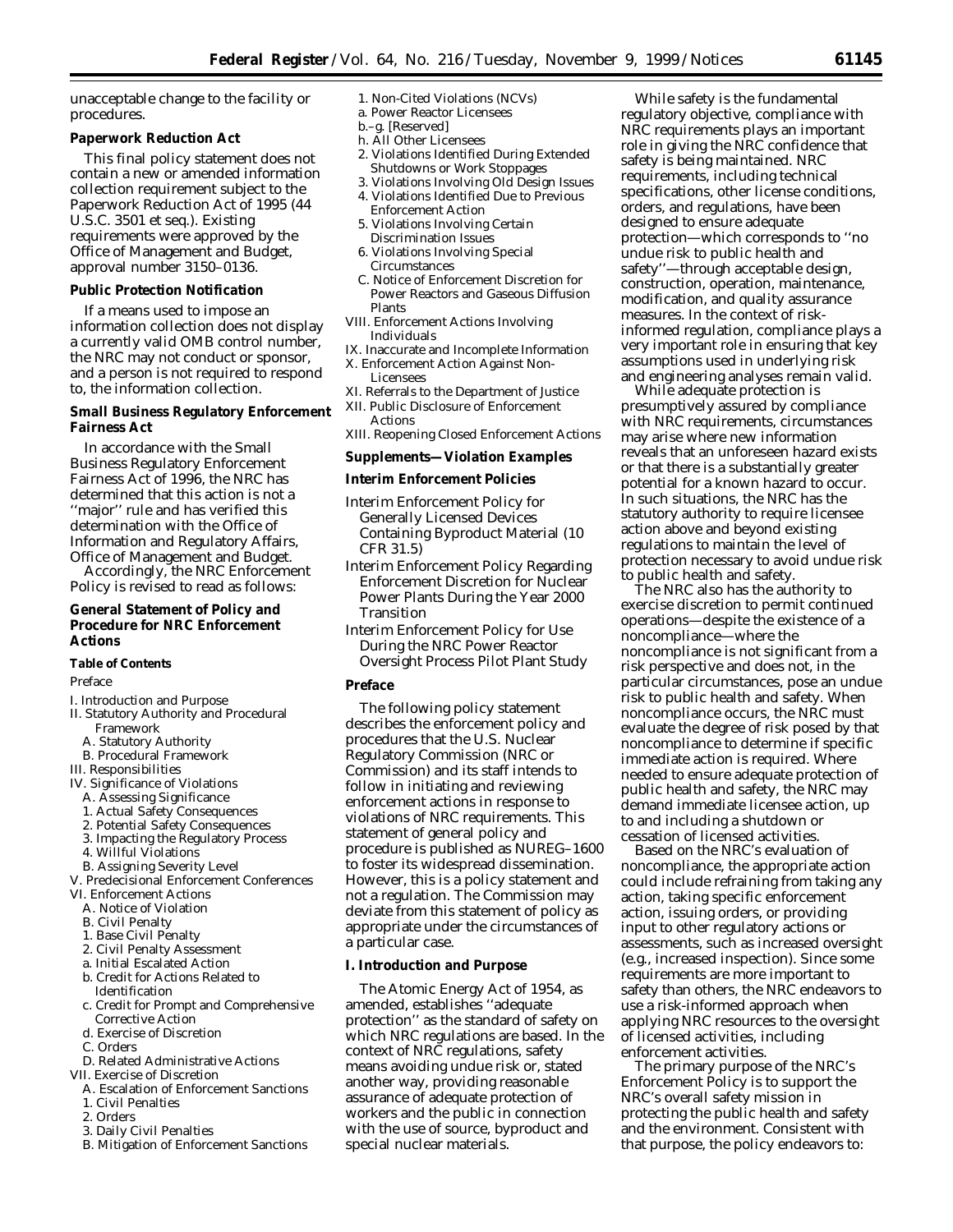unacceptable change to the facility or procedures.

**Paperwork Reduction Act**

This final policy statement does not contain a new or amended information collection requirement subject to the Paperwork Reduction Act of 1995 (44 U.S.C. 3501 et seq.). Existing requirements were approved by the Office of Management and Budget, approval number 3150–0136.

**Public Protection Notification**

If a means used to impose an information collection does not display a currently valid OMB control number, the NRC may not conduct or sponsor, and a person is not required to respond to, the information collection.

**Small Business Regulatory Enforcement Fairness Act**

In accordance with the Small Business Regulatory Enforcement Fairness Act of 1996, the NRC has determined that this action is not a ''major'' rule and has verified this determination with the Office of Information and Regulatory Affairs, Office of Management and Budget.

Accordingly, the NRC Enforcement Policy is revised to read as follows:

## General Statement of Policy and Procedure for NRC Enforcement Actions

**Table of Contents**

Preface

I. Introduction and Purpose
II. Statutory Authority and Procedural Framework
  A. Statutory Authority
  B. Procedural Framework
III. Responsibilities
IV. Significance of Violations
  A. Assessing Significance
  1. Actual Safety Consequences
  2. Potential Safety Consequences
  3. Impacting the Regulatory Process
  4. Willful Violations
  B. Assigning Severity Level
V. Predecisional Enforcement Conferences
VI. Enforcement Actions
  A. Notice of Violation
  B. Civil Penalty
  1. Base Civil Penalty
  2. Civil Penalty Assessment
  a. Initial Escalated Action
  b. Credit for Actions Related to Identification
  c. Credit for Prompt and Comprehensive Corrective Action
  d. Exercise of Discretion
  C. Orders
  D. Related Administrative Actions
VII. Exercise of Discretion
  A. Escalation of Enforcement Sanctions
  1. Civil Penalties
  2. Orders
  3. Daily Civil Penalties
  B. Mitigation of Enforcement Sanctions
  1. Non-Cited Violations (NCVs)
  a. Power Reactor Licensees
  b.–g. [Reserved]
  h. All Other Licensees
  2. Violations Identified During Extended Shutdowns or Work Stoppages
  3. Violations Involving Old Design Issues
  4. Violations Identified Due to Previous Enforcement Action
  5. Violations Involving Certain Discrimination Issues
  6. Violations Involving Special Circumstances
  C. Notice of Enforcement Discretion for Power Reactors and Gaseous Diffusion Plants
VIII. Enforcement Actions Involving Individuals
IX. Inaccurate and Incomplete Information
X. Enforcement Action Against Non-Licensees
XI. Referrals to the Department of Justice
XII. Public Disclosure of Enforcement Actions
XIII. Reopening Closed Enforcement Actions

**Supplements—Violation Examples**

**Interim Enforcement Policies**

Interim Enforcement Policy for Generally Licensed Devices Containing Byproduct Material (10 CFR 31.5)
Interim Enforcement Policy Regarding Enforcement Discretion for Nuclear Power Plants During the Year 2000 Transition
Interim Enforcement Policy for Use During the NRC Power Reactor Oversight Process Pilot Plant Study

### Preface

The following policy statement describes the enforcement policy and procedures that the U.S. Nuclear Regulatory Commission (NRC or Commission) and its staff intends to follow in initiating and reviewing enforcement actions in response to violations of NRC requirements. This statement of general policy and procedure is published as NUREG–1600 to foster its widespread dissemination. However, this is a policy statement and not a regulation. The Commission may deviate from this statement of policy as appropriate under the circumstances of a particular case.

### I. Introduction and Purpose

The Atomic Energy Act of 1954, as amended, establishes ''adequate protection'' as the standard of safety on which NRC regulations are based. In the context of NRC regulations, safety means avoiding undue risk or, stated another way, providing reasonable assurance of adequate protection of workers and the public in connection with the use of source, byproduct and special nuclear materials.

While safety is the fundamental regulatory objective, compliance with NRC requirements plays an important role in giving the NRC confidence that safety is being maintained. NRC requirements, including technical specifications, other license conditions, orders, and regulations, have been designed to ensure adequate protection—which corresponds to ''no undue risk to public health and safety''—through acceptable design, construction, operation, maintenance, modification, and quality assurance measures. In the context of risk-informed regulation, compliance plays a very important role in ensuring that key assumptions used in underlying risk and engineering analyses remain valid.

While adequate protection is presumptively assured by compliance with NRC requirements, circumstances may arise where new information reveals that an unforeseen hazard exists or that there is a substantially greater potential for a known hazard to occur. In such situations, the NRC has the statutory authority to require licensee action above and beyond existing regulations to maintain the level of protection necessary to avoid undue risk to public health and safety.

The NRC also has the authority to exercise discretion to permit continued operations—despite the existence of a noncompliance—where the noncompliance is not significant from a risk perspective and does not, in the particular circumstances, pose an undue risk to public health and safety. When noncompliance occurs, the NRC must evaluate the degree of risk posed by that noncompliance to determine if specific immediate action is required. Where needed to ensure adequate protection of public health and safety, the NRC may demand immediate licensee action, up to and including a shutdown or cessation of licensed activities.

Based on the NRC's evaluation of noncompliance, the appropriate action could include refraining from taking any action, taking specific enforcement action, issuing orders, or providing input to other regulatory actions or assessments, such as increased oversight (e.g., increased inspection). Since some requirements are more important to safety than others, the NRC endeavors to use a risk-informed approach when applying NRC resources to the oversight of licensed activities, including enforcement activities.

The primary purpose of the NRC's Enforcement Policy is to support the NRC's overall safety mission in protecting the public health and safety and the environment. Consistent with that purpose, the policy endeavors to: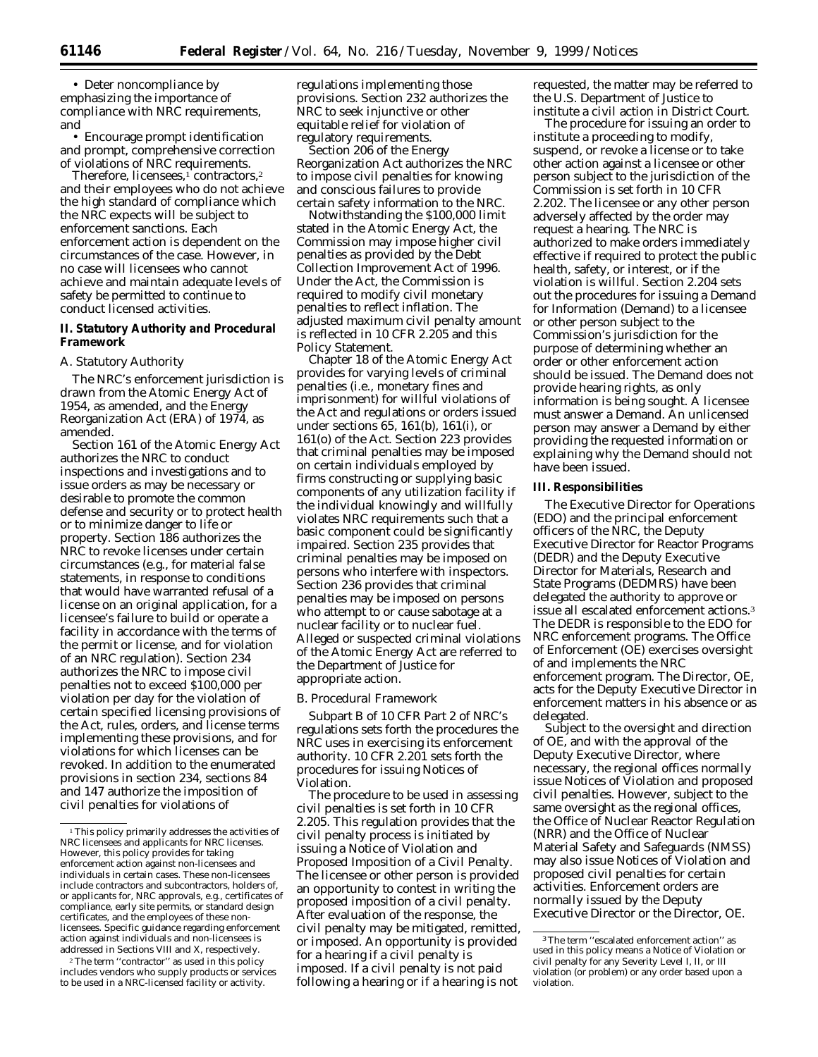• Deter noncompliance by emphasizing the importance of compliance with NRC requirements, and

• Encourage prompt identification and prompt, comprehensive correction of violations of NRC requirements.

Therefore, licensees,[1] contractors,[2] and their employees who do not achieve the high standard of compliance which the NRC expects will be subject to enforcement sanctions. Each enforcement action is dependent on the circumstances of the case. However, in no case will licensees who cannot achieve and maintain adequate levels of safety be permitted to continue to conduct licensed activities.

## II. Statutory Authority and Procedural Framework

### A. Statutory Authority

The NRC's enforcement jurisdiction is drawn from the Atomic Energy Act of 1954, as amended, and the Energy Reorganization Act (ERA) of 1974, as amended.

Section 161 of the Atomic Energy Act authorizes the NRC to conduct inspections and investigations and to issue orders as may be necessary or desirable to promote the common defense and security or to protect health or to minimize danger to life or property. Section 186 authorizes the NRC to revoke licenses under certain circumstances (e.g., for material false statements, in response to conditions that would have warranted refusal of a license on an original application, for a licensee's failure to build or operate a facility in accordance with the terms of the permit or license, and for violation of an NRC regulation). Section 234 authorizes the NRC to impose civil penalties not to exceed $100,000 per violation per day for the violation of certain specified licensing provisions of the Act, rules, orders, and license terms implementing these provisions, and for violations for which licenses can be revoked. In addition to the enumerated provisions in section 234, sections 84 and 147 authorize the imposition of civil penalties for violations of regulations implementing those provisions. Section 232 authorizes the NRC to seek injunctive or other equitable relief for violation of regulatory requirements.

Section 206 of the Energy Reorganization Act authorizes the NRC to impose civil penalties for knowing and conscious failures to provide certain safety information to the NRC.

Notwithstanding the $100,000 limit stated in the Atomic Energy Act, the Commission may impose higher civil penalties as provided by the Debt Collection Improvement Act of 1996. Under the Act, the Commission is required to modify civil monetary penalties to reflect inflation. The adjusted maximum civil penalty amount is reflected in 10 CFR 2.205 and this Policy Statement.

Chapter 18 of the Atomic Energy Act provides for varying levels of criminal penalties (i.e., monetary fines and imprisonment) for willful violations of the Act and regulations or orders issued under sections 65, 161(b), 161(i), or 161(o) of the Act. Section 223 provides that criminal penalties may be imposed on certain individuals employed by firms constructing or supplying basic components of any utilization facility if the individual knowingly and willfully violates NRC requirements such that a basic component could be significantly impaired. Section 235 provides that criminal penalties may be imposed on persons who interfere with inspectors. Section 236 provides that criminal penalties may be imposed on persons who attempt to or cause sabotage at a nuclear facility or to nuclear fuel. Alleged or suspected criminal violations of the Atomic Energy Act are referred to the Department of Justice for appropriate action.

### B. Procedural Framework

Subpart B of 10 CFR Part 2 of NRC's regulations sets forth the procedures the NRC uses in exercising its enforcement authority. 10 CFR 2.201 sets forth the procedures for issuing Notices of Violation.

The procedure to be used in assessing civil penalties is set forth in 10 CFR 2.205. This regulation provides that the civil penalty process is initiated by issuing a Notice of Violation and Proposed Imposition of a Civil Penalty. The licensee or other person is provided an opportunity to contest in writing the proposed imposition of a civil penalty. After evaluation of the response, the civil penalty may be mitigated, remitted, or imposed. An opportunity is provided for a hearing if a civil penalty is imposed. If a civil penalty is not paid following a hearing or if a hearing is not requested, the matter may be referred to the U.S. Department of Justice to institute a civil action in District Court.

The procedure for issuing an order to institute a proceeding to modify, suspend, or revoke a license or to take other action against a licensee or other person subject to the jurisdiction of the Commission is set forth in 10 CFR 2.202. The licensee or any other person adversely affected by the order may request a hearing. The NRC is authorized to make orders immediately effective if required to protect the public health, safety, or interest, or if the violation is willful. Section 2.204 sets out the procedures for issuing a Demand for Information (Demand) to a licensee or other person subject to the Commission's jurisdiction for the purpose of determining whether an order or other enforcement action should be issued. The Demand does not provide hearing rights, as only information is being sought. A licensee must answer a Demand. An unlicensed person may answer a Demand by either providing the requested information or explaining why the Demand should not have been issued.

## III. Responsibilities

The Executive Director for Operations (EDO) and the principal enforcement officers of the NRC, the Deputy Executive Director for Reactor Programs (DEDR) and the Deputy Executive Director for Materials, Research and State Programs (DEDMRS) have been delegated the authority to approve or issue all escalated enforcement actions.[3] The DEDR is responsible to the EDO for NRC enforcement programs. The Office of Enforcement (OE) exercises oversight of and implements the NRC enforcement program. The Director, OE, acts for the Deputy Executive Director in enforcement matters in his absence or as delegated.

Subject to the oversight and direction of OE, and with the approval of the Deputy Executive Director, where necessary, the regional offices normally issue Notices of Violation and proposed civil penalties. However, subject to the same oversight as the regional offices, the Office of Nuclear Reactor Regulation (NRR) and the Office of Nuclear Material Safety and Safeguards (NMSS) may also issue Notices of Violation and proposed civil penalties for certain activities. Enforcement orders are normally issued by the Deputy Executive Director or the Director, OE.

---

[1] This policy primarily addresses the activities of NRC licensees and applicants for NRC licenses. However, this policy provides for taking enforcement action against non-licensees and individuals in certain cases. These non-licensees include contractors and subcontractors, holders of, or applicants for, NRC approvals, e.g., certificates of compliance, early site permits, or standard design certificates, and the employees of these non-licensees. Specific guidance regarding enforcement action against individuals and non-licensees is addressed in Sections VIII and X, respectively.

[2] The term "contractor" as used in this policy includes vendors who supply products or services to be used in a NRC-licensed facility or activity.

[3] The term "escalated enforcement action" as used in this policy means a Notice of Violation or civil penalty for any Severity Level I, II, or III violation (or problem) or any order based upon a violation.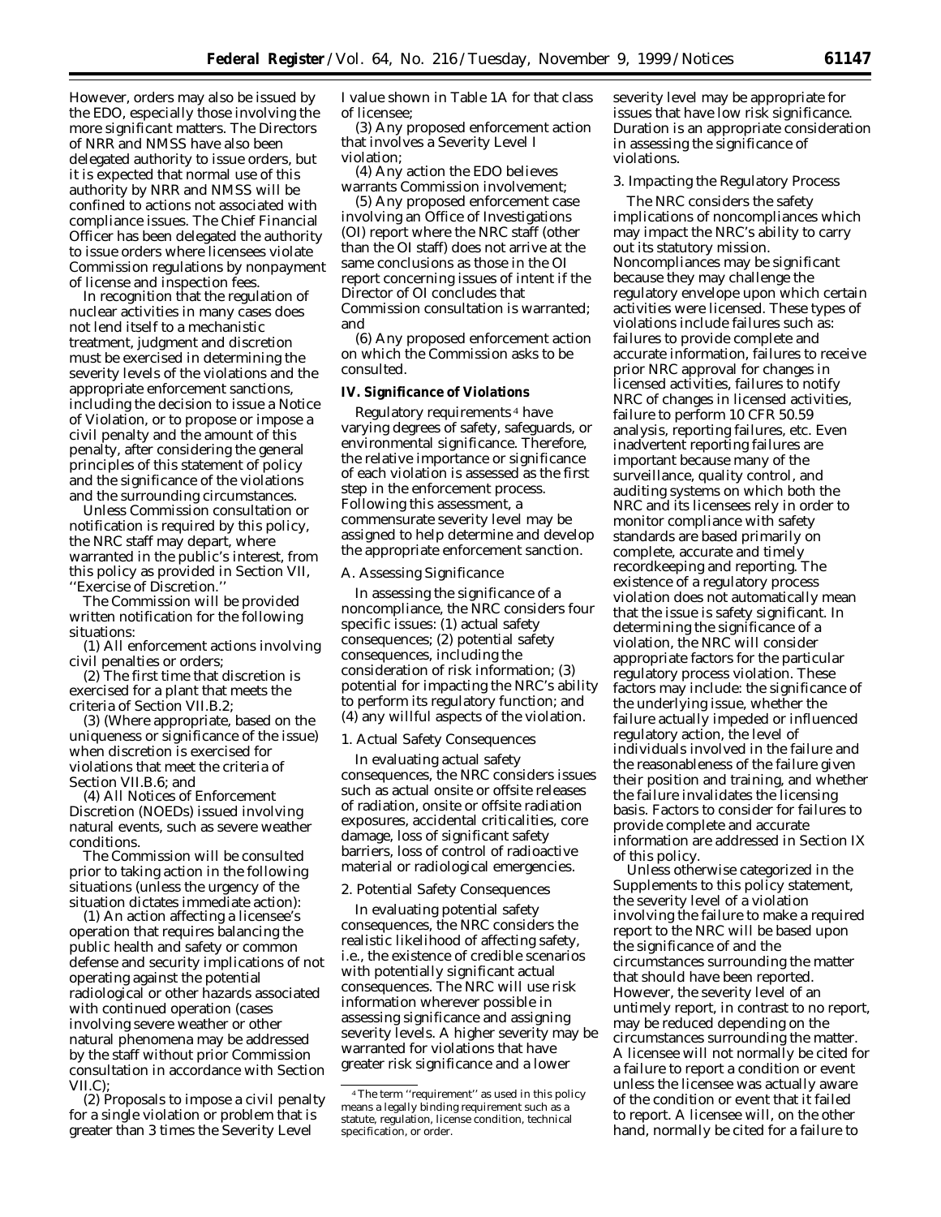However, orders may also be issued by the EDO, especially those involving the more significant matters. The Directors of NRR and NMSS have also been delegated authority to issue orders, but it is expected that normal use of this authority by NRR and NMSS will be confined to actions not associated with compliance issues. The Chief Financial Officer has been delegated the authority to issue orders where licensees violate Commission regulations by nonpayment of license and inspection fees.

In recognition that the regulation of nuclear activities in many cases does not lend itself to a mechanistic treatment, judgment and discretion must be exercised in determining the severity levels of the violations and the appropriate enforcement sanctions, including the decision to issue a Notice of Violation, or to propose or impose a civil penalty and the amount of this penalty, after considering the general principles of this statement of policy and the significance of the violations and the surrounding circumstances.

Unless Commission consultation or notification is required by this policy, the NRC staff may depart, where warranted in the public's interest, from this policy as provided in Section VII, ''Exercise of Discretion.''

The Commission will be provided written notification for the following situations:

(1) All enforcement actions involving civil penalties or orders;

(2) The first time that discretion is exercised for a plant that meets the criteria of Section VII.B.2;

(3) (Where appropriate, based on the uniqueness or significance of the issue) when discretion is exercised for violations that meet the criteria of Section VII.B.6; and

(4) All Notices of Enforcement Discretion (NOEDs) issued involving natural events, such as severe weather conditions.

The Commission will be consulted prior to taking action in the following situations (unless the urgency of the situation dictates immediate action):

(1) An action affecting a licensee's operation that requires balancing the public health and safety or common defense and security implications of not operating against the potential radiological or other hazards associated with continued operation (cases involving severe weather or other natural phenomena may be addressed by the staff without prior Commission consultation in accordance with Section VII.C);

(2) Proposals to impose a civil penalty for a single violation or problem that is greater than 3 times the Severity Level I value shown in Table 1A for that class of licensee;

(3) Any proposed enforcement action that involves a Severity Level I violation;

(4) Any action the EDO believes warrants Commission involvement;

(5) Any proposed enforcement case involving an Office of Investigations (OI) report where the NRC staff (other than the OI staff) does not arrive at the same conclusions as those in the OI report concerning issues of intent if the Director of OI concludes that Commission consultation is warranted; and

(6) Any proposed enforcement action on which the Commission asks to be consulted.

## IV. Significance of Violations

Regulatory requirements [4] have varying degrees of safety, safeguards, or environmental significance. Therefore, the relative importance or significance of each violation is assessed as the first step in the enforcement process. Following this assessment, a commensurate severity level may be assigned to help determine and develop the appropriate enforcement sanction.

### A. Assessing Significance

In assessing the significance of a noncompliance, the NRC considers four specific issues: (1) actual safety consequences; (2) potential safety consequences, including the consideration of risk information; (3) potential for impacting the NRC's ability to perform its regulatory function; and (4) any willful aspects of the violation.

#### 1. Actual Safety Consequences

In evaluating actual safety consequences, the NRC considers issues such as actual onsite or offsite releases of radiation, onsite or offsite radiation exposures, accidental criticalities, core damage, loss of significant safety barriers, loss of control of radioactive material or radiological emergencies.

#### 2. Potential Safety Consequences

In evaluating potential safety consequences, the NRC considers the realistic likelihood of affecting safety, i.e., the existence of credible scenarios with potentially significant actual consequences. The NRC will use risk information wherever possible in assessing significance and assigning severity levels. A higher severity may be warranted for violations that have greater risk significance and a lower severity level may be appropriate for issues that have low risk significance. Duration is an appropriate consideration in assessing the significance of violations.

#### 3. Impacting the Regulatory Process

The NRC considers the safety implications of noncompliances which may impact the NRC's ability to carry out its statutory mission. Noncompliances may be significant because they may challenge the regulatory envelope upon which certain activities were licensed. These types of violations include failures such as: failures to provide complete and accurate information, failures to receive prior NRC approval for changes in licensed activities, failures to notify NRC of changes in licensed activities, failure to perform 10 CFR 50.59 analysis, reporting failures, etc. Even inadvertent reporting failures are important because many of the surveillance, quality control, and auditing systems on which both the NRC and its licensees rely in order to monitor compliance with safety standards are based primarily on complete, accurate and timely recordkeeping and reporting. The existence of a regulatory process violation does not automatically mean that the issue is safety significant. In determining the significance of a violation, the NRC will consider appropriate factors for the particular regulatory process violation. These factors may include: the significance of the underlying issue, whether the failure actually impeded or influenced regulatory action, the level of individuals involved in the failure and the reasonableness of the failure given their position and training, and whether the failure invalidates the licensing basis. Factors to consider for failures to provide complete and accurate information are addressed in Section IX of this policy.

Unless otherwise categorized in the Supplements to this policy statement, the severity level of a violation involving the failure to make a required report to the NRC will be based upon the significance of and the circumstances surrounding the matter that should have been reported. However, the severity level of an untimely report, in contrast to no report, may be reduced depending on the circumstances surrounding the matter. A licensee will not normally be cited for a failure to report a condition or event unless the licensee was actually aware of the condition or event that it failed to report. A licensee will, on the other hand, normally be cited for a failure to

[4] The term ''requirement'' as used in this policy means a legally binding requirement such as a statute, regulation, license condition, technical specification, or order.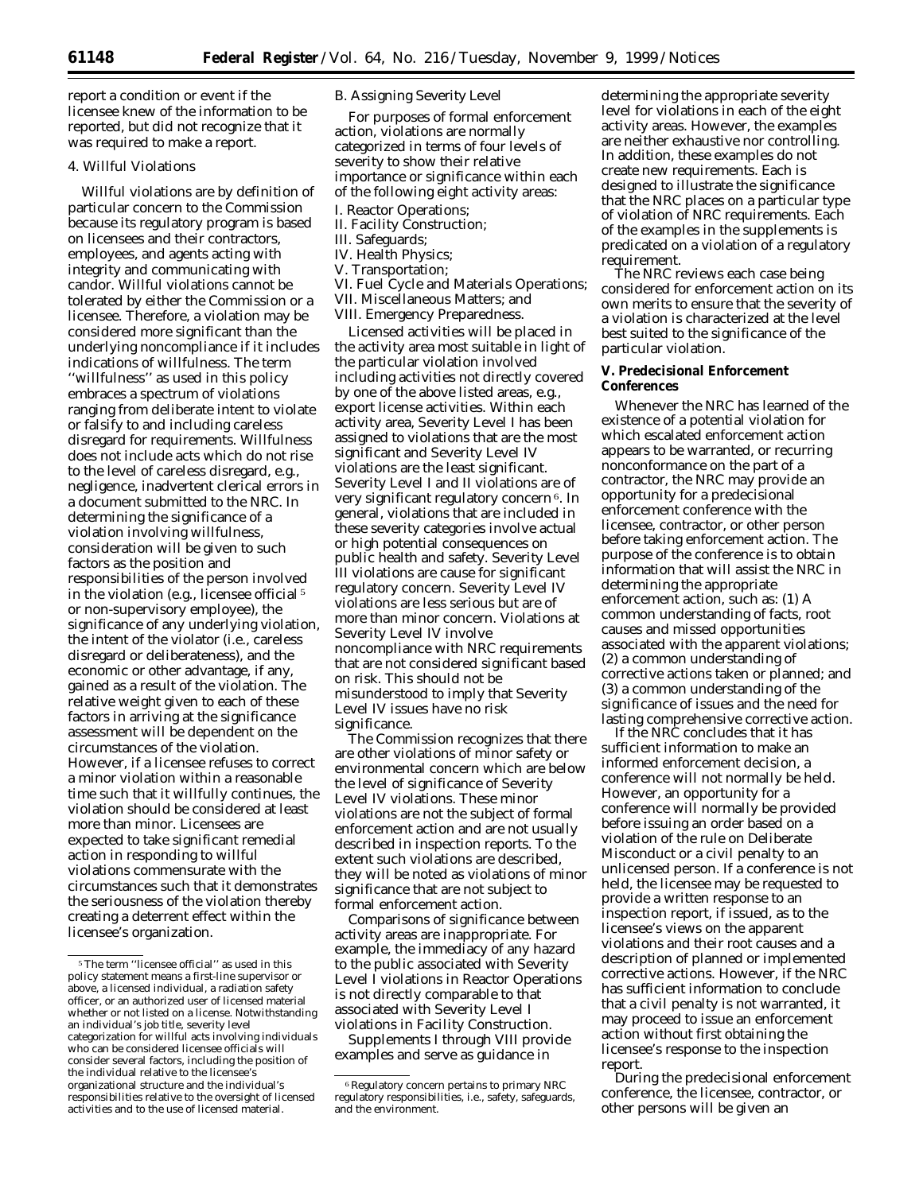report a condition or event if the licensee knew of the information to be reported, but did not recognize that it was required to make a report.

4. Willful Violations

Willful violations are by definition of particular concern to the Commission because its regulatory program is based on licensees and their contractors, employees, and agents acting with integrity and communicating with candor. Willful violations cannot be tolerated by either the Commission or a licensee. Therefore, a violation may be considered more significant than the underlying noncompliance if it includes indications of willfulness. The term ''willfulness'' as used in this policy embraces a spectrum of violations ranging from deliberate intent to violate or falsify to and including careless disregard for requirements. Willfulness does not include acts which do not rise to the level of careless disregard, e.g., negligence, inadvertent clerical errors in a document submitted to the NRC. In determining the significance of a violation involving willfulness, consideration will be given to such factors as the position and responsibilities of the person involved in the violation (e.g., licensee official [5] or non-supervisory employee), the significance of any underlying violation, the intent of the violator (i.e., careless disregard or deliberateness), and the economic or other advantage, if any, gained as a result of the violation. The relative weight given to each of these factors in arriving at the significance assessment will be dependent on the circumstances of the violation. However, if a licensee refuses to correct a minor violation within a reasonable time such that it willfully continues, the violation should be considered at least more than minor. Licensees are expected to take significant remedial action in responding to willful violations commensurate with the circumstances such that it demonstrates the seriousness of the violation thereby creating a deterrent effect within the licensee's organization.

B. Assigning Severity Level

For purposes of formal enforcement action, violations are normally categorized in terms of four levels of severity to show their relative importance or significance within each of the following eight activity areas:

I. Reactor Operations;
II. Facility Construction;
III. Safeguards;
IV. Health Physics;
V. Transportation;
VI. Fuel Cycle and Materials Operations;
VII. Miscellaneous Matters; and
VIII. Emergency Preparedness.

Licensed activities will be placed in the activity area most suitable in light of the particular violation involved including activities not directly covered by one of the above listed areas, e.g., export license activities. Within each activity area, Severity Level I has been assigned to violations that are the most significant and Severity Level IV violations are the least significant. Severity Level I and II violations are of very significant regulatory concern [6]. In general, violations that are included in these severity categories involve actual or high potential consequences on public health and safety. Severity Level III violations are cause for significant regulatory concern. Severity Level IV violations are less serious but are of more than minor concern. Violations at Severity Level IV involve noncompliance with NRC requirements that are not considered significant based on risk. This should not be misunderstood to imply that Severity Level IV issues have no risk significance.

The Commission recognizes that there are other violations of minor safety or environmental concern which are below the level of significance of Severity Level IV violations. These minor violations are not the subject of formal enforcement action and are not usually described in inspection reports. To the extent such violations are described, they will be noted as violations of minor significance that are not subject to formal enforcement action.

Comparisons of significance between activity areas are inappropriate. For example, the immediacy of any hazard to the public associated with Severity Level I violations in Reactor Operations is not directly comparable to that associated with Severity Level I violations in Facility Construction.

Supplements I through VIII provide examples and serve as guidance in determining the appropriate severity level for violations in each of the eight activity areas. However, the examples are neither exhaustive nor controlling. In addition, these examples do not create new requirements. Each is designed to illustrate the significance that the NRC places on a particular type of violation of NRC requirements. Each of the examples in the supplements is predicated on a violation of a regulatory requirement.

The NRC reviews each case being considered for enforcement action on its own merits to ensure that the severity of a violation is characterized at the level best suited to the significance of the particular violation.

**V. Predecisional Enforcement Conferences**

Whenever the NRC has learned of the existence of a potential violation for which escalated enforcement action appears to be warranted, or recurring nonconformance on the part of a contractor, the NRC may provide an opportunity for a predecisional enforcement conference with the licensee, contractor, or other person before taking enforcement action. The purpose of the conference is to obtain information that will assist the NRC in determining the appropriate enforcement action, such as: (1) A common understanding of facts, root causes and missed opportunities associated with the apparent violations; (2) a common understanding of corrective actions taken or planned; and (3) a common understanding of the significance of issues and the need for lasting comprehensive corrective action.

If the NRC concludes that it has sufficient information to make an informed enforcement decision, a conference will not normally be held. However, an opportunity for a conference will normally be provided before issuing an order based on a violation of the rule on Deliberate Misconduct or a civil penalty to an unlicensed person. If a conference is not held, the licensee may be requested to provide a written response to an inspection report, if issued, as to the licensee's views on the apparent violations and their root causes and a description of planned or implemented corrective actions. However, if the NRC has sufficient information to conclude that a civil penalty is not warranted, it may proceed to issue an enforcement action without first obtaining the licensee's response to the inspection report.

During the predecisional enforcement conference, the licensee, contractor, or other persons will be given an

[5] The term ''licensee official'' as used in this policy statement means a first-line supervisor or above, a licensed individual, a radiation safety officer, or an authorized user of licensed material whether or not listed on a license. Notwithstanding an individual's job title, severity level categorization for willful acts involving individuals who can be considered licensee officials will consider several factors, including the position of the individual relative to the licensee's organizational structure and the individual's responsibilities relative to the oversight of licensed activities and to the use of licensed material.

[6] Regulatory concern pertains to primary NRC regulatory responsibilities, i.e., safety, safeguards, and the environment.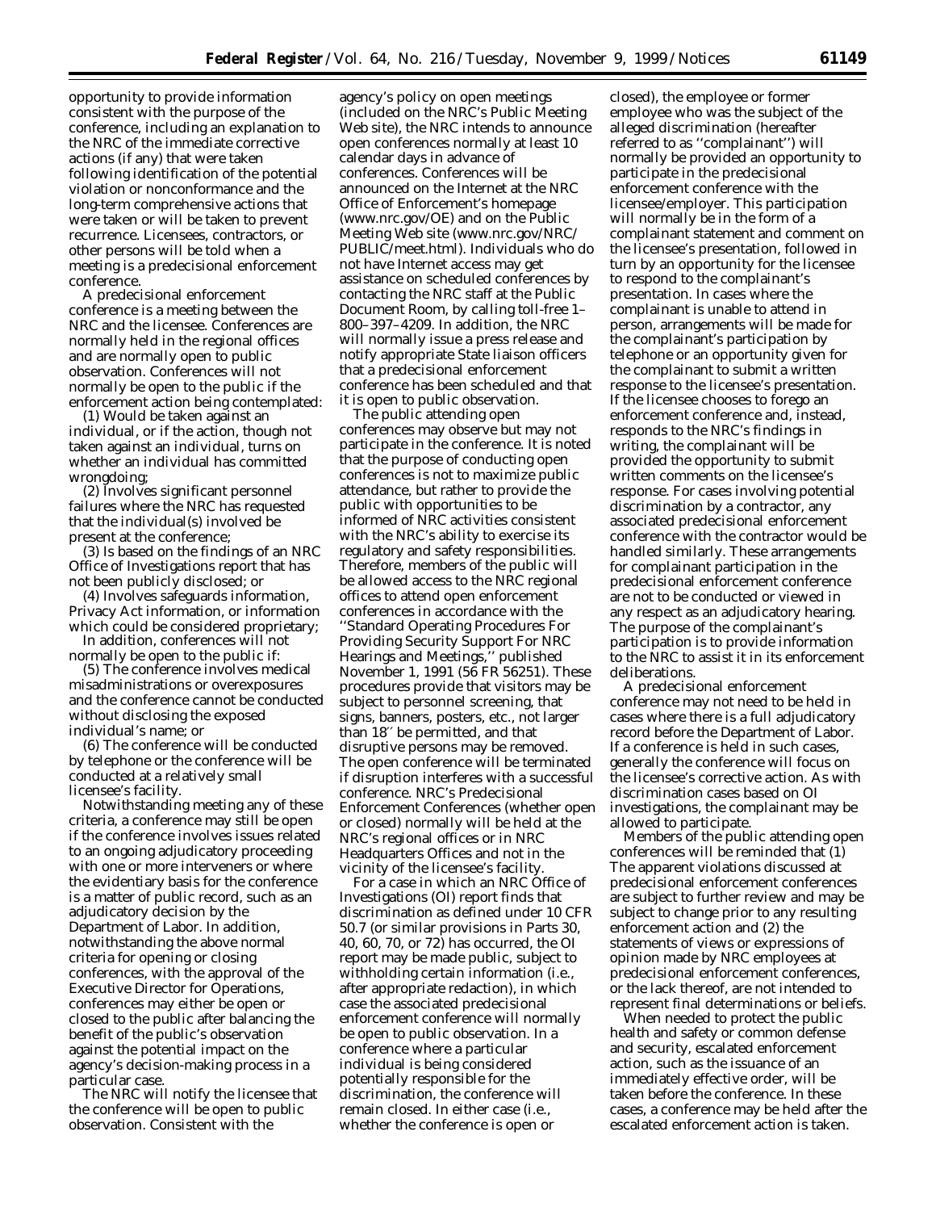opportunity to provide information consistent with the purpose of the conference, including an explanation to the NRC of the immediate corrective actions (if any) that were taken following identification of the potential violation or nonconformance and the long-term comprehensive actions that were taken or will be taken to prevent recurrence. Licensees, contractors, or other persons will be told when a meeting is a predecisional enforcement conference.

A predecisional enforcement conference is a meeting between the NRC and the licensee. Conferences are normally held in the regional offices and are normally open to public observation. Conferences will not normally be open to the public if the enforcement action being contemplated:

(1) Would be taken against an individual, or if the action, though not taken against an individual, turns on whether an individual has committed wrongdoing;

(2) Involves significant personnel failures where the NRC has requested that the individual(s) involved be present at the conference;

(3) Is based on the findings of an NRC Office of Investigations report that has not been publicly disclosed; or

(4) Involves safeguards information, Privacy Act information, or information which could be considered proprietary;

In addition, conferences will not normally be open to the public if:

(5) The conference involves medical misadministrations or overexposures and the conference cannot be conducted without disclosing the exposed individual's name; or

(6) The conference will be conducted by telephone or the conference will be conducted at a relatively small licensee's facility.

Notwithstanding meeting any of these criteria, a conference may still be open if the conference involves issues related to an ongoing adjudicatory proceeding with one or more interveners or where the evidentiary basis for the conference is a matter of public record, such as an adjudicatory decision by the Department of Labor. In addition, notwithstanding the above normal criteria for opening or closing conferences, with the approval of the Executive Director for Operations, conferences may either be open or closed to the public after balancing the benefit of the public's observation against the potential impact on the agency's decision-making process in a particular case.

The NRC will notify the licensee that the conference will be open to public observation. Consistent with the agency's policy on open meetings (included on the NRC's Public Meeting Web site), the NRC intends to announce open conferences normally at least 10 calendar days in advance of conferences. Conferences will be announced on the Internet at the NRC Office of Enforcement's homepage (www.nrc.gov/OE) and on the Public Meeting Web site (www.nrc.gov/NRC/PUBLIC/meet.html). Individuals who do not have Internet access may get assistance on scheduled conferences by contacting the NRC staff at the Public Document Room, by calling toll-free 1–800–397–4209. In addition, the NRC will normally issue a press release and notify appropriate State liaison officers that a predecisional enforcement conference has been scheduled and that it is open to public observation.

The public attending open conferences may observe but may not participate in the conference. It is noted that the purpose of conducting open conferences is not to maximize public attendance, but rather to provide the public with opportunities to be informed of NRC activities consistent with the NRC's ability to exercise its regulatory and safety responsibilities. Therefore, members of the public will be allowed access to the NRC regional offices to attend open enforcement conferences in accordance with the "Standard Operating Procedures For Providing Security Support For NRC Hearings and Meetings," published November 1, 1991 (56 FR 56251). These procedures provide that visitors may be subject to personnel screening, that signs, banners, posters, etc., not larger than 18″ be permitted, and that disruptive persons may be removed. The open conference will be terminated if disruption interferes with a successful conference. NRC's Predecisional Enforcement Conferences (whether open or closed) normally will be held at the NRC's regional offices or in NRC Headquarters Offices and not in the vicinity of the licensee's facility.

For a case in which an NRC Office of Investigations (OI) report finds that discrimination as defined under 10 CFR 50.7 (or similar provisions in Parts 30, 40, 60, 70, or 72) has occurred, the OI report may be made public, subject to withholding certain information (i.e., after appropriate redaction), in which case the associated predecisional enforcement conference will normally be open to public observation. In a conference where a particular individual is being considered potentially responsible for the discrimination, the conference will remain closed. In either case (i.e., whether the conference is open or closed), the employee or former employee who was the subject of the alleged discrimination (hereafter referred to as "complainant") will normally be provided an opportunity to participate in the predecisional enforcement conference with the licensee/employer. This participation will normally be in the form of a complainant statement and comment on the licensee's presentation, followed in turn by an opportunity for the licensee to respond to the complainant's presentation. In cases where the complainant is unable to attend in person, arrangements will be made for the complainant's participation by telephone or an opportunity given for the complainant to submit a written response to the licensee's presentation. If the licensee chooses to forego an enforcement conference and, instead, responds to the NRC's findings in writing, the complainant will be provided the opportunity to submit written comments on the licensee's response. For cases involving potential discrimination by a contractor, any associated predecisional enforcement conference with the contractor would be handled similarly. These arrangements for complainant participation in the predecisional enforcement conference are not to be conducted or viewed in any respect as an adjudicatory hearing. The purpose of the complainant's participation is to provide information to the NRC to assist it in its enforcement deliberations.

A predecisional enforcement conference may not need to be held in cases where there is a full adjudicatory record before the Department of Labor. If a conference is held in such cases, generally the conference will focus on the licensee's corrective action. As with discrimination cases based on OI investigations, the complainant may be allowed to participate.

Members of the public attending open conferences will be reminded that (1) The apparent violations discussed at predecisional enforcement conferences are subject to further review and may be subject to change prior to any resulting enforcement action and (2) the statements of views or expressions of opinion made by NRC employees at predecisional enforcement conferences, or the lack thereof, are not intended to represent final determinations or beliefs.

When needed to protect the public health and safety or common defense and security, escalated enforcement action, such as the issuance of an immediately effective order, will be taken before the conference. In these cases, a conference may be held after the escalated enforcement action is taken.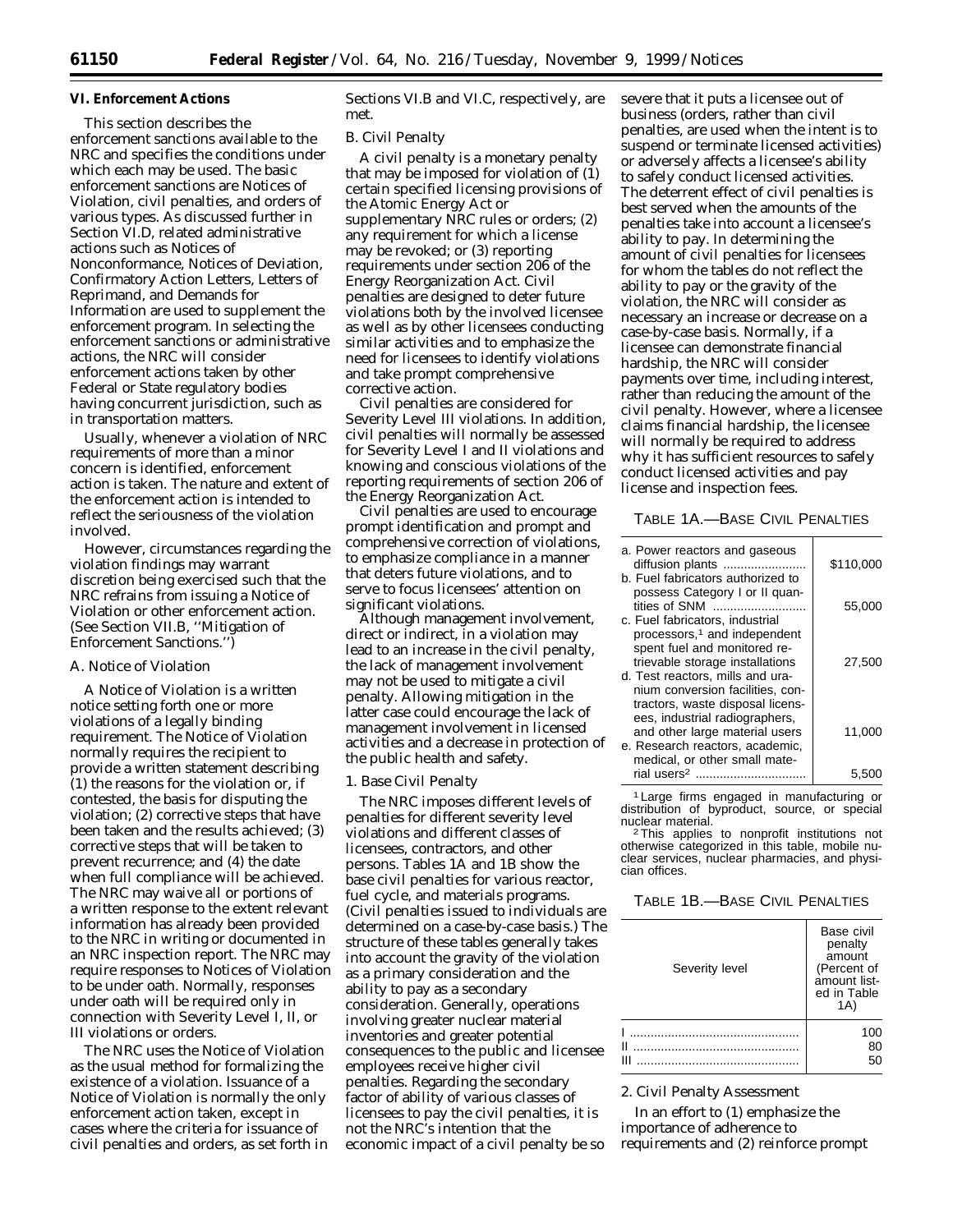## VI. Enforcement Actions

This section describes the enforcement sanctions available to the NRC and specifies the conditions under which each may be used. The basic enforcement sanctions are Notices of Violation, civil penalties, and orders of various types. As discussed further in Section VI.D, related administrative actions such as Notices of Nonconformance, Notices of Deviation, Confirmatory Action Letters, Letters of Reprimand, and Demands for Information are used to supplement the enforcement program. In selecting the enforcement sanctions or administrative actions, the NRC will consider enforcement actions taken by other Federal or State regulatory bodies having concurrent jurisdiction, such as in transportation matters.

Usually, whenever a violation of NRC requirements of more than a minor concern is identified, enforcement action is taken. The nature and extent of the enforcement action is intended to reflect the seriousness of the violation involved.

However, circumstances regarding the violation findings may warrant discretion being exercised such that the NRC refrains from issuing a Notice of Violation or other enforcement action. (See Section VII.B, ''Mitigation of Enforcement Sanctions.'')

### A. Notice of Violation

A Notice of Violation is a written notice setting forth one or more violations of a legally binding requirement. The Notice of Violation normally requires the recipient to provide a written statement describing (1) the reasons for the violation or, if contested, the basis for disputing the violation; (2) corrective steps that have been taken and the results achieved; (3) corrective steps that will be taken to prevent recurrence; and (4) the date when full compliance will be achieved. The NRC may waive all or portions of a written response to the extent relevant information has already been provided to the NRC in writing or documented in an NRC inspection report. The NRC may require responses to Notices of Violation to be under oath. Normally, responses under oath will be required only in connection with Severity Level I, II, or III violations or orders.

The NRC uses the Notice of Violation as the usual method for formalizing the existence of a violation. Issuance of a Notice of Violation is normally the only enforcement action taken, except in cases where the criteria for issuance of civil penalties and orders, as set forth in Sections VI.B and VI.C, respectively, are met.

### B. Civil Penalty

A civil penalty is a monetary penalty that may be imposed for violation of (1) certain specified licensing provisions of the Atomic Energy Act or supplementary NRC rules or orders; (2) any requirement for which a license may be revoked; or (3) reporting requirements under section 206 of the Energy Reorganization Act. Civil penalties are designed to deter future violations both by the involved licensee as well as by other licensees conducting similar activities and to emphasize the need for licensees to identify violations and take prompt comprehensive corrective action.

Civil penalties are considered for Severity Level III violations. In addition, civil penalties will normally be assessed for Severity Level I and II violations and knowing and conscious violations of the reporting requirements of section 206 of the Energy Reorganization Act.

Civil penalties are used to encourage prompt identification and prompt and comprehensive correction of violations, to emphasize compliance in a manner that deters future violations, and to serve to focus licensees' attention on significant violations.

Although management involvement, direct or indirect, in a violation may lead to an increase in the civil penalty, the lack of management involvement may not be used to mitigate a civil penalty. Allowing mitigation in the latter case could encourage the lack of management involvement in licensed activities and a decrease in protection of the public health and safety.

#### 1. Base Civil Penalty

The NRC imposes different levels of penalties for different severity level violations and different classes of licensees, contractors, and other persons. Tables 1A and 1B show the base civil penalties for various reactor, fuel cycle, and materials programs. (Civil penalties issued to individuals are determined on a case-by-case basis.) The structure of these tables generally takes into account the gravity of the violation as a primary consideration and the ability to pay as a secondary consideration. Generally, operations involving greater nuclear material inventories and greater potential consequences to the public and licensee employees receive higher civil penalties. Regarding the secondary factor of ability of various classes of licensees to pay the civil penalties, it is not the NRC's intention that the economic impact of a civil penalty be so severe that it puts a licensee out of business (orders, rather than civil penalties, are used when the intent is to suspend or terminate licensed activities) or adversely affects a licensee's ability to safely conduct licensed activities. The deterrent effect of civil penalties is best served when the amounts of the penalties take into account a licensee's ability to pay. In determining the amount of civil penalties for licensees for whom the tables do not reflect the ability to pay or the gravity of the violation, the NRC will consider as necessary an increase or decrease on a case-by-case basis. Normally, if a licensee can demonstrate financial hardship, the NRC will consider payments over time, including interest, rather than reducing the amount of the civil penalty. However, where a licensee claims financial hardship, the licensee will normally be required to address why it has sufficient resources to safely conduct licensed activities and pay license and inspection fees.

TABLE 1A.—BASE CIVIL PENALTIES

| | |
|---|---|
| a. Power reactors and gaseous diffusion plants | $110,000 |
| b. Fuel fabricators authorized to possess Category I or II quantities of SNM | 55,000 |
| c. Fuel fabricators, industrial processors,[1] and independent spent fuel and monitored retrievable storage installations | 27,500 |
| d. Test reactors, mills and uranium conversion facilities, contractors, waste disposal licensees, industrial radiographers, and other large material users | 11,000 |
| e. Research reactors, academic, medical, or other small material users[2] | 5,500 |

[1] Large firms engaged in manufacturing or distribution of byproduct, source, or special nuclear material.

[2] This applies to nonprofit institutions not otherwise categorized in this table, mobile nuclear services, nuclear pharmacies, and physician offices.

TABLE 1B.—BASE CIVIL PENALTIES

| Severity level | Base civil penalty amount (Percent of amount listed in Table 1A) |
|---|---|
| I | 100 |
| II | 80 |
| III | 50 |

#### 2. Civil Penalty Assessment

In an effort to (1) emphasize the importance of adherence to requirements and (2) reinforce prompt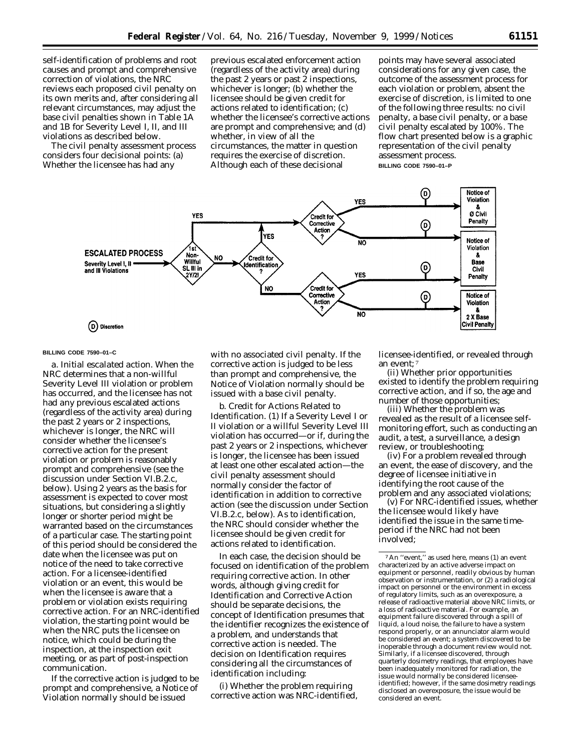self-identification of problems and root causes and prompt and comprehensive correction of violations, the NRC reviews each proposed civil penalty on its own merits and, after considering all relevant circumstances, may adjust the base civil penalties shown in Table 1A and 1B for Severity Level I, II, and III violations as described below.

The civil penalty assessment process considers four decisional points: (a) Whether the licensee has had any previous escalated enforcement action (regardless of the activity area) during the past 2 years or past 2 inspections, whichever is longer; (b) whether the licensee should be given credit for actions related to identification; (c) whether the licensee's corrective actions are prompt and comprehensive; and (d) whether, in view of all the circumstances, the matter in question requires the exercise of discretion. Although each of these decisional points may have several associated considerations for any given case, the outcome of the assessment process for each violation or problem, absent the exercise of discretion, is limited to one of the following three results: no civil penalty, a base civil penalty, or a base civil penalty escalated by 100%. The flow chart presented below is a graphic representation of the civil penalty assessment process.

BILLING CODE 7590–01–P

ESCALATED PROCESS — Severity Level I, II and III Violations → 1st Non-Willful SL III in 2Y/2I? YES → Credit for Corrective Action? YES → (D) Notice of Violation & Ø Civil Penalty; NO → (D) Notice of Violation & Base Civil Penalty. 1st Non-Willful SL III in 2Y/2I? NO → Credit for Identification? YES → Credit for Corrective Action? (as above). Credit for Identification? NO → Credit for Corrective Action? YES → (D) Notice of Violation & Base Civil Penalty; NO → (D) Notice of Violation & 2 X Base Civil Penalty.

(D) Discretion

BILLING CODE 7590–01–C

a. *Initial escalated action.* When the NRC determines that a non-willful Severity Level III violation or problem has occurred, and the licensee has not had any previous escalated actions (regardless of the activity area) during the past 2 years or 2 inspections, whichever is longer, the NRC will consider whether the licensee's corrective action for the present violation or problem is reasonably prompt and comprehensive (see the discussion under Section VI.B.2.c, below). Using 2 years as the basis for assessment is expected to cover most situations, but considering a slightly longer or shorter period might be warranted based on the circumstances of a particular case. The starting point of this period should be considered the date when the licensee was put on notice of the need to take corrective action. For a licensee-identified violation or an event, this would be when the licensee is aware that a problem or violation exists requiring corrective action. For an NRC-identified violation, the starting point would be when the NRC puts the licensee on notice, which could be during the inspection, at the inspection exit meeting, or as part of post-inspection communication.

If the corrective action is judged to be prompt and comprehensive, a Notice of Violation normally should be issued with no associated civil penalty. If the corrective action is judged to be less than prompt and comprehensive, the Notice of Violation normally should be issued with a base civil penalty.

b. *Credit for Actions Related to Identification.* (1) If a Severity Level I or II violation or a willful Severity Level III violation has occurred—or if, during the past 2 years or 2 inspections, whichever is longer, the licensee has been issued at least one other escalated action—the civil penalty assessment should normally consider the factor of identification in addition to corrective action (see the discussion under Section VI.B.2.c, below). As to identification, the NRC should consider whether the licensee should be given credit for actions related to identification.

In each case, the decision should be focused on identification of the problem requiring corrective action. In other words, although giving credit for Identification and Corrective Action should be separate decisions, the concept of Identification presumes that the identifier recognizes the existence of a problem, and understands that corrective action is needed. The decision on Identification requires considering all the circumstances of identification including:

(i) Whether the problem requiring corrective action was NRC-identified, licensee-identified, or revealed through an event;[7]

(ii) Whether prior opportunities existed to identify the problem requiring corrective action, and if so, the age and number of those opportunities;

(iii) Whether the problem was revealed as the result of a licensee self-monitoring effort, such as conducting an audit, a test, a surveillance, a design review, or troubleshooting;

(iv) For a problem revealed through an event, the ease of discovery, and the degree of licensee initiative in identifying the root cause of the problem and any associated violations;

(v) For NRC-identified issues, whether the licensee would likely have identified the issue in the same time-period if the NRC had not been involved;

[7] An "event," as used here, means (1) an event characterized by an active adverse impact on equipment or personnel, readily obvious by human observation or instrumentation, or (2) a radiological impact on personnel or the environment in excess of regulatory limits, such as an overexposure, a release of radioactive material above NRC limits, or a loss of radioactive material. For example, an equipment failure discovered through a spill of liquid, a loud noise, the failure to have a system respond properly, or an annunciator alarm would be considered an event; a system discovered to be inoperable through a document review would not. Similarly, if a licensee discovered, through quarterly dosimetry readings, that employees have been inadequately monitored for radiation, the issue would normally be considered licensee-identified; however, if the same dosimetry readings disclosed an overexposure, the issue would be considered an event.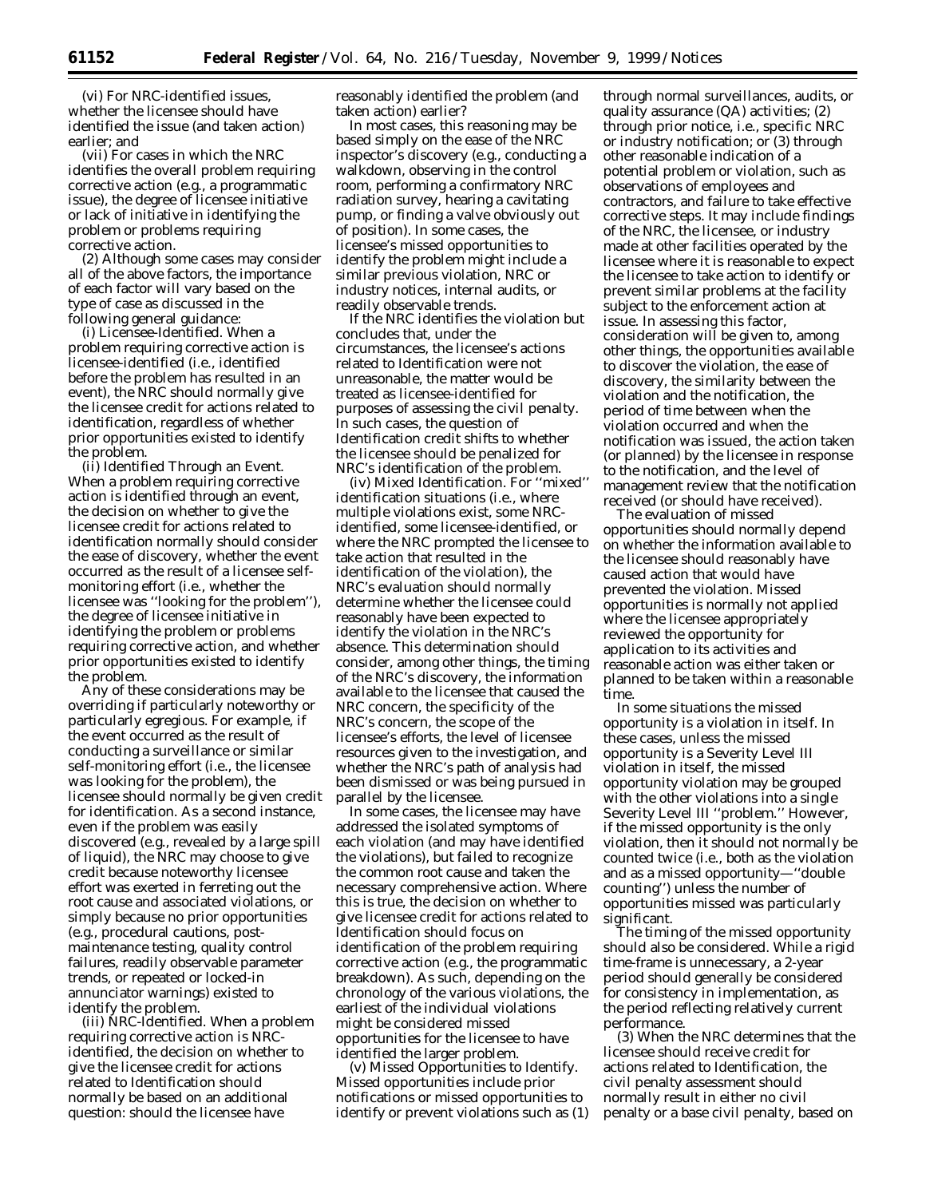(vi) For NRC-identified issues, whether the licensee should have identified the issue (and taken action) earlier; and

(vii) For cases in which the NRC identifies the overall problem requiring corrective action (e.g., a programmatic issue), the degree of licensee initiative or lack of initiative in identifying the problem or problems requiring corrective action.

(2) Although some cases may consider all of the above factors, the importance of each factor will vary based on the type of case as discussed in the following general guidance:

(i) *Licensee-Identified.* When a problem requiring corrective action is licensee-identified (i.e., identified before the problem has resulted in an event), the NRC should normally give the licensee credit for actions related to identification, regardless of whether prior opportunities existed to identify the problem.

(ii) *Identified Through an Event.* When a problem requiring corrective action is identified through an event, the decision on whether to give the licensee credit for actions related to identification normally should consider the ease of discovery, whether the event occurred as the result of a licensee self-monitoring effort (i.e., whether the licensee was "looking for the problem"), the degree of licensee initiative in identifying the problem or problems requiring corrective action, and whether prior opportunities existed to identify the problem.

Any of these considerations may be overriding if particularly noteworthy or particularly egregious. For example, if the event occurred as the result of conducting a surveillance or similar self-monitoring effort (i.e., the licensee was looking for the problem), the licensee should normally be given credit for identification. As a second instance, even if the problem was easily discovered (e.g., revealed by a large spill of liquid), the NRC may choose to give credit because noteworthy licensee effort was exerted in ferreting out the root cause and associated violations, or simply because no prior opportunities (e.g., procedural cautions, post-maintenance testing, quality control failures, readily observable parameter trends, or repeated or locked-in annunciator warnings) existed to identify the problem.

(iii) *NRC-Identified.* When a problem requiring corrective action is NRC-identified, the decision on whether to give the licensee credit for actions related to Identification should normally be based on an additional question: should the licensee have reasonably identified the problem (and taken action) earlier?

In most cases, this reasoning may be based simply on the ease of the NRC inspector's discovery (e.g., conducting a walkdown, observing in the control room, performing a confirmatory NRC radiation survey, hearing a cavitating pump, or finding a valve obviously out of position). In some cases, the licensee's missed opportunities to identify the problem might include a similar previous violation, NRC or industry notices, internal audits, or readily observable trends.

If the NRC identifies the violation but concludes that, under the circumstances, the licensee's actions related to Identification were not unreasonable, the matter would be treated as licensee-identified for purposes of assessing the civil penalty. In such cases, the question of Identification credit shifts to whether the licensee should be penalized for NRC's identification of the problem.

(iv) *Mixed Identification.* For "mixed" identification situations (i.e., where multiple violations exist, some NRC-identified, some licensee-identified, or where the NRC prompted the licensee to take action that resulted in the identification of the violation), the NRC's evaluation should normally determine whether the licensee could reasonably have been expected to identify the violation in the NRC's absence. This determination should consider, among other things, the timing of the NRC's discovery, the information available to the licensee that caused the NRC concern, the specificity of the NRC's concern, the scope of the licensee's efforts, the level of licensee resources given to the investigation, and whether the NRC's path of analysis had been dismissed or was being pursued in parallel by the licensee.

In some cases, the licensee may have addressed the isolated symptoms of each violation (and may have identified the violations), but failed to recognize the common root cause and taken the necessary comprehensive action. Where this is true, the decision on whether to give licensee credit for actions related to Identification should focus on identification of the problem requiring corrective action (e.g., the programmatic breakdown). As such, depending on the chronology of the various violations, the earliest of the individual violations might be considered missed opportunities for the licensee to have identified the larger problem.

(v) *Missed Opportunities to Identify.* Missed opportunities include prior notifications or missed opportunities to identify or prevent violations such as (1) through normal surveillances, audits, or quality assurance (QA) activities; (2) through prior notice, i.e., specific NRC or industry notification; or (3) through other reasonable indication of a potential problem or violation, such as observations of employees and contractors, and failure to take effective corrective steps. It may include findings of the NRC, the licensee, or industry made at other facilities operated by the licensee where it is reasonable to expect the licensee to take action to identify or prevent similar problems at the facility subject to the enforcement action at issue. In assessing this factor, consideration will be given to, among other things, the opportunities available to discover the violation, the ease of discovery, the similarity between the violation and the notification, the period of time between when the violation occurred and when the notification was issued, the action taken (or planned) by the licensee in response to the notification, and the level of management review that the notification received (or should have received).

The evaluation of missed opportunities should normally depend on whether the information available to the licensee should reasonably have caused action that would have prevented the violation. Missed opportunities is normally not applied where the licensee appropriately reviewed the opportunity for application to its activities and reasonable action was either taken or planned to be taken within a reasonable time.

In some situations the missed opportunity is a violation in itself. In these cases, unless the missed opportunity is a Severity Level III violation in itself, the missed opportunity violation may be grouped with the other violations into a single Severity Level III "problem." However, if the missed opportunity is the only violation, then it should not normally be counted twice (i.e., both as the violation and as a missed opportunity—"double counting") unless the number of opportunities missed was particularly significant.

The timing of the missed opportunity should also be considered. While a rigid time-frame is unnecessary, a 2-year period should generally be considered for consistency in implementation, as the period reflecting relatively current performance.

(3) When the NRC determines that the licensee should receive credit for actions related to Identification, the civil penalty assessment should normally result in either no civil penalty or a base civil penalty, based on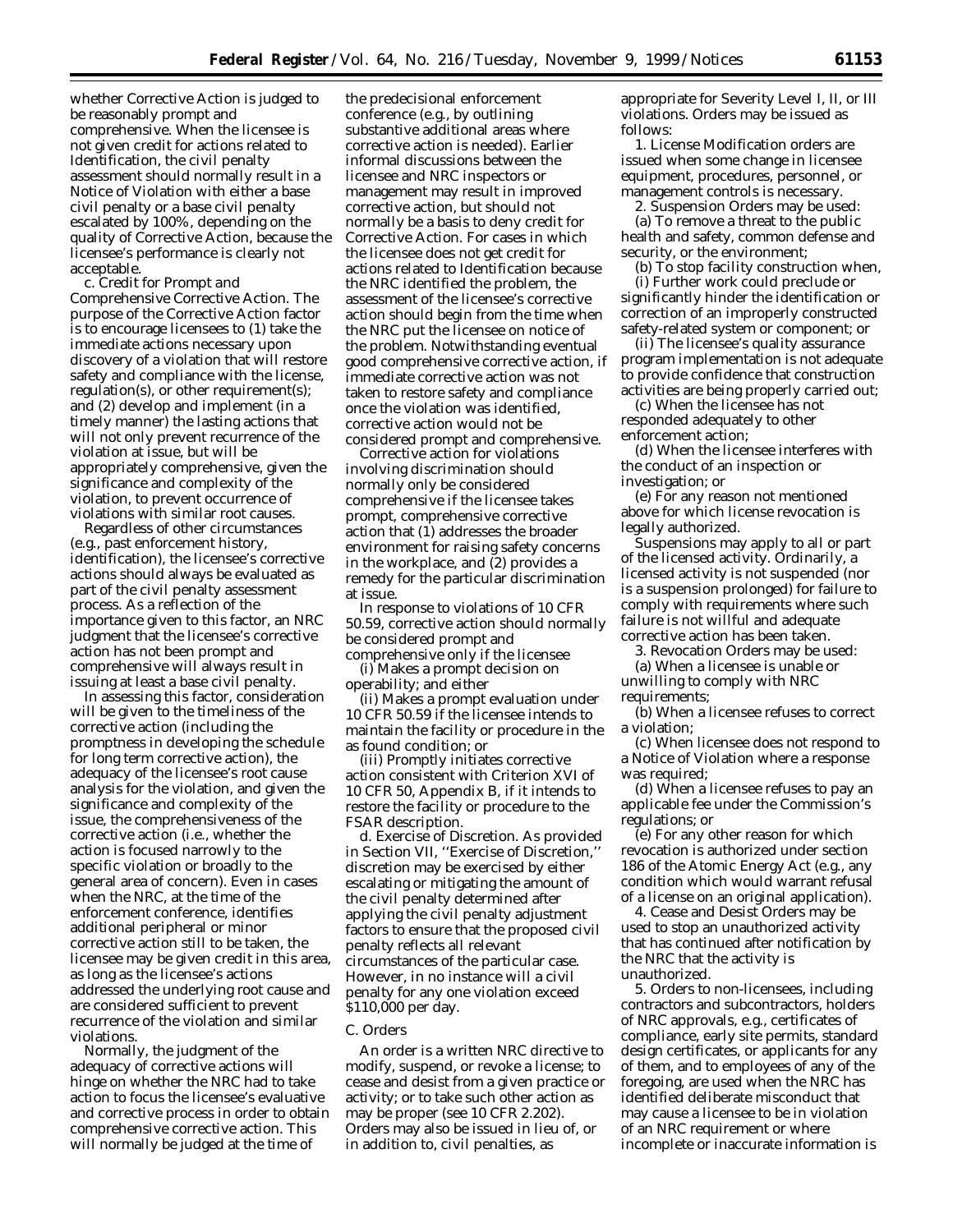whether Corrective Action is judged to be reasonably prompt and comprehensive. When the licensee is not given credit for actions related to Identification, the civil penalty assessment should normally result in a Notice of Violation with either a base civil penalty or a base civil penalty escalated by 100%, depending on the quality of Corrective Action, because the licensee's performance is clearly not acceptable.

c. *Credit for Prompt and Comprehensive Corrective Action.* The purpose of the Corrective Action factor is to encourage licensees to (1) take the immediate actions necessary upon discovery of a violation that will restore safety and compliance with the license, regulation(s), or other requirement(s); and (2) develop and implement (in a timely manner) the lasting actions that will not only prevent recurrence of the violation at issue, but will be appropriately comprehensive, given the significance and complexity of the violation, to prevent occurrence of violations with similar root causes.

Regardless of other circumstances (e.g., past enforcement history, identification), the licensee's corrective actions should always be evaluated as part of the civil penalty assessment process. As a reflection of the importance given to this factor, an NRC judgment that the licensee's corrective action has not been prompt and comprehensive will always result in issuing at least a base civil penalty.

In assessing this factor, consideration will be given to the timeliness of the corrective action (including the promptness in developing the schedule for long term corrective action), the adequacy of the licensee's root cause analysis for the violation, and given the significance and complexity of the issue, the comprehensiveness of the corrective action (i.e., whether the action is focused narrowly to the specific violation or broadly to the general area of concern). Even in cases when the NRC, at the time of the enforcement conference, identifies additional peripheral or minor corrective action still to be taken, the licensee may be given credit in this area, as long as the licensee's actions addressed the underlying root cause and are considered sufficient to prevent recurrence of the violation and similar violations.

Normally, the judgment of the adequacy of corrective actions will hinge on whether the NRC had to take action to focus the licensee's evaluative and corrective process in order to obtain comprehensive corrective action. This will normally be judged at the time of the predecisional enforcement conference (e.g., by outlining substantive additional areas where corrective action is needed). Earlier informal discussions between the licensee and NRC inspectors or management may result in improved corrective action, but should not normally be a basis to deny credit for Corrective Action. For cases in which the licensee does not get credit for actions related to Identification because the NRC identified the problem, the assessment of the licensee's corrective action should begin from the time when the NRC put the licensee on notice of the problem. Notwithstanding eventual good comprehensive corrective action, if immediate corrective action was not taken to restore safety and compliance once the violation was identified, corrective action would not be considered prompt and comprehensive.

Corrective action for violations involving discrimination should normally only be considered comprehensive if the licensee takes prompt, comprehensive corrective action that (1) addresses the broader environment for raising safety concerns in the workplace, and (2) provides a remedy for the particular discrimination at issue.

In response to violations of 10 CFR 50.59, corrective action should normally be considered prompt and comprehensive only if the licensee

(i) Makes a prompt decision on operability; and either

(ii) Makes a prompt evaluation under 10 CFR 50.59 if the licensee intends to maintain the facility or procedure in the as found condition; or

(iii) Promptly initiates corrective action consistent with Criterion XVI of 10 CFR 50, Appendix B, if it intends to restore the facility or procedure to the FSAR description.

d. *Exercise of Discretion.* As provided in Section VII, ''Exercise of Discretion,'' discretion may be exercised by either escalating or mitigating the amount of the civil penalty determined after applying the civil penalty adjustment factors to ensure that the proposed civil penalty reflects all relevant circumstances of the particular case. However, in no instance will a civil penalty for any one violation exceed $110,000 per day.

## C. Orders

An order is a written NRC directive to modify, suspend, or revoke a license; to cease and desist from a given practice or activity; or to take such other action as may be proper (see 10 CFR 2.202). Orders may also be issued in lieu of, or in addition to, civil penalties, as appropriate for Severity Level I, II, or III violations. Orders may be issued as follows:

1. License Modification orders are issued when some change in licensee equipment, procedures, personnel, or management controls is necessary.

2. Suspension Orders may be used:

(a) To remove a threat to the public health and safety, common defense and security, or the environment;

(b) To stop facility construction when,

(i) Further work could preclude or significantly hinder the identification or correction of an improperly constructed safety-related system or component; or

(ii) The licensee's quality assurance program implementation is not adequate to provide confidence that construction activities are being properly carried out;

(c) When the licensee has not responded adequately to other enforcement action;

(d) When the licensee interferes with the conduct of an inspection or investigation; or

(e) For any reason not mentioned above for which license revocation is legally authorized.

Suspensions may apply to all or part of the licensed activity. Ordinarily, a licensed activity is not suspended (nor is a suspension prolonged) for failure to comply with requirements where such failure is not willful and adequate corrective action has been taken.

3. Revocation Orders may be used:

(a) When a licensee is unable or unwilling to comply with NRC requirements;

(b) When a licensee refuses to correct a violation;

(c) When licensee does not respond to a Notice of Violation where a response was required;

(d) When a licensee refuses to pay an applicable fee under the Commission's regulations; or

(e) For any other reason for which revocation is authorized under section 186 of the Atomic Energy Act (e.g., any condition which would warrant refusal of a license on an original application).

4. Cease and Desist Orders may be used to stop an unauthorized activity that has continued after notification by the NRC that the activity is unauthorized.

5. Orders to non-licensees, including contractors and subcontractors, holders of NRC approvals, e.g., certificates of compliance, early site permits, standard design certificates, or applicants for any of them, and to employees of any of the foregoing, are used when the NRC has identified deliberate misconduct that may cause a licensee to be in violation of an NRC requirement or where incomplete or inaccurate information is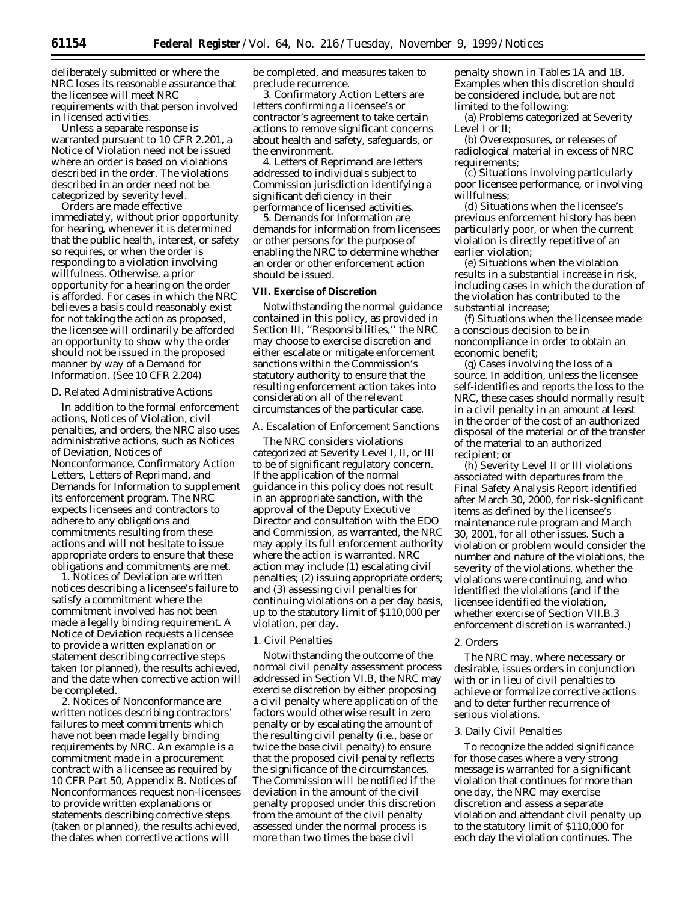deliberately submitted or where the NRC loses its reasonable assurance that the licensee will meet NRC requirements with that person involved in licensed activities.

Unless a separate response is warranted pursuant to 10 CFR 2.201, a Notice of Violation need not be issued where an order is based on violations described in the order. The violations described in an order need not be categorized by severity level.

Orders are made effective immediately, without prior opportunity for hearing, whenever it is determined that the public health, interest, or safety so requires, or when the order is responding to a violation involving willfulness. Otherwise, a prior opportunity for a hearing on the order is afforded. For cases in which the NRC believes a basis could reasonably exist for not taking the action as proposed, the licensee will ordinarily be afforded an opportunity to show why the order should not be issued in the proposed manner by way of a Demand for Information. (See 10 CFR 2.204)

### D. Related Administrative Actions

In addition to the formal enforcement actions, Notices of Violation, civil penalties, and orders, the NRC also uses administrative actions, such as Notices of Deviation, Notices of Nonconformance, Confirmatory Action Letters, Letters of Reprimand, and Demands for Information to supplement its enforcement program. The NRC expects licensees and contractors to adhere to any obligations and commitments resulting from these actions and will not hesitate to issue appropriate orders to ensure that these obligations and commitments are met.

1. Notices of Deviation are written notices describing a licensee's failure to satisfy a commitment where the commitment involved has not been made a legally binding requirement. A Notice of Deviation requests a licensee to provide a written explanation or statement describing corrective steps taken (or planned), the results achieved, and the date when corrective action will be completed.

2. Notices of Nonconformance are written notices describing contractors' failures to meet commitments which have not been made legally binding requirements by NRC. An example is a commitment made in a procurement contract with a licensee as required by 10 CFR Part 50, Appendix B. Notices of Nonconformances request non-licensees to provide written explanations or statements describing corrective steps (taken or planned), the results achieved, the dates when corrective actions will be completed, and measures taken to preclude recurrence.

3. Confirmatory Action Letters are letters confirming a licensee's or contractor's agreement to take certain actions to remove significant concerns about health and safety, safeguards, or the environment.

4. Letters of Reprimand are letters addressed to individuals subject to Commission jurisdiction identifying a significant deficiency in their performance of licensed activities.

5. Demands for Information are demands for information from licensees or other persons for the purpose of enabling the NRC to determine whether an order or other enforcement action should be issued.

## VII. Exercise of Discretion

Notwithstanding the normal guidance contained in this policy, as provided in Section III, ''Responsibilities,'' the NRC may choose to exercise discretion and either escalate or mitigate enforcement sanctions within the Commission's statutory authority to ensure that the resulting enforcement action takes into consideration all of the relevant circumstances of the particular case.

### A. Escalation of Enforcement Sanctions

The NRC considers violations categorized at Severity Level I, II, or III to be of significant regulatory concern. If the application of the normal guidance in this policy does not result in an appropriate sanction, with the approval of the Deputy Executive Director and consultation with the EDO and Commission, as warranted, the NRC may apply its full enforcement authority where the action is warranted. NRC action may include (1) escalating civil penalties; (2) issuing appropriate orders; and (3) assessing civil penalties for continuing violations on a per day basis, up to the statutory limit of $110,000 per violation, per day.

#### 1. Civil Penalties

Notwithstanding the outcome of the normal civil penalty assessment process addressed in Section VI.B, the NRC may exercise discretion by either proposing a civil penalty where application of the factors would otherwise result in zero penalty or by escalating the amount of the resulting civil penalty (i.e., base or twice the base civil penalty) to ensure that the proposed civil penalty reflects the significance of the circumstances. The Commission will be notified if the deviation in the amount of the civil penalty proposed under this discretion from the amount of the civil penalty assessed under the normal process is more than two times the base civil penalty shown in Tables 1A and 1B. Examples when this discretion should be considered include, but are not limited to the following:

(a) Problems categorized at Severity Level I or II;

(b) Overexposures, or releases of radiological material in excess of NRC requirements;

(c) Situations involving particularly poor licensee performance, or involving willfulness;

(d) Situations when the licensee's previous enforcement history has been particularly poor, or when the current violation is directly repetitive of an earlier violation;

(e) Situations when the violation results in a substantial increase in risk, including cases in which the duration of the violation has contributed to the substantial increase;

(f) Situations when the licensee made a conscious decision to be in noncompliance in order to obtain an economic benefit;

(g) Cases involving the loss of a source. In addition, unless the licensee self-identifies and reports the loss to the NRC, these cases should normally result in a civil penalty in an amount at least in the order of the cost of an authorized disposal of the material or of the transfer of the material to an authorized recipient; or

(h) Severity Level II or III violations associated with departures from the Final Safety Analysis Report identified after March 30, 2000, for risk-significant items as defined by the licensee's maintenance rule program and March 30, 2001, for all other issues. Such a violation or problem would consider the number and nature of the violations, the severity of the violations, whether the violations were continuing, and who identified the violations (and if the licensee identified the violation, whether exercise of Section VII.B.3 enforcement discretion is warranted.)

#### 2. Orders

The NRC may, where necessary or desirable, issues orders in conjunction with or in lieu of civil penalties to achieve or formalize corrective actions and to deter further recurrence of serious violations.

#### 3. Daily Civil Penalties

To recognize the added significance for those cases where a very strong message is warranted for a significant violation that continues for more than one day, the NRC may exercise discretion and assess a separate violation and attendant civil penalty up to the statutory limit of $110,000 for each day the violation continues. The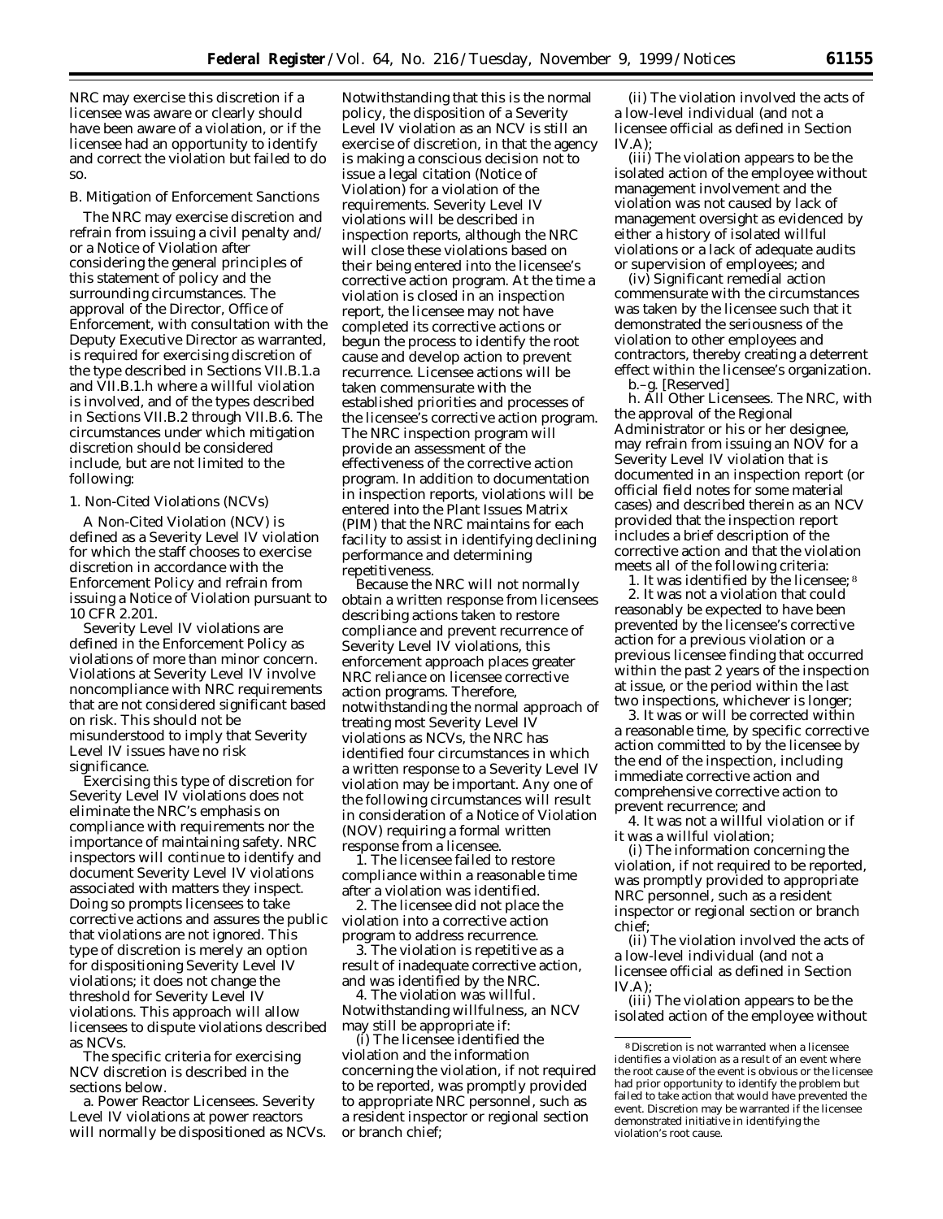NRC may exercise this discretion if a licensee was aware or clearly should have been aware of a violation, or if the licensee had an opportunity to identify and correct the violation but failed to do so.

### B. Mitigation of Enforcement Sanctions

The NRC may exercise discretion and refrain from issuing a civil penalty and/or a Notice of Violation after considering the general principles of this statement of policy and the surrounding circumstances. The approval of the Director, Office of Enforcement, with consultation with the Deputy Executive Director as warranted, is required for exercising discretion of the type described in Sections VII.B.1.a and VII.B.1.h where a willful violation is involved, and of the types described in Sections VII.B.2 through VII.B.6. The circumstances under which mitigation discretion should be considered include, but are not limited to the following:

#### 1. Non-Cited Violations (NCVs)

A Non-Cited Violation (NCV) is defined as a Severity Level IV violation for which the staff chooses to exercise discretion in accordance with the Enforcement Policy and refrain from issuing a Notice of Violation pursuant to 10 CFR 2.201.

Severity Level IV violations are defined in the Enforcement Policy as violations of more than minor concern. Violations at Severity Level IV involve noncompliance with NRC requirements that are not considered significant based on risk. This should not be misunderstood to imply that Severity Level IV issues have no risk significance.

Exercising this type of discretion for Severity Level IV violations does not eliminate the NRC's emphasis on compliance with requirements nor the importance of maintaining safety. NRC inspectors will continue to identify and document Severity Level IV violations associated with matters they inspect. Doing so prompts licensees to take corrective actions and assures the public that violations are not ignored. This type of discretion is merely an option for dispositioning Severity Level IV violations; it does not change the threshold for Severity Level IV violations. This approach will allow licensees to dispute violations described as NCVs.

The specific criteria for exercising NCV discretion is described in the sections below.

a. *Power Reactor Licensees.* Severity Level IV violations at power reactors will normally be dispositioned as NCVs. Notwithstanding that this is the normal policy, the disposition of a Severity Level IV violation as an NCV is still an exercise of discretion, in that the agency is making a conscious decision not to issue a legal citation (Notice of Violation) for a violation of the requirements. Severity Level IV violations will be described in inspection reports, although the NRC will close these violations based on their being entered into the licensee's corrective action program. At the time a violation is closed in an inspection report, the licensee may not have completed its corrective actions or begun the process to identify the root cause and develop action to prevent recurrence. Licensee actions will be taken commensurate with the established priorities and processes of the licensee's corrective action program. The NRC inspection program will provide an assessment of the effectiveness of the corrective action program. In addition to documentation in inspection reports, violations will be entered into the Plant Issues Matrix (PIM) that the NRC maintains for each facility to assist in identifying declining performance and determining repetitiveness.

Because the NRC will not normally obtain a written response from licensees describing actions taken to restore compliance and prevent recurrence of Severity Level IV violations, this enforcement approach places greater NRC reliance on licensee corrective action programs. Therefore, notwithstanding the normal approach of treating most Severity Level IV violations as NCVs, the NRC has identified four circumstances in which a written response to a Severity Level IV violation may be important. Any one of the following circumstances will result in consideration of a Notice of Violation (NOV) requiring a formal written response from a licensee.

1. The licensee failed to restore compliance within a reasonable time after a violation was identified.
2. The licensee did not place the violation into a corrective action program to address recurrence.
3. The violation is repetitive as a result of inadequate corrective action, and was identified by the NRC.
4. The violation was willful. Notwithstanding willfulness, an NCV may still be appropriate if:

(i) The licensee identified the violation and the information concerning the violation, if not required to be reported, was promptly provided to appropriate NRC personnel, such as a resident inspector or regional section or branch chief;

(ii) The violation involved the acts of a low-level individual (and not a licensee official as defined in Section IV.A);

(iii) The violation appears to be the isolated action of the employee without management involvement and the violation was not caused by lack of management oversight as evidenced by either a history of isolated willful violations or a lack of adequate audits or supervision of employees; and

(iv) Significant remedial action commensurate with the circumstances was taken by the licensee such that it demonstrated the seriousness of the violation to other employees and contractors, thereby creating a deterrent effect within the licensee's organization.

b.–g. [Reserved]

h. *All Other Licensees.* The NRC, with the approval of the Regional Administrator or his or her designee, may refrain from issuing an NOV for a Severity Level IV violation that is documented in an inspection report (or official field notes for some material cases) and described therein as an NCV provided that the inspection report includes a brief description of the corrective action and that the violation meets all of the following criteria:

1. It was identified by the licensee;[8]
2. It was not a violation that could reasonably be expected to have been prevented by the licensee's corrective action for a previous violation or a previous licensee finding that occurred within the past 2 years of the inspection at issue, or the period within the last two inspections, whichever is longer;
3. It was or will be corrected within a reasonable time, by specific corrective action committed to by the licensee by the end of the inspection, including immediate corrective action and comprehensive corrective action to prevent recurrence; and
4. It was not a willful violation or if it was a willful violation;

(i) The information concerning the violation, if not required to be reported, was promptly provided to appropriate NRC personnel, such as a resident inspector or regional section or branch chief;

(ii) The violation involved the acts of a low-level individual (and not a licensee official as defined in Section IV.A);

(iii) The violation appears to be the isolated action of the employee without

[8] Discretion is not warranted when a licensee identifies a violation as a result of an event where the root cause of the event is obvious or the licensee had prior opportunity to identify the problem but failed to take action that would have prevented the event. Discretion may be warranted if the licensee demonstrated initiative in identifying the violation's root cause.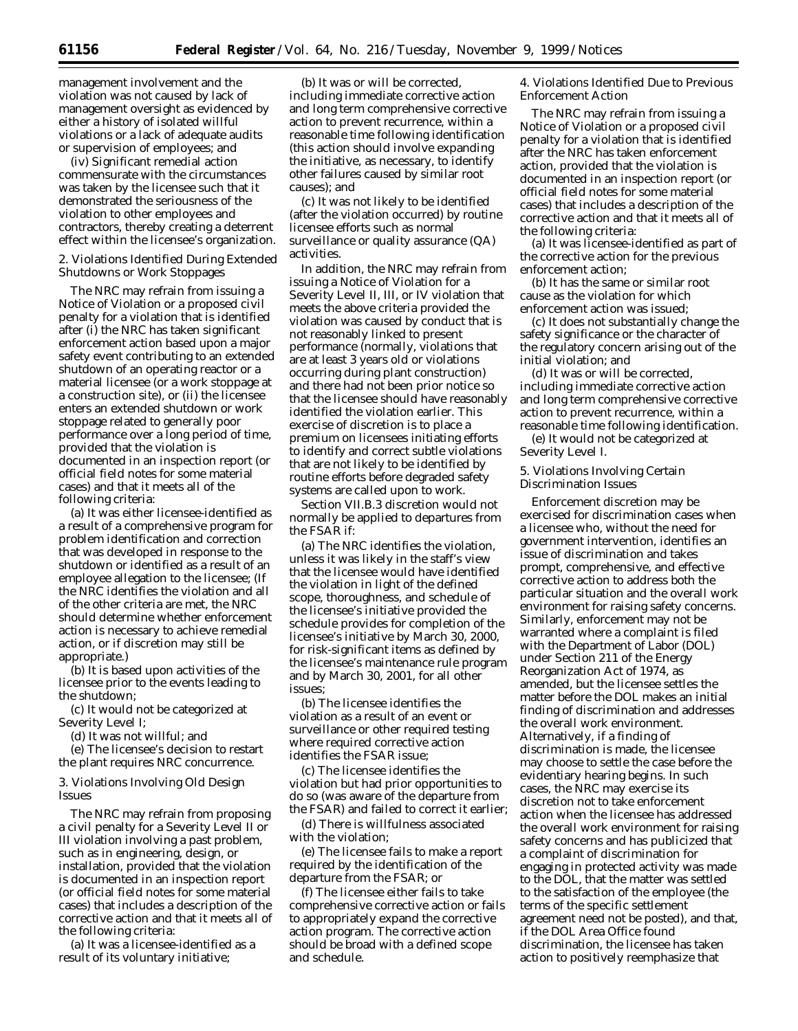management involvement and the violation was not caused by lack of management oversight as evidenced by either a history of isolated willful violations or a lack of adequate audits or supervision of employees; and

(iv) Significant remedial action commensurate with the circumstances was taken by the licensee such that it demonstrated the seriousness of the violation to other employees and contractors, thereby creating a deterrent effect within the licensee's organization.

2. Violations Identified During Extended Shutdowns or Work Stoppages

The NRC may refrain from issuing a Notice of Violation or a proposed civil penalty for a violation that is identified after (i) the NRC has taken significant enforcement action based upon a major safety event contributing to an extended shutdown of an operating reactor or a material licensee (or a work stoppage at a construction site), or (ii) the licensee enters an extended shutdown or work stoppage related to generally poor performance over a long period of time, provided that the violation is documented in an inspection report (or official field notes for some material cases) and that it meets all of the following criteria:

(a) It was either licensee-identified as a result of a comprehensive program for problem identification and correction that was developed in response to the shutdown or identified as a result of an employee allegation to the licensee; (If the NRC identifies the violation and all of the other criteria are met, the NRC should determine whether enforcement action is necessary to achieve remedial action, or if discretion may still be appropriate.)

(b) It is based upon activities of the licensee prior to the events leading to the shutdown;

(c) It would not be categorized at Severity Level I;

(d) It was not willful; and

(e) The licensee's decision to restart the plant requires NRC concurrence.

3. Violations Involving Old Design Issues

The NRC may refrain from proposing a civil penalty for a Severity Level II or III violation involving a past problem, such as in engineering, design, or installation, provided that the violation is documented in an inspection report (or official field notes for some material cases) that includes a description of the corrective action and that it meets all of the following criteria:

(a) It was a licensee-identified as a result of its voluntary initiative;

(b) It was or will be corrected, including immediate corrective action and long term comprehensive corrective action to prevent recurrence, within a reasonable time following identification (this action should involve expanding the initiative, as necessary, to identify other failures caused by similar root causes); and

(c) It was not likely to be identified (after the violation occurred) by routine licensee efforts such as normal surveillance or quality assurance (QA) activities.

In addition, the NRC may refrain from issuing a Notice of Violation for a Severity Level II, III, or IV violation that meets the above criteria provided the violation was caused by conduct that is not reasonably linked to present performance (normally, violations that are at least 3 years old or violations occurring during plant construction) and there had not been prior notice so that the licensee should have reasonably identified the violation earlier. This exercise of discretion is to place a premium on licensees initiating efforts to identify and correct subtle violations that are not likely to be identified by routine efforts before degraded safety systems are called upon to work.

Section VII.B.3 discretion would not normally be applied to departures from the FSAR if:

(a) The NRC identifies the violation, unless it was likely in the staff's view that the licensee would have identified the violation in light of the defined scope, thoroughness, and schedule of the licensee's initiative provided the schedule provides for completion of the licensee's initiative by March 30, 2000, for risk-significant items as defined by the licensee's maintenance rule program and by March 30, 2001, for all other issues;

(b) The licensee identifies the violation as a result of an event or surveillance or other required testing where required corrective action identifies the FSAR issue;

(c) The licensee identifies the violation but had prior opportunities to do so (was aware of the departure from the FSAR) and failed to correct it earlier;

(d) There is willfulness associated with the violation;

(e) The licensee fails to make a report required by the identification of the departure from the FSAR; or

(f) The licensee either fails to take comprehensive corrective action or fails to appropriately expand the corrective action program. The corrective action should be broad with a defined scope and schedule.

4. Violations Identified Due to Previous Enforcement Action

The NRC may refrain from issuing a Notice of Violation or a proposed civil penalty for a violation that is identified after the NRC has taken enforcement action, provided that the violation is documented in an inspection report (or official field notes for some material cases) that includes a description of the corrective action and that it meets all of the following criteria:

(a) It was licensee-identified as part of the corrective action for the previous enforcement action;

(b) It has the same or similar root cause as the violation for which enforcement action was issued;

(c) It does not substantially change the safety significance or the character of the regulatory concern arising out of the initial violation; and

(d) It was or will be corrected, including immediate corrective action and long term comprehensive corrective action to prevent recurrence, within a reasonable time following identification.

(e) It would not be categorized at Severity Level I.

5. Violations Involving Certain Discrimination Issues

Enforcement discretion may be exercised for discrimination cases when a licensee who, without the need for government intervention, identifies an issue of discrimination and takes prompt, comprehensive, and effective corrective action to address both the particular situation and the overall work environment for raising safety concerns. Similarly, enforcement may not be warranted where a complaint is filed with the Department of Labor (DOL) under Section 211 of the Energy Reorganization Act of 1974, as amended, but the licensee settles the matter before the DOL makes an initial finding of discrimination and addresses the overall work environment. Alternatively, if a finding of discrimination is made, the licensee may choose to settle the case before the evidentiary hearing begins. In such cases, the NRC may exercise its discretion not to take enforcement action when the licensee has addressed the overall work environment for raising safety concerns and has publicized that a complaint of discrimination for engaging in protected activity was made to the DOL, that the matter was settled to the satisfaction of the employee (the terms of the specific settlement agreement need not be posted), and that, if the DOL Area Office found discrimination, the licensee has taken action to positively reemphasize that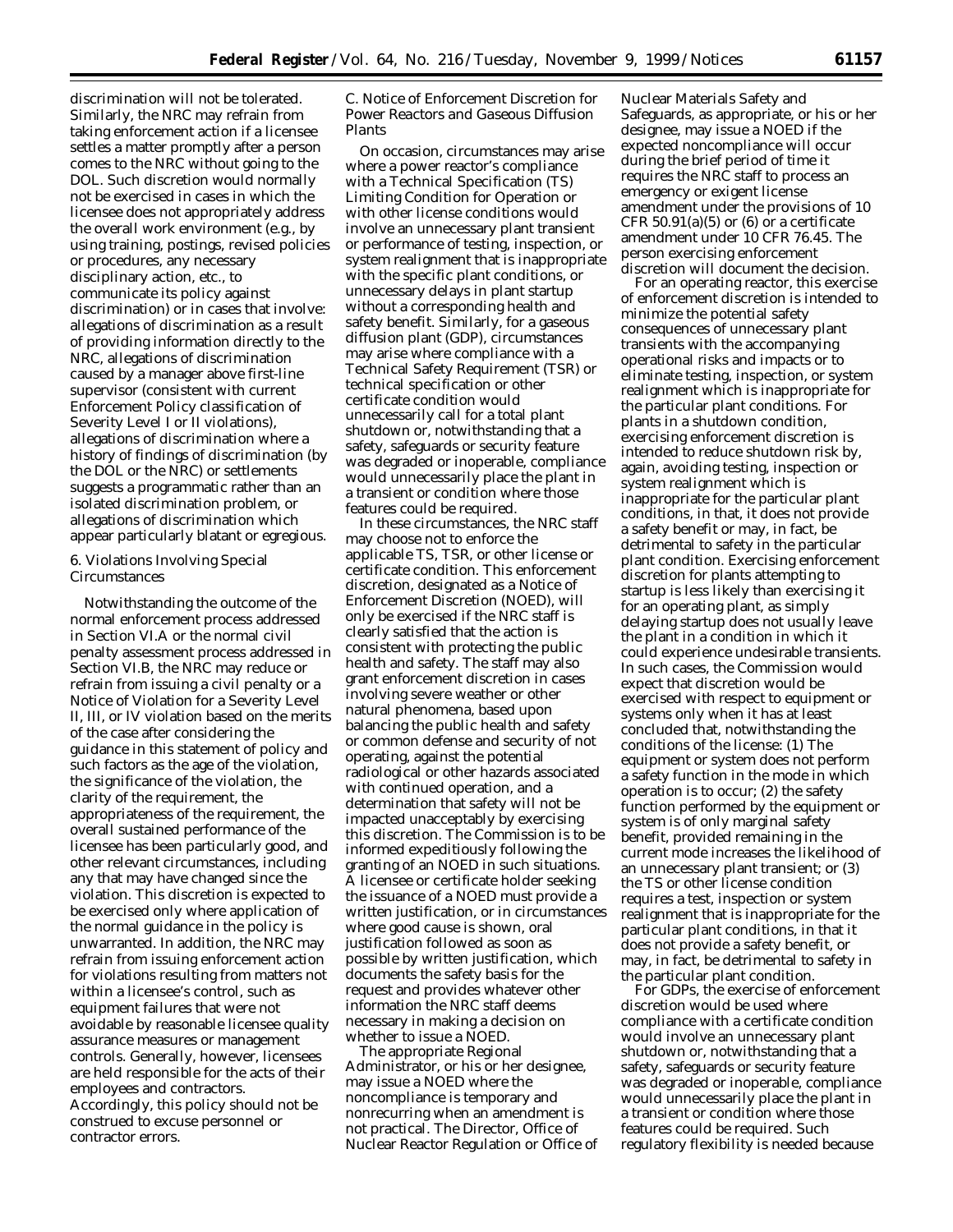discrimination will not be tolerated. Similarly, the NRC may refrain from taking enforcement action if a licensee settles a matter promptly after a person comes to the NRC without going to the DOL. Such discretion would normally not be exercised in cases in which the licensee does not appropriately address the overall work environment (e.g., by using training, postings, revised policies or procedures, any necessary disciplinary action, etc., to communicate its policy against discrimination) or in cases that involve: allegations of discrimination as a result of providing information directly to the NRC, allegations of discrimination caused by a manager above first-line supervisor (consistent with current Enforcement Policy classification of Severity Level I or II violations), allegations of discrimination where a history of findings of discrimination (by the DOL or the NRC) or settlements suggests a programmatic rather than an isolated discrimination problem, or allegations of discrimination which appear particularly blatant or egregious.

6. Violations Involving Special Circumstances

Notwithstanding the outcome of the normal enforcement process addressed in Section VI.A or the normal civil penalty assessment process addressed in Section VI.B, the NRC may reduce or refrain from issuing a civil penalty or a Notice of Violation for a Severity Level II, III, or IV violation based on the merits of the case after considering the guidance in this statement of policy and such factors as the age of the violation, the significance of the violation, the clarity of the requirement, the appropriateness of the requirement, the overall sustained performance of the licensee has been particularly good, and other relevant circumstances, including any that may have changed since the violation. This discretion is expected to be exercised only where application of the normal guidance in the policy is unwarranted. In addition, the NRC may refrain from issuing enforcement action for violations resulting from matters not within a licensee's control, such as equipment failures that were not avoidable by reasonable licensee quality assurance measures or management controls. Generally, however, licensees are held responsible for the acts of their employees and contractors. Accordingly, this policy should not be construed to excuse personnel or contractor errors.

C. Notice of Enforcement Discretion for Power Reactors and Gaseous Diffusion Plants

On occasion, circumstances may arise where a power reactor's compliance with a Technical Specification (TS) Limiting Condition for Operation or with other license conditions would involve an unnecessary plant transient or performance of testing, inspection, or system realignment that is inappropriate with the specific plant conditions, or unnecessary delays in plant startup without a corresponding health and safety benefit. Similarly, for a gaseous diffusion plant (GDP), circumstances may arise where compliance with a Technical Safety Requirement (TSR) or technical specification or other certificate condition would unnecessarily call for a total plant shutdown or, notwithstanding that a safety, safeguards or security feature was degraded or inoperable, compliance would unnecessarily place the plant in a transient or condition where those features could be required.

In these circumstances, the NRC staff may choose not to enforce the applicable TS, TSR, or other license or certificate condition. This enforcement discretion, designated as a Notice of Enforcement Discretion (NOED), will only be exercised if the NRC staff is clearly satisfied that the action is consistent with protecting the public health and safety. The staff may also grant enforcement discretion in cases involving severe weather or other natural phenomena, based upon balancing the public health and safety or common defense and security of not operating, against the potential radiological or other hazards associated with continued operation, and a determination that safety will not be impacted unacceptably by exercising this discretion. The Commission is to be informed expeditiously following the granting of an NOED in such situations. A licensee or certificate holder seeking the issuance of a NOED must provide a written justification, or in circumstances where good cause is shown, oral justification followed as soon as possible by written justification, which documents the safety basis for the request and provides whatever other information the NRC staff deems necessary in making a decision on whether to issue a NOED.

The appropriate Regional Administrator, or his or her designee, may issue a NOED where the noncompliance is temporary and nonrecurring when an amendment is not practical. The Director, Office of Nuclear Reactor Regulation or Office of Nuclear Materials Safety and Safeguards, as appropriate, or his or her designee, may issue a NOED if the expected noncompliance will occur during the brief period of time it requires the NRC staff to process an emergency or exigent license amendment under the provisions of 10 CFR 50.91(a)(5) or (6) or a certificate amendment under 10 CFR 76.45. The person exercising enforcement discretion will document the decision.

For an operating reactor, this exercise of enforcement discretion is intended to minimize the potential safety consequences of unnecessary plant transients with the accompanying operational risks and impacts or to eliminate testing, inspection, or system realignment which is inappropriate for the particular plant conditions. For plants in a shutdown condition, exercising enforcement discretion is intended to reduce shutdown risk by, again, avoiding testing, inspection or system realignment which is inappropriate for the particular plant conditions, in that, it does not provide a safety benefit or may, in fact, be detrimental to safety in the particular plant condition. Exercising enforcement discretion for plants attempting to startup is less likely than exercising it for an operating plant, as simply delaying startup does not usually leave the plant in a condition in which it could experience undesirable transients. In such cases, the Commission would expect that discretion would be exercised with respect to equipment or systems only when it has at least concluded that, notwithstanding the conditions of the license: (1) The equipment or system does not perform a safety function in the mode in which operation is to occur; (2) the safety function performed by the equipment or system is of only marginal safety benefit, provided remaining in the current mode increases the likelihood of an unnecessary plant transient; or (3) the TS or other license condition requires a test, inspection or system realignment that is inappropriate for the particular plant conditions, in that it does not provide a safety benefit, or may, in fact, be detrimental to safety in the particular plant condition.

For GDPs, the exercise of enforcement discretion would be used where compliance with a certificate condition would involve an unnecessary plant shutdown or, notwithstanding that a safety, safeguards or security feature was degraded or inoperable, compliance would unnecessarily place the plant in a transient or condition where those features could be required. Such regulatory flexibility is needed because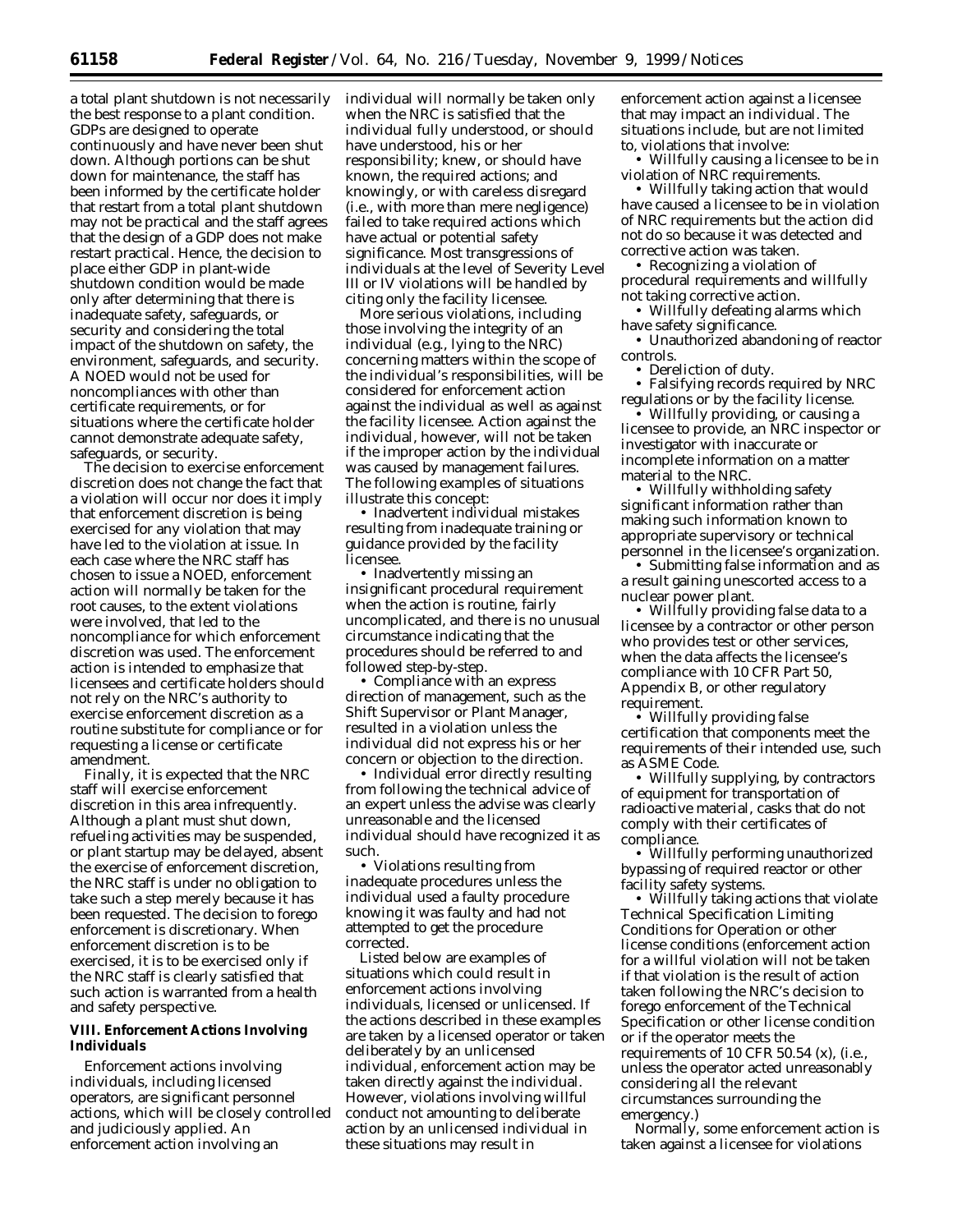a total plant shutdown is not necessarily the best response to a plant condition. GDPs are designed to operate continuously and have never been shut down. Although portions can be shut down for maintenance, the staff has been informed by the certificate holder that restart from a total plant shutdown may not be practical and the staff agrees that the design of a GDP does not make restart practical. Hence, the decision to place either GDP in plant-wide shutdown condition would be made only after determining that there is inadequate safety, safeguards, or security and considering the total impact of the shutdown on safety, the environment, safeguards, and security. A NOED would not be used for noncompliances with other than certificate requirements, or for situations where the certificate holder cannot demonstrate adequate safety, safeguards, or security.

The decision to exercise enforcement discretion does not change the fact that a violation will occur nor does it imply that enforcement discretion is being exercised for any violation that may have led to the violation at issue. In each case where the NRC staff has chosen to issue a NOED, enforcement action will normally be taken for the root causes, to the extent violations were involved, that led to the noncompliance for which enforcement discretion was used. The enforcement action is intended to emphasize that licensees and certificate holders should not rely on the NRC's authority to exercise enforcement discretion as a routine substitute for compliance or for requesting a license or certificate amendment.

Finally, it is expected that the NRC staff will exercise enforcement discretion in this area infrequently. Although a plant must shut down, refueling activities may be suspended, or plant startup may be delayed, absent the exercise of enforcement discretion, the NRC staff is under no obligation to take such a step merely because it has been requested. The decision to forego enforcement is discretionary. When enforcement discretion is to be exercised, it is to be exercised only if the NRC staff is clearly satisfied that such action is warranted from a health and safety perspective.

## VIII. Enforcement Actions Involving Individuals

Enforcement actions involving individuals, including licensed operators, are significant personnel actions, which will be closely controlled and judiciously applied. An enforcement action involving an individual will normally be taken only when the NRC is satisfied that the individual fully understood, or should have understood, his or her responsibility; knew, or should have known, the required actions; and knowingly, or with careless disregard (i.e., with more than mere negligence) failed to take required actions which have actual or potential safety significance. Most transgressions of individuals at the level of Severity Level III or IV violations will be handled by citing only the facility licensee.

More serious violations, including those involving the integrity of an individual (e.g., lying to the NRC) concerning matters within the scope of the individual's responsibilities, will be considered for enforcement action against the individual as well as against the facility licensee. Action against the individual, however, will not be taken if the improper action by the individual was caused by management failures. The following examples of situations illustrate this concept:

- Inadvertent individual mistakes resulting from inadequate training or guidance provided by the facility licensee.
- Inadvertently missing an insignificant procedural requirement when the action is routine, fairly uncomplicated, and there is no unusual circumstance indicating that the procedures should be referred to and followed step-by-step.
- Compliance with an express direction of management, such as the Shift Supervisor or Plant Manager, resulted in a violation unless the individual did not express his or her concern or objection to the direction.
- Individual error directly resulting from following the technical advice of an expert unless the advise was clearly unreasonable and the licensed individual should have recognized it as such.
- Violations resulting from inadequate procedures unless the individual used a faulty procedure knowing it was faulty and had not attempted to get the procedure corrected.

Listed below are examples of situations which could result in enforcement actions involving individuals, licensed or unlicensed. If the actions described in these examples are taken by a licensed operator or taken deliberately by an unlicensed individual, enforcement action may be taken directly against the individual. However, violations involving willful conduct not amounting to deliberate action by an unlicensed individual in these situations may result in enforcement action against a licensee that may impact an individual. The situations include, but are not limited to, violations that involve:

- Willfully causing a licensee to be in violation of NRC requirements.
- Willfully taking action that would have caused a licensee to be in violation of NRC requirements but the action did not do so because it was detected and corrective action was taken.
- Recognizing a violation of procedural requirements and willfully not taking corrective action.
- Willfully defeating alarms which have safety significance.
- Unauthorized abandoning of reactor controls.
- Dereliction of duty.
- Falsifying records required by NRC regulations or by the facility license.
- Willfully providing, or causing a licensee to provide, an NRC inspector or investigator with inaccurate or incomplete information on a matter material to the NRC.
- Willfully withholding safety significant information rather than making such information known to appropriate supervisory or technical personnel in the licensee's organization.
- Submitting false information and as a result gaining unescorted access to a nuclear power plant.
- Willfully providing false data to a licensee by a contractor or other person who provides test or other services, when the data affects the licensee's compliance with 10 CFR Part 50, Appendix B, or other regulatory requirement.
- Willfully providing false certification that components meet the requirements of their intended use, such as ASME Code.
- Willfully supplying, by contractors of equipment for transportation of radioactive material, casks that do not comply with their certificates of compliance.
- Willfully performing unauthorized bypassing of required reactor or other facility safety systems.
- Willfully taking actions that violate Technical Specification Limiting Conditions for Operation or other license conditions (enforcement action for a willful violation will not be taken if that violation is the result of action taken following the NRC's decision to forego enforcement of the Technical Specification or other license condition or if the operator meets the requirements of 10 CFR 50.54 (x), (i.e., unless the operator acted unreasonably considering all the relevant circumstances surrounding the emergency.)

Normally, some enforcement action is taken against a licensee for violations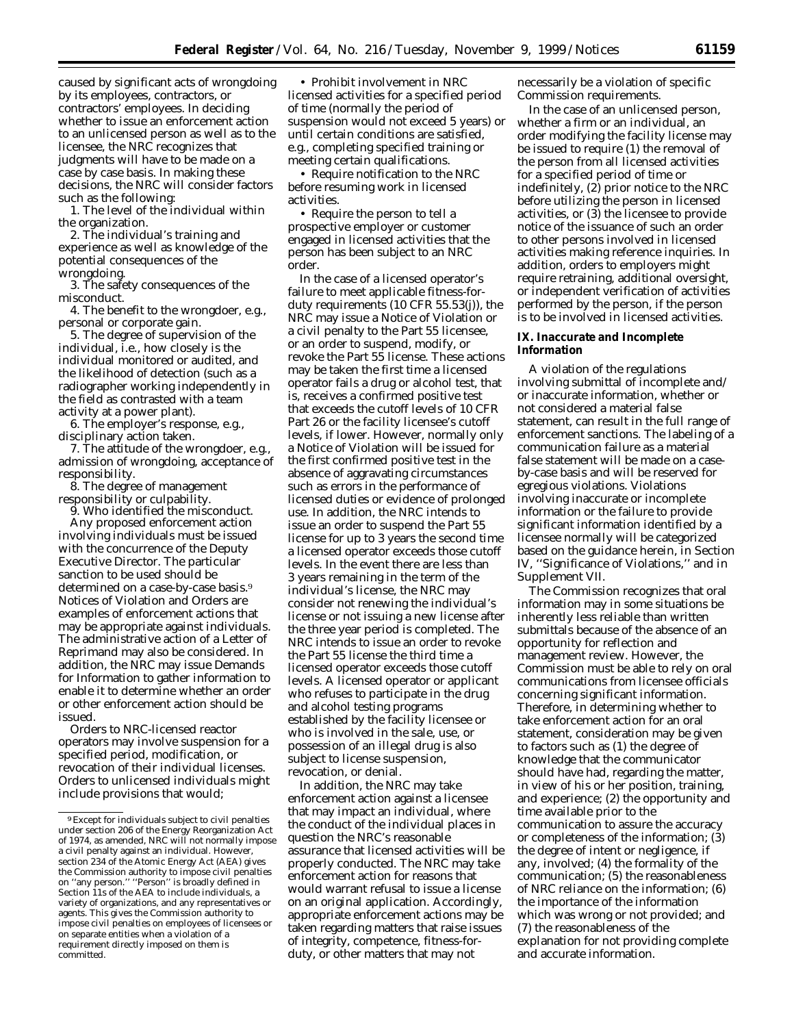caused by significant acts of wrongdoing by its employees, contractors, or contractors' employees. In deciding whether to issue an enforcement action to an unlicensed person as well as to the licensee, the NRC recognizes that judgments will have to be made on a case by case basis. In making these decisions, the NRC will consider factors such as the following:

1. The level of the individual within the organization.
2. The individual's training and experience as well as knowledge of the potential consequences of the wrongdoing.
3. The safety consequences of the misconduct.
4. The benefit to the wrongdoer, e.g., personal or corporate gain.
5. The degree of supervision of the individual, i.e., how closely is the individual monitored or audited, and the likelihood of detection (such as a radiographer working independently in the field as contrasted with a team activity at a power plant).
6. The employer's response, e.g., disciplinary action taken.
7. The attitude of the wrongdoer, e.g., admission of wrongdoing, acceptance of responsibility.
8. The degree of management responsibility or culpability.
9. Who identified the misconduct.

Any proposed enforcement action involving individuals must be issued with the concurrence of the Deputy Executive Director. The particular sanction to be used should be determined on a case-by-case basis.[9] Notices of Violation and Orders are examples of enforcement actions that may be appropriate against individuals. The administrative action of a Letter of Reprimand may also be considered. In addition, the NRC may issue Demands for Information to gather information to enable it to determine whether an order or other enforcement action should be issued.

Orders to NRC-licensed reactor operators may involve suspension for a specified period, modification, or revocation of their individual licenses. Orders to unlicensed individuals might include provisions that would;

- Prohibit involvement in NRC licensed activities for a specified period of time (normally the period of suspension would not exceed 5 years) or until certain conditions are satisfied, e.g., completing specified training or meeting certain qualifications.
- Require notification to the NRC before resuming work in licensed activities.
- Require the person to tell a prospective employer or customer engaged in licensed activities that the person has been subject to an NRC order.

In the case of a licensed operator's failure to meet applicable fitness-for-duty requirements (10 CFR 55.53(j)), the NRC may issue a Notice of Violation or a civil penalty to the Part 55 licensee, or an order to suspend, modify, or revoke the Part 55 license. These actions may be taken the first time a licensed operator fails a drug or alcohol test, that is, receives a confirmed positive test that exceeds the cutoff levels of 10 CFR Part 26 or the facility licensee's cutoff levels, if lower. However, normally only a Notice of Violation will be issued for the first confirmed positive test in the absence of aggravating circumstances such as errors in the performance of licensed duties or evidence of prolonged use. In addition, the NRC intends to issue an order to suspend the Part 55 license for up to 3 years the second time a licensed operator exceeds those cutoff levels. In the event there are less than 3 years remaining in the term of the individual's license, the NRC may consider not renewing the individual's license or not issuing a new license after the three year period is completed. The NRC intends to issue an order to revoke the Part 55 license the third time a licensed operator exceeds those cutoff levels. A licensed operator or applicant who refuses to participate in the drug and alcohol testing programs established by the facility licensee or who is involved in the sale, use, or possession of an illegal drug is also subject to license suspension, revocation, or denial.

In addition, the NRC may take enforcement action against a licensee that may impact an individual, where the conduct of the individual places in question the NRC's reasonable assurance that licensed activities will be properly conducted. The NRC may take enforcement action for reasons that would warrant refusal to issue a license on an original application. Accordingly, appropriate enforcement actions may be taken regarding matters that raise issues of integrity, competence, fitness-for-duty, or other matters that may not necessarily be a violation of specific Commission requirements.

In the case of an unlicensed person, whether a firm or an individual, an order modifying the facility license may be issued to require (1) the removal of the person from all licensed activities for a specified period of time or indefinitely, (2) prior notice to the NRC before utilizing the person in licensed activities, or (3) the licensee to provide notice of the issuance of such an order to other persons involved in licensed activities making reference inquiries. In addition, orders to employers might require retraining, additional oversight, or independent verification of activities performed by the person, if the person is to be involved in licensed activities.

## IX. Inaccurate and Incomplete Information

A violation of the regulations involving submittal of incomplete and/or inaccurate information, whether or not considered a material false statement, can result in the full range of enforcement sanctions. The labeling of a communication failure as a material false statement will be made on a case-by-case basis and will be reserved for egregious violations. Violations involving inaccurate or incomplete information or the failure to provide significant information identified by a licensee normally will be categorized based on the guidance herein, in Section IV, "Significance of Violations," and in Supplement VII.

The Commission recognizes that oral information may in some situations be inherently less reliable than written submittals because of the absence of an opportunity for reflection and management review. However, the Commission must be able to rely on oral communications from licensee officials concerning significant information. Therefore, in determining whether to take enforcement action for an oral statement, consideration may be given to factors such as (1) the degree of knowledge that the communicator should have had, regarding the matter, in view of his or her position, training, and experience; (2) the opportunity and time available prior to the communication to assure the accuracy or completeness of the information; (3) the degree of intent or negligence, if any, involved; (4) the formality of the communication; (5) the reasonableness of NRC reliance on the information; (6) the importance of the information which was wrong or not provided; and (7) the reasonableness of the explanation for not providing complete and accurate information.

---

[9] Except for individuals subject to civil penalties under section 206 of the Energy Reorganization Act of 1974, as amended, NRC will not normally impose a civil penalty against an individual. However, section 234 of the Atomic Energy Act (AEA) gives the Commission authority to impose civil penalties on "any person." "Person" is broadly defined in Section 11s of the AEA to include individuals, a variety of organizations, and any representatives or agents. This gives the Commission authority to impose civil penalties on employees of licensees or on separate entities when a violation of a requirement directly imposed on them is committed.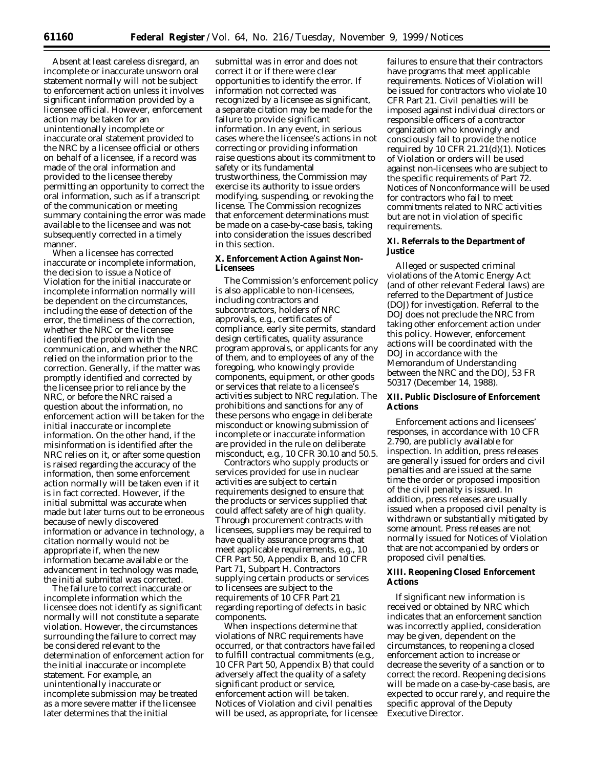Absent at least careless disregard, an incomplete or inaccurate unsworn oral statement normally will not be subject to enforcement action unless it involves significant information provided by a licensee official. However, enforcement action may be taken for an unintentionally incomplete or inaccurate oral statement provided to the NRC by a licensee official or others on behalf of a licensee, if a record was made of the oral information and provided to the licensee thereby permitting an opportunity to correct the oral information, such as if a transcript of the communication or meeting summary containing the error was made available to the licensee and was not subsequently corrected in a timely manner.

When a licensee has corrected inaccurate or incomplete information, the decision to issue a Notice of Violation for the initial inaccurate or incomplete information normally will be dependent on the circumstances, including the ease of detection of the error, the timeliness of the correction, whether the NRC or the licensee identified the problem with the communication, and whether the NRC relied on the information prior to the correction. Generally, if the matter was promptly identified and corrected by the licensee prior to reliance by the NRC, or before the NRC raised a question about the information, no enforcement action will be taken for the initial inaccurate or incomplete information. On the other hand, if the misinformation is identified after the NRC relies on it, or after some question is raised regarding the accuracy of the information, then some enforcement action normally will be taken even if it is in fact corrected. However, if the initial submittal was accurate when made but later turns out to be erroneous because of newly discovered information or advance in technology, a citation normally would not be appropriate if, when the new information became available or the advancement in technology was made, the initial submittal was corrected.

The failure to correct inaccurate or incomplete information which the licensee does not identify as significant normally will not constitute a separate violation. However, the circumstances surrounding the failure to correct may be considered relevant to the determination of enforcement action for the initial inaccurate or incomplete statement. For example, an unintentionally inaccurate or incomplete submission may be treated as a more severe matter if the licensee later determines that the initial submittal was in error and does not correct it or if there were clear opportunities to identify the error. If information not corrected was recognized by a licensee as significant, a separate citation may be made for the failure to provide significant information. In any event, in serious cases where the licensee's actions in not correcting or providing information raise questions about its commitment to safety or its fundamental trustworthiness, the Commission may exercise its authority to issue orders modifying, suspending, or revoking the license. The Commission recognizes that enforcement determinations must be made on a case-by-case basis, taking into consideration the issues described in this section.

## X. Enforcement Action Against Non-Licensees

The Commission's enforcement policy is also applicable to non-licensees, including contractors and subcontractors, holders of NRC approvals, e.g., certificates of compliance, early site permits, standard design certificates, quality assurance program approvals, or applicants for any of them, and to employees of any of the foregoing, who knowingly provide components, equipment, or other goods or services that relate to a licensee's activities subject to NRC regulation. The prohibitions and sanctions for any of these persons who engage in deliberate misconduct or knowing submission of incomplete or inaccurate information are provided in the rule on deliberate misconduct, e.g., 10 CFR 30.10 and 50.5.

Contractors who supply products or services provided for use in nuclear activities are subject to certain requirements designed to ensure that the products or services supplied that could affect safety are of high quality. Through procurement contracts with licensees, suppliers may be required to have quality assurance programs that meet applicable requirements, e.g., 10 CFR Part 50, Appendix B, and 10 CFR Part 71, Subpart H. Contractors supplying certain products or services to licensees are subject to the requirements of 10 CFR Part 21 regarding reporting of defects in basic components.

When inspections determine that violations of NRC requirements have occurred, or that contractors have failed to fulfill contractual commitments (e.g., 10 CFR Part 50, Appendix B) that could adversely affect the quality of a safety significant product or service, enforcement action will be taken. Notices of Violation and civil penalties will be used, as appropriate, for licensee failures to ensure that their contractors have programs that meet applicable requirements. Notices of Violation will be issued for contractors who violate 10 CFR Part 21. Civil penalties will be imposed against individual directors or responsible officers of a contractor organization who knowingly and consciously fail to provide the notice required by 10 CFR 21.21(d)(1). Notices of Violation or orders will be used against non-licensees who are subject to the specific requirements of Part 72. Notices of Nonconformance will be used for contractors who fail to meet commitments related to NRC activities but are not in violation of specific requirements.

## XI. Referrals to the Department of Justice

Alleged or suspected criminal violations of the Atomic Energy Act (and of other relevant Federal laws) are referred to the Department of Justice (DOJ) for investigation. Referral to the DOJ does not preclude the NRC from taking other enforcement action under this policy. However, enforcement actions will be coordinated with the DOJ in accordance with the Memorandum of Understanding between the NRC and the DOJ, 53 FR 50317 (December 14, 1988).

## XII. Public Disclosure of Enforcement Actions

Enforcement actions and licensees' responses, in accordance with 10 CFR 2.790, are publicly available for inspection. In addition, press releases are generally issued for orders and civil penalties and are issued at the same time the order or proposed imposition of the civil penalty is issued. In addition, press releases are usually issued when a proposed civil penalty is withdrawn or substantially mitigated by some amount. Press releases are not normally issued for Notices of Violation that are not accompanied by orders or proposed civil penalties.

## XIII. Reopening Closed Enforcement Actions

If significant new information is received or obtained by NRC which indicates that an enforcement sanction was incorrectly applied, consideration may be given, dependent on the circumstances, to reopening a closed enforcement action to increase or decrease the severity of a sanction or to correct the record. Reopening decisions will be made on a case-by-case basis, are expected to occur rarely, and require the specific approval of the Deputy Executive Director.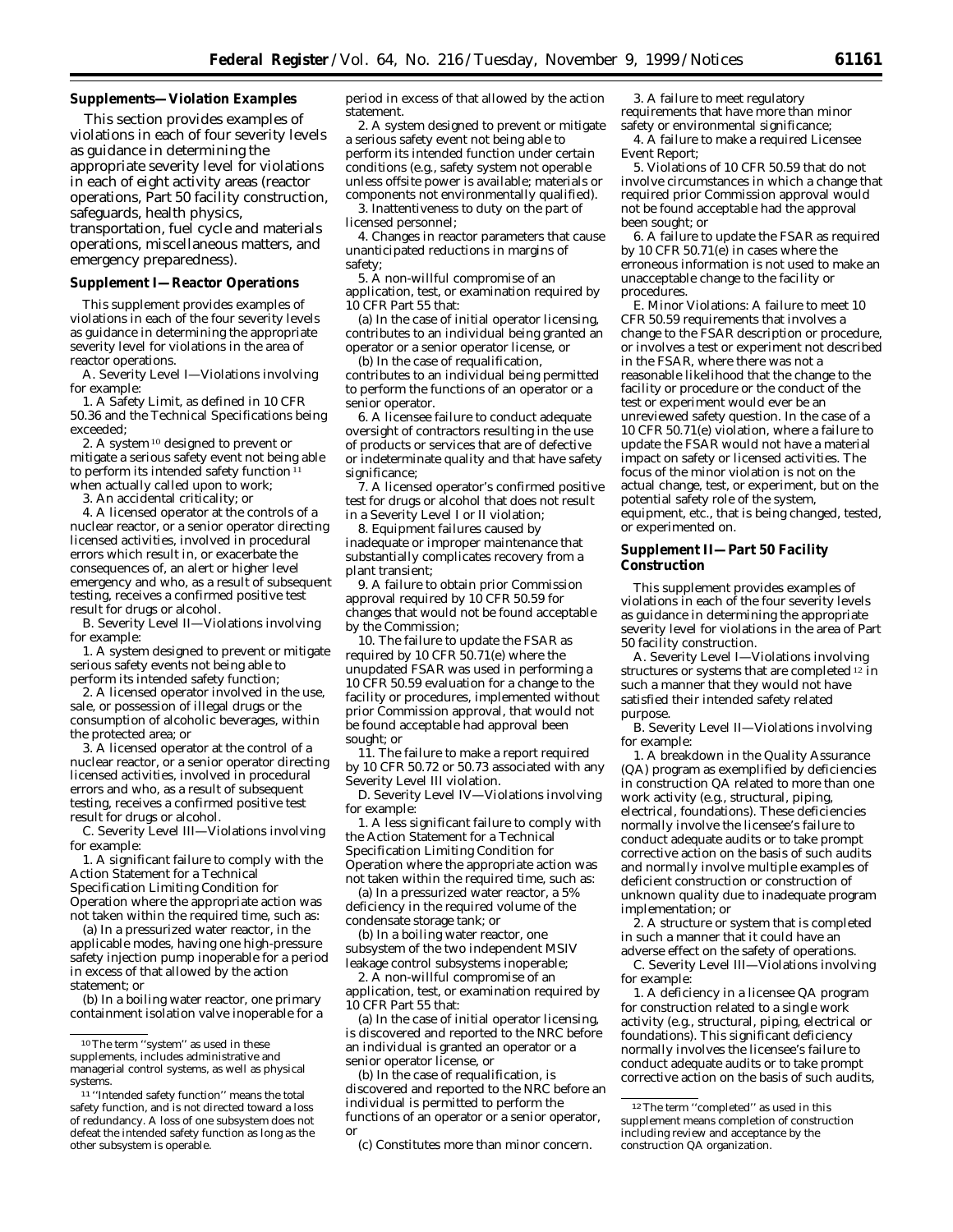## Supplements—Violation Examples

This section provides examples of violations in each of four severity levels as guidance in determining the appropriate severity level for violations in each of eight activity areas (reactor operations, Part 50 facility construction, safeguards, health physics, transportation, fuel cycle and materials operations, miscellaneous matters, and emergency preparedness).

### Supplement I—Reactor Operations

This supplement provides examples of violations in each of the four severity levels as guidance in determining the appropriate severity level for violations in the area of reactor operations.

A. Severity Level I—Violations involving for example:

1. A Safety Limit, as defined in 10 CFR 50.36 and the Technical Specifications being exceeded;

2. A system[10] designed to prevent or mitigate a serious safety event not being able to perform its intended safety function[11] when actually called upon to work;

3. An accidental criticality; or

4. A licensed operator at the controls of a nuclear reactor, or a senior operator directing licensed activities, involved in procedural errors which result in, or exacerbate the consequences of, an alert or higher level emergency and who, as a result of subsequent testing, receives a confirmed positive test result for drugs or alcohol.

B. Severity Level II—Violations involving for example:

1. A system designed to prevent or mitigate serious safety events not being able to perform its intended safety function;

2. A licensed operator involved in the use, sale, or possession of illegal drugs or the consumption of alcoholic beverages, within the protected area; or

3. A licensed operator at the control of a nuclear reactor, or a senior operator directing licensed activities, involved in procedural errors and who, as a result of subsequent testing, receives a confirmed positive test result for drugs or alcohol.

C. Severity Level III—Violations involving for example:

1. A significant failure to comply with the Action Statement for a Technical Specification Limiting Condition for Operation where the appropriate action was not taken within the required time, such as:

(a) In a pressurized water reactor, in the applicable modes, having one high-pressure safety injection pump inoperable for a period in excess of that allowed by the action statement; or

(b) In a boiling water reactor, one primary containment isolation valve inoperable for a period in excess of that allowed by the action statement.

2. A system designed to prevent or mitigate a serious safety event not being able to perform its intended function under certain conditions (e.g., safety system not operable unless offsite power is available; materials or components not environmentally qualified).

3. Inattentiveness to duty on the part of licensed personnel;

4. Changes in reactor parameters that cause unanticipated reductions in margins of safety;

5. A non-willful compromise of an application, test, or examination required by 10 CFR Part 55 that:

(a) In the case of initial operator licensing, contributes to an individual being granted an operator or a senior operator license, or

(b) In the case of requalification, contributes to an individual being permitted to perform the functions of an operator or a senior operator.

6. A licensee failure to conduct adequate oversight of contractors resulting in the use of products or services that are of defective or indeterminate quality and that have safety significance;

7. A licensed operator's confirmed positive test for drugs or alcohol that does not result in a Severity Level I or II violation;

8. Equipment failures caused by inadequate or improper maintenance that substantially complicates recovery from a plant transient;

9. A failure to obtain prior Commission approval required by 10 CFR 50.59 for changes that would not be found acceptable by the Commission;

10. The failure to update the FSAR as required by 10 CFR 50.71(e) where the unupdated FSAR was used in performing a 10 CFR 50.59 evaluation for a change to the facility or procedures, implemented without prior Commission approval, that would not be found acceptable had approval been sought; or

11. The failure to make a report required by 10 CFR 50.72 or 50.73 associated with any Severity Level III violation.

D. Severity Level IV—Violations involving for example:

1. A less significant failure to comply with the Action Statement for a Technical Specification Limiting Condition for Operation where the appropriate action was not taken within the required time, such as:

(a) In a pressurized water reactor, a 5% deficiency in the required volume of the condensate storage tank; or

(b) In a boiling water reactor, one subsystem of the two independent MSIV leakage control subsystems inoperable;

2. A non-willful compromise of an application, test, or examination required by 10 CFR Part 55 that:

(a) In the case of initial operator licensing, is discovered and reported to the NRC before an individual is granted an operator or a senior operator license, or

(b) In the case of requalification, is discovered and reported to the NRC before an individual is permitted to perform the functions of an operator or a senior operator, or

(c) Constitutes more than minor concern.

3. A failure to meet regulatory requirements that have more than minor safety or environmental significance;

4. A failure to make a required Licensee Event Report;

5. Violations of 10 CFR 50.59 that do not involve circumstances in which a change that required prior Commission approval would not be found acceptable had the approval been sought; or

6. A failure to update the FSAR as required by 10 CFR 50.71(e) in cases where the erroneous information is not used to make an unacceptable change to the facility or procedures.

E. Minor Violations: A failure to meet 10 CFR 50.59 requirements that involves a change to the FSAR description or procedure, or involves a test or experiment not described in the FSAR, where there was not a reasonable likelihood that the change to the facility or procedure or the conduct of the test or experiment would ever be an unreviewed safety question. In the case of a 10 CFR 50.71(e) violation, where a failure to update the FSAR would not have a material impact on safety or licensed activities. The focus of the minor violation is not on the actual change, test, or experiment, but on the potential safety role of the system, equipment, etc., that is being changed, tested, or experimented on.

### Supplement II—Part 50 Facility Construction

This supplement provides examples of violations in each of the four severity levels as guidance in determining the appropriate severity level for violations in the area of Part 50 facility construction.

A. Severity Level I—Violations involving structures or systems that are completed[12] in such a manner that they would not have satisfied their intended safety related purpose.

B. Severity Level II—Violations involving for example:

1. A breakdown in the Quality Assurance (QA) program as exemplified by deficiencies in construction QA related to more than one work activity (e.g., structural, piping, electrical, foundations). These deficiencies normally involve the licensee's failure to conduct adequate audits or to take prompt corrective action on the basis of such audits and normally involve multiple examples of deficient construction or construction of unknown quality due to inadequate program implementation; or

2. A structure or system that is completed in such a manner that it could have an adverse effect on the safety of operations.

C. Severity Level III—Violations involving for example:

1. A deficiency in a licensee QA program for construction related to a single work activity (e.g., structural, piping, electrical or foundations). This significant deficiency normally involves the licensee's failure to conduct adequate audits or to take prompt corrective action on the basis of such audits,

---

[10] The term "system" as used in these supplements, includes administrative and managerial control systems, as well as physical systems.

[11] "Intended safety function" means the total safety function, and is not directed toward a loss of redundancy. A loss of one subsystem does not defeat the intended safety function as long as the other subsystem is operable.

[12] The term "completed" as used in this supplement means completion of construction including review and acceptance by the construction QA organization.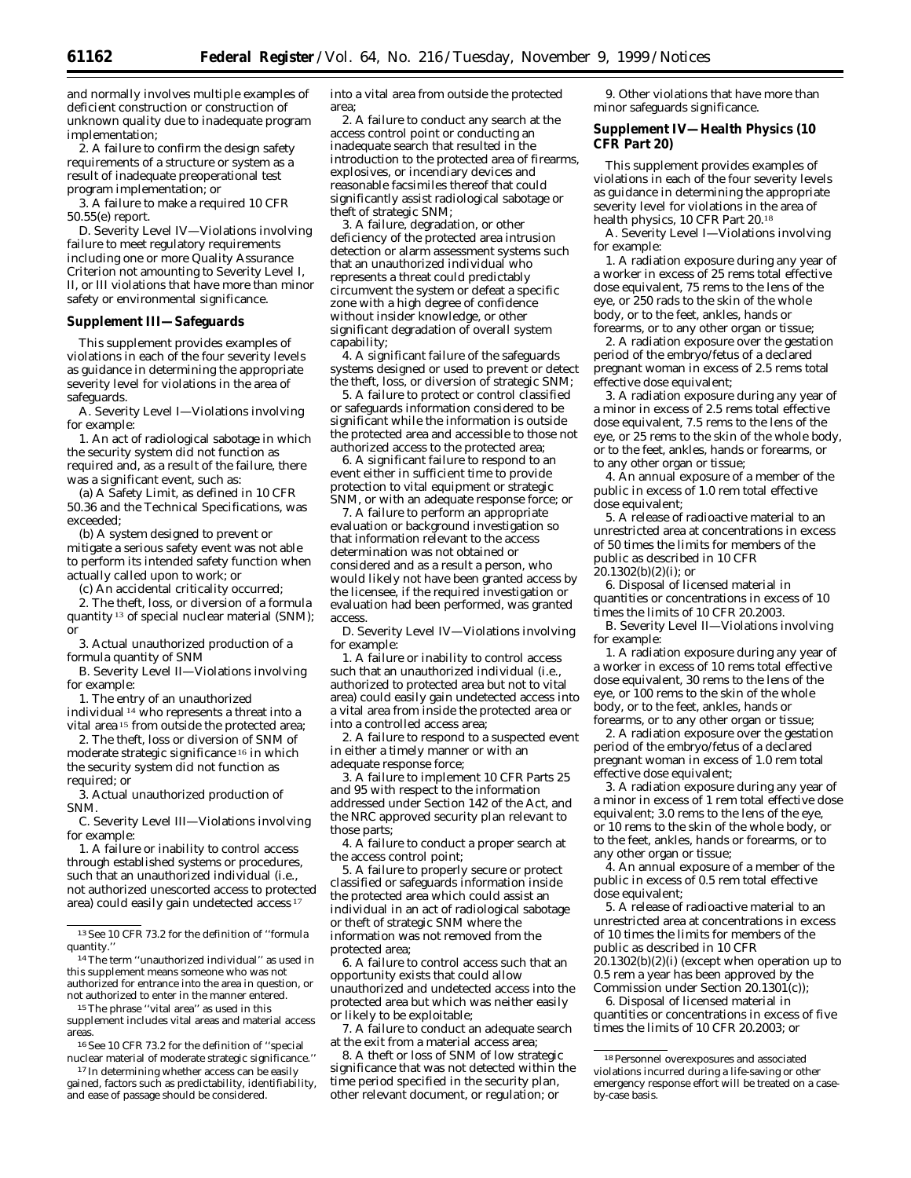and normally involves multiple examples of deficient construction or construction of unknown quality due to inadequate program implementation;

2. A failure to confirm the design safety requirements of a structure or system as a result of inadequate preoperational test program implementation; or

3. A failure to make a required 10 CFR 50.55(e) report.

D. Severity Level IV—Violations involving failure to meet regulatory requirements including one or more Quality Assurance Criterion not amounting to Severity Level I, II, or III violations that have more than minor safety or environmental significance.

## Supplement III—Safeguards

This supplement provides examples of violations in each of the four severity levels as guidance in determining the appropriate severity level for violations in the area of safeguards.

A. Severity Level I—Violations involving for example:

1. An act of radiological sabotage in which the security system did not function as required and, as a result of the failure, there was a significant event, such as:

(a) A Safety Limit, as defined in 10 CFR 50.36 and the Technical Specifications, was exceeded;

(b) A system designed to prevent or mitigate a serious safety event was not able to perform its intended safety function when actually called upon to work; or

(c) An accidental criticality occurred;

2. The theft, loss, or diversion of a formula quantity [13] of special nuclear material (SNM); or

3. Actual unauthorized production of a formula quantity of SNM

B. Severity Level II—Violations involving for example:

1. The entry of an unauthorized individual [14] who represents a threat into a vital area [15] from outside the protected area;

2. The theft, loss or diversion of SNM of moderate strategic significance [16] in which the security system did not function as required; or

3. Actual unauthorized production of SNM.

C. Severity Level III—Violations involving for example:

1. A failure or inability to control access through established systems or procedures, such that an unauthorized individual (i.e., not authorized unescorted access to protected area) could easily gain undetected access [17] into a vital area from outside the protected area;

2. A failure to conduct any search at the access control point or conducting an inadequate search that resulted in the introduction to the protected area of firearms, explosives, or incendiary devices and reasonable facsimiles thereof that could significantly assist radiological sabotage or theft of strategic SNM;

3. A failure, degradation, or other deficiency of the protected area intrusion detection or alarm assessment systems such that an unauthorized individual who represents a threat could predictably circumvent the system or defeat a specific zone with a high degree of confidence without insider knowledge, or other significant degradation of overall system capability;

4. A significant failure of the safeguards systems designed or used to prevent or detect the theft, loss, or diversion of strategic SNM;

5. A failure to protect or control classified or safeguards information considered to be significant while the information is outside the protected area and accessible to those not authorized access to the protected area;

6. A significant failure to respond to an event either in sufficient time to provide protection to vital equipment or strategic SNM, or with an adequate response force; or

7. A failure to perform an appropriate evaluation or background investigation so that information relevant to the access determination was not obtained or considered and as a result a person, who would likely not have been granted access by the licensee, if the required investigation or evaluation had been performed, was granted access.

D. Severity Level IV—Violations involving for example:

1. A failure or inability to control access such that an unauthorized individual (i.e., authorized to protected area but not to vital area) could easily gain undetected access into a vital area from inside the protected area or into a controlled access area;

2. A failure to respond to a suspected event in either a timely manner or with an adequate response force;

3. A failure to implement 10 CFR Parts 25 and 95 with respect to the information addressed under Section 142 of the Act, and the NRC approved security plan relevant to those parts;

4. A failure to conduct a proper search at the access control point;

5. A failure to properly secure or protect classified or safeguards information inside the protected area which could assist an individual in an act of radiological sabotage or theft of strategic SNM where the information was not removed from the protected area;

6. A failure to control access such that an opportunity exists that could allow unauthorized and undetected access into the protected area but which was neither easily or likely to be exploitable;

7. A failure to conduct an adequate search at the exit from a material access area;

8. A theft or loss of SNM of low strategic significance that was not detected within the time period specified in the security plan, other relevant document, or regulation; or

9. Other violations that have more than minor safeguards significance.

## Supplement IV—Health Physics (10 CFR Part 20)

This supplement provides examples of violations in each of the four severity levels as guidance in determining the appropriate severity level for violations in the area of health physics, 10 CFR Part 20.[18]

A. Severity Level I—Violations involving for example:

1. A radiation exposure during any year of a worker in excess of 25 rems total effective dose equivalent, 75 rems to the lens of the eye, or 250 rads to the skin of the whole body, or to the feet, ankles, hands or forearms, or to any other organ or tissue;

2. A radiation exposure over the gestation period of the embryo/fetus of a declared pregnant woman in excess of 2.5 rems total effective dose equivalent;

3. A radiation exposure during any year of a minor in excess of 2.5 rems total effective dose equivalent, 7.5 rems to the lens of the eye, or 25 rems to the skin of the whole body, or to the feet, ankles, hands or forearms, or to any other organ or tissue;

4. An annual exposure of a member of the public in excess of 1.0 rem total effective dose equivalent;

5. A release of radioactive material to an unrestricted area at concentrations in excess of 50 times the limits for members of the public as described in 10 CFR 20.1302(b)(2)(i); or

6. Disposal of licensed material in quantities or concentrations in excess of 10 times the limits of 10 CFR 20.2003.

B. Severity Level II—Violations involving for example:

1. A radiation exposure during any year of a worker in excess of 10 rems total effective dose equivalent, 30 rems to the lens of the eye, or 100 rems to the skin of the whole body, or to the feet, ankles, hands or forearms, or to any other organ or tissue;

2. A radiation exposure over the gestation period of the embryo/fetus of a declared pregnant woman in excess of 1.0 rem total effective dose equivalent;

3. A radiation exposure during any year of a minor in excess of 1 rem total effective dose equivalent; 3.0 rems to the lens of the eye, or 10 rems to the skin of the whole body, or to the feet, ankles, hands or forearms, or to any other organ or tissue;

4. An annual exposure of a member of the public in excess of 0.5 rem total effective dose equivalent;

5. A release of radioactive material to an unrestricted area at concentrations in excess of 10 times the limits for members of the public as described in 10 CFR 20.1302(b)(2)(i) (except when operation up to 0.5 rem a year has been approved by the Commission under Section 20.1301(c));

6. Disposal of licensed material in quantities or concentrations in excess of five times the limits of 10 CFR 20.2003; or

---

[13] See 10 CFR 73.2 for the definition of "formula quantity."

[14] The term "unauthorized individual" as used in this supplement means someone who was not authorized for entrance into the area in question, or not authorized to enter in the manner entered.

[15] The phrase "vital area" as used in this supplement includes vital areas and material access areas.

[16] See 10 CFR 73.2 for the definition of "special nuclear material of moderate strategic significance."

[17] In determining whether access can be easily gained, factors such as predictability, identifiability, and ease of passage should be considered.

[18] Personnel overexposures and associated violations incurred during a life-saving or other emergency response effort will be treated on a case-by-case basis.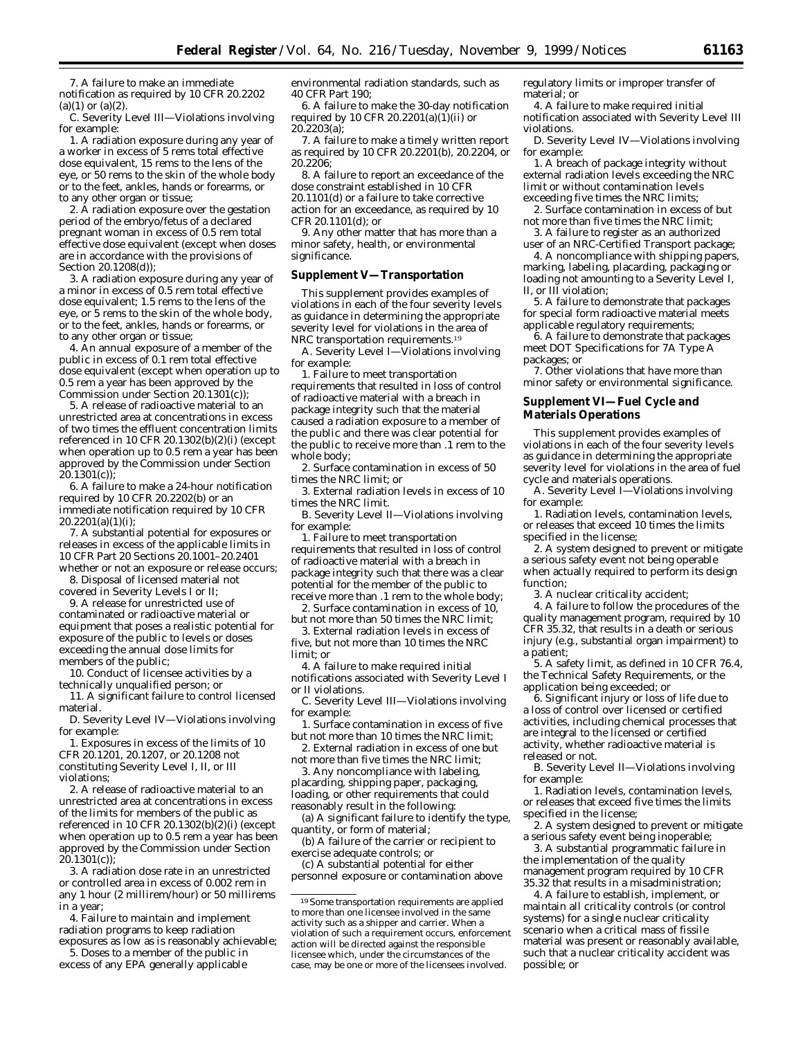7. A failure to make an immediate notification as required by 10 CFR 20.2202 (a)(1) or (a)(2).

C. Severity Level III—Violations involving for example:

1. A radiation exposure during any year of a worker in excess of 5 rems total effective dose equivalent, 15 rems to the lens of the eye, or 50 rems to the skin of the whole body or to the feet, ankles, hands or forearms, or to any other organ or tissue;

2. A radiation exposure over the gestation period of the embryo/fetus of a declared pregnant woman in excess of 0.5 rem total effective dose equivalent (except when doses are in accordance with the provisions of Section 20.1208(d));

3. A radiation exposure during any year of a minor in excess of 0.5 rem total effective dose equivalent; 1.5 rems to the lens of the eye, or 5 rems to the skin of the whole body, or to the feet, ankles, hands or forearms, or to any other organ or tissue;

4. An annual exposure of a member of the public in excess of 0.1 rem total effective dose equivalent (except when operation up to 0.5 rem a year has been approved by the Commission under Section 20.1301(c));

5. A release of radioactive material to an unrestricted area at concentrations in excess of two times the effluent concentration limits referenced in 10 CFR 20.1302(b)(2)(i) (except when operation up to 0.5 rem a year has been approved by the Commission under Section 20.1301(c));

6. A failure to make a 24-hour notification required by 10 CFR 20.2202(b) or an immediate notification required by 10 CFR 20.2201(a)(1)(i);

7. A substantial potential for exposures or releases in excess of the applicable limits in 10 CFR Part 20 Sections 20.1001–20.2401 whether or not an exposure or release occurs;

8. Disposal of licensed material not covered in Severity Levels I or II;

9. A release for unrestricted use of contaminated or radioactive material or equipment that poses a realistic potential for exposure of the public to levels or doses exceeding the annual dose limits for members of the public;

10. Conduct of licensee activities by a technically unqualified person; or

11. A significant failure to control licensed material.

D. Severity Level IV—Violations involving for example:

1. Exposures in excess of the limits of 10 CFR 20.1201, 20.1207, or 20.1208 not constituting Severity Level I, II, or III violations;

2. A release of radioactive material to an unrestricted area at concentrations in excess of the limits for members of the public as referenced in 10 CFR 20.1302(b)(2)(i) (except when operation up to 0.5 rem a year has been approved by the Commission under Section 20.1301(c));

3. A radiation dose rate in an unrestricted or controlled area in excess of 0.002 rem in any 1 hour (2 millirem/hour) or 50 millirems in a year;

4. Failure to maintain and implement radiation programs to keep radiation exposures as low as is reasonably achievable;

5. Doses to a member of the public in excess of any EPA generally applicable environmental radiation standards, such as 40 CFR Part 190;

6. A failure to make the 30-day notification required by 10 CFR 20.2201(a)(1)(ii) or 20.2203(a);

7. A failure to make a timely written report as required by 10 CFR 20.2201(b), 20.2204, or 20.2206;

8. A failure to report an exceedance of the dose constraint established in 10 CFR 20.1101(d) or a failure to take corrective action for an exceedance, as required by 10 CFR 20.1101(d); or

9. Any other matter that has more than a minor safety, health, or environmental significance.

## Supplement V—Transportation

This supplement provides examples of violations in each of the four severity levels as guidance in determining the appropriate severity level for violations in the area of NRC transportation requirements.[19]

A. Severity Level I—Violations involving for example:

1. Failure to meet transportation requirements that resulted in loss of control of radioactive material with a breach in package integrity such that the material caused a radiation exposure to a member of the public and there was clear potential for the public to receive more than .1 rem to the whole body;

2. Surface contamination in excess of 50 times the NRC limit; or

3. External radiation levels in excess of 10 times the NRC limit.

B. Severity Level II—Violations involving for example:

1. Failure to meet transportation requirements that resulted in loss of control of radioactive material with a breach in package integrity such that there was a clear potential for the member of the public to receive more than .1 rem to the whole body;

2. Surface contamination in excess of 10, but not more than 50 times the NRC limit;

3. External radiation levels in excess of five, but not more than 10 times the NRC limit; or

4. A failure to make required initial notifications associated with Severity Level I or II violations.

C. Severity Level III—Violations involving for example:

1. Surface contamination in excess of five but not more than 10 times the NRC limit;

2. External radiation in excess of one but not more than five times the NRC limit;

3. Any noncompliance with labeling, placarding, shipping paper, packaging, loading, or other requirements that could reasonably result in the following:

(a) A significant failure to identify the type, quantity, or form of material;

(b) A failure of the carrier or recipient to exercise adequate controls; or

(c) A substantial potential for either personnel exposure or contamination above regulatory limits or improper transfer of material; or

4. A failure to make required initial notification associated with Severity Level III violations.

D. Severity Level IV—Violations involving for example:

1. A breach of package integrity without external radiation levels exceeding the NRC limit or without contamination levels exceeding five times the NRC limits;

2. Surface contamination in excess of but not more than five times the NRC limit;

3. A failure to register as an authorized user of an NRC-Certified Transport package;

4. A noncompliance with shipping papers, marking, labeling, placarding, packaging or loading not amounting to a Severity Level I, II, or III violation;

5. A failure to demonstrate that packages for special form radioactive material meets applicable regulatory requirements;

6. A failure to demonstrate that packages meet DOT Specifications for 7A Type A packages; or

7. Other violations that have more than minor safety or environmental significance.

## Supplement VI—Fuel Cycle and Materials Operations

This supplement provides examples of violations in each of the four severity levels as guidance in determining the appropriate severity level for violations in the area of fuel cycle and materials operations.

A. Severity Level I—Violations involving for example:

1. Radiation levels, contamination levels, or releases that exceed 10 times the limits specified in the license;

2. A system designed to prevent or mitigate a serious safety event not being operable when actually required to perform its design function;

3. A nuclear criticality accident;

4. A failure to follow the procedures of the quality management program, required by 10 CFR 35.32, that results in a death or serious injury (e.g., substantial organ impairment) to a patient;

5. A safety limit, as defined in 10 CFR 76.4, the Technical Safety Requirements, or the application being exceeded; or

6. Significant injury or loss of life due to a loss of control over licensed or certified activities, including chemical processes that are integral to the licensed or certified activity, whether radioactive material is released or not.

B. Severity Level II—Violations involving for example:

1. Radiation levels, contamination levels, or releases that exceed five times the limits specified in the license;

2. A system designed to prevent or mitigate a serious safety event being inoperable;

3. A substantial programmatic failure in the implementation of the quality management program required by 10 CFR 35.32 that results in a misadministration;

4. A failure to establish, implement, or maintain all criticality controls (or control systems) for a single nuclear criticality scenario when a critical mass of fissile material was present or reasonably available, such that a nuclear criticality accident was possible; or

[19] Some transportation requirements are applied to more than one licensee involved in the same activity such as a shipper and carrier. When a violation of such a requirement occurs, enforcement action will be directed against the responsible licensee which, under the circumstances of the case, may be one or more of the licensees involved.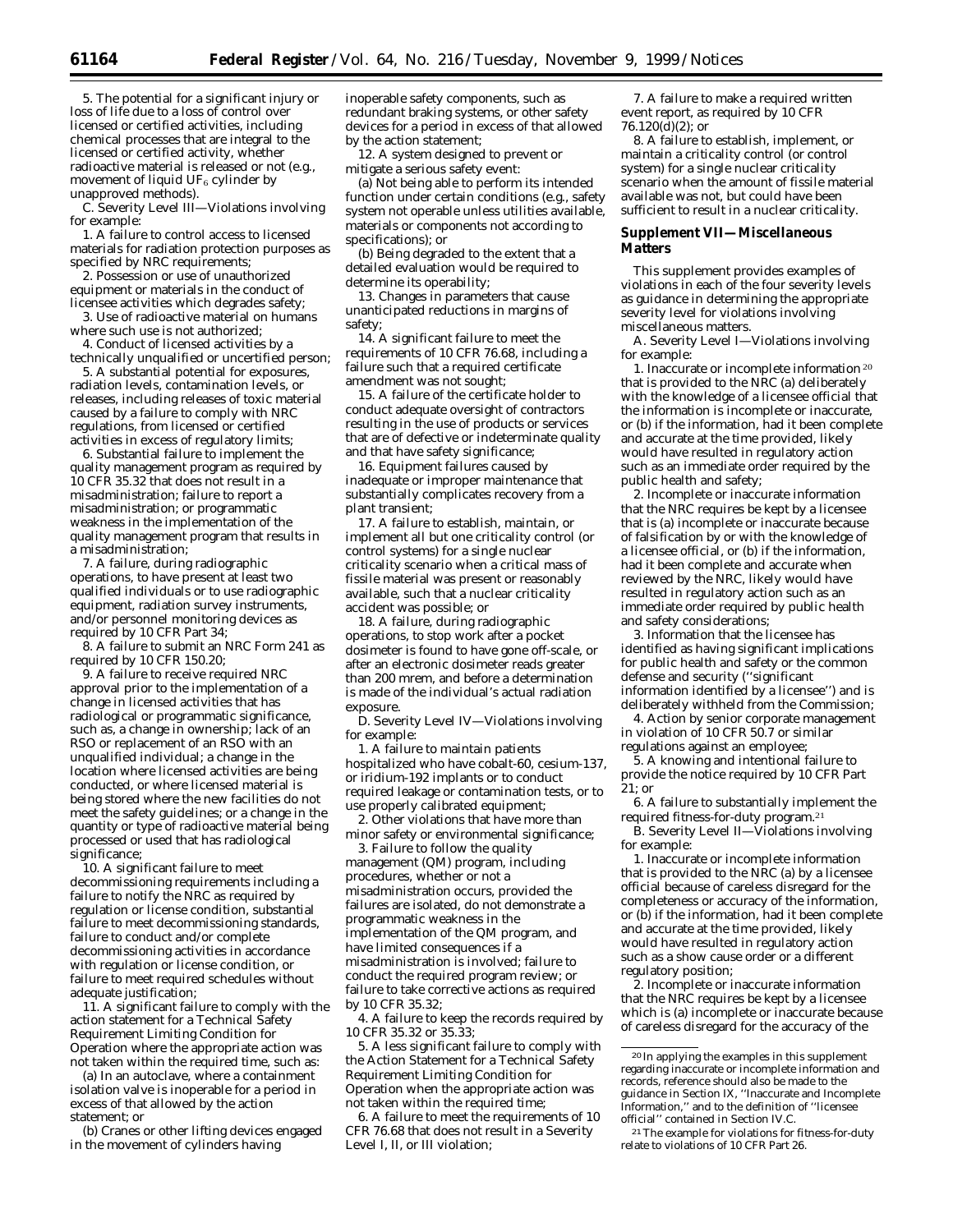5. The potential for a significant injury or loss of life due to a loss of control over licensed or certified activities, including chemical processes that are integral to the licensed or certified activity, whether radioactive material is released or not (e.g., movement of liquid $UF_6$ cylinder by unapproved methods).

C. Severity Level III—Violations involving for example:

1. A failure to control access to licensed materials for radiation protection purposes as specified by NRC requirements;

2. Possession or use of unauthorized equipment or materials in the conduct of licensee activities which degrades safety;

3. Use of radioactive material on humans where such use is not authorized;

4. Conduct of licensed activities by a technically unqualified or uncertified person;

5. A substantial potential for exposures, radiation levels, contamination levels, or releases, including releases of toxic material caused by a failure to comply with NRC regulations, from licensed or certified activities in excess of regulatory limits;

6. Substantial failure to implement the quality management program as required by 10 CFR 35.32 that does not result in a misadministration; failure to report a misadministration; or programmatic weakness in the implementation of the quality management program that results in a misadministration;

7. A failure, during radiographic operations, to have present at least two qualified individuals or to use radiographic equipment, radiation survey instruments, and/or personnel monitoring devices as required by 10 CFR Part 34;

8. A failure to submit an NRC Form 241 as required by 10 CFR 150.20;

9. A failure to receive required NRC approval prior to the implementation of a change in licensed activities that has radiological or programmatic significance, such as, a change in ownership; lack of an RSO or replacement of an RSO with an unqualified individual; a change in the location where licensed activities are being conducted, or where licensed material is being stored where the new facilities do not meet the safety guidelines; or a change in the quantity or type of radioactive material being processed or used that has radiological significance;

10. A significant failure to meet decommissioning requirements including a failure to notify the NRC as required by regulation or license condition, substantial failure to meet decommissioning standards, failure to conduct and/or complete decommissioning activities in accordance with regulation or license condition, or failure to meet required schedules without adequate justification;

11. A significant failure to comply with the action statement for a Technical Safety Requirement Limiting Condition for Operation where the appropriate action was not taken within the required time, such as:

(a) In an autoclave, where a containment isolation valve is inoperable for a period in excess of that allowed by the action statement; or

(b) Cranes or other lifting devices engaged in the movement of cylinders having inoperable safety components, such as redundant braking systems, or other safety devices for a period in excess of that allowed by the action statement;

12. A system designed to prevent or mitigate a serious safety event:

(a) Not being able to perform its intended function under certain conditions (e.g., safety system not operable unless utilities available, materials or components not according to specifications); or

(b) Being degraded to the extent that a detailed evaluation would be required to determine its operability;

13. Changes in parameters that cause unanticipated reductions in margins of safety;

14. A significant failure to meet the requirements of 10 CFR 76.68, including a failure such that a required certificate amendment was not sought;

15. A failure of the certificate holder to conduct adequate oversight of contractors resulting in the use of products or services that are of defective or indeterminate quality and that have safety significance;

16. Equipment failures caused by inadequate or improper maintenance that substantially complicates recovery from a plant transient;

17. A failure to establish, maintain, or implement all but one criticality control (or control systems) for a single nuclear criticality scenario when a critical mass of fissile material was present or reasonably available, such that a nuclear criticality accident was possible; or

18. A failure, during radiographic operations, to stop work after a pocket dosimeter is found to have gone off-scale, or after an electronic dosimeter reads greater than 200 mrem, and before a determination is made of the individual's actual radiation exposure.

D. Severity Level IV—Violations involving for example:

1. A failure to maintain patients hospitalized who have cobalt-60, cesium-137, or iridium-192 implants or to conduct required leakage or contamination tests, or to use properly calibrated equipment;

2. Other violations that have more than minor safety or environmental significance;

3. Failure to follow the quality management (QM) program, including procedures, whether or not a misadministration occurs, provided the failures are isolated, do not demonstrate a programmatic weakness in the implementation of the QM program, and have limited consequences if a misadministration is involved; failure to conduct the required program review; or failure to take corrective actions as required by 10 CFR 35.32;

4. A failure to keep the records required by 10 CFR 35.32 or 35.33;

5. A less significant failure to comply with the Action Statement for a Technical Safety Requirement Limiting Condition for Operation when the appropriate action was not taken within the required time;

6. A failure to meet the requirements of 10 CFR 76.68 that does not result in a Severity Level I, II, or III violation;

7. A failure to make a required written event report, as required by 10 CFR 76.120(d)(2); or

8. A failure to establish, implement, or maintain a criticality control (or control system) for a single nuclear criticality scenario when the amount of fissile material available was not, but could have been sufficient to result in a nuclear criticality.

## Supplement VII—Miscellaneous Matters

This supplement provides examples of violations in each of the four severity levels as guidance in determining the appropriate severity level for violations involving miscellaneous matters.

A. Severity Level I—Violations involving for example:

1. Inaccurate or incomplete information[20] that is provided to the NRC (a) deliberately with the knowledge of a licensee official that the information is incomplete or inaccurate, or (b) if the information, had it been complete and accurate at the time provided, likely would have resulted in regulatory action such as an immediate order required by the public health and safety;

2. Incomplete or inaccurate information that the NRC requires be kept by a licensee that is (a) incomplete or inaccurate because of falsification by or with the knowledge of a licensee official, or (b) if the information, had it been complete and accurate when reviewed by the NRC, likely would have resulted in regulatory action such as an immediate order required by public health and safety considerations;

3. Information that the licensee has identified as having significant implications for public health and safety or the common defense and security ("significant information identified by a licensee") and is deliberately withheld from the Commission;

4. Action by senior corporate management in violation of 10 CFR 50.7 or similar regulations against an employee;

5. A knowing and intentional failure to provide the notice required by 10 CFR Part 21; or

6. A failure to substantially implement the required fitness-for-duty program.[21]

B. Severity Level II—Violations involving for example:

1. Inaccurate or incomplete information that is provided to the NRC (a) by a licensee official because of careless disregard for the completeness or accuracy of the information, or (b) if the information, had it been complete and accurate at the time provided, likely would have resulted in regulatory action such as a show cause order or a different regulatory position;

2. Incomplete or inaccurate information that the NRC requires be kept by a licensee which is (a) incomplete or inaccurate because of careless disregard for the accuracy of the

---

[20] In applying the examples in this supplement regarding inaccurate or incomplete information and records, reference should also be made to the guidance in Section IX, "Inaccurate and Incomplete Information," and to the definition of "licensee official" contained in Section IV.C.

[21] The example for violations for fitness-for-duty relate to violations of 10 CFR Part 26.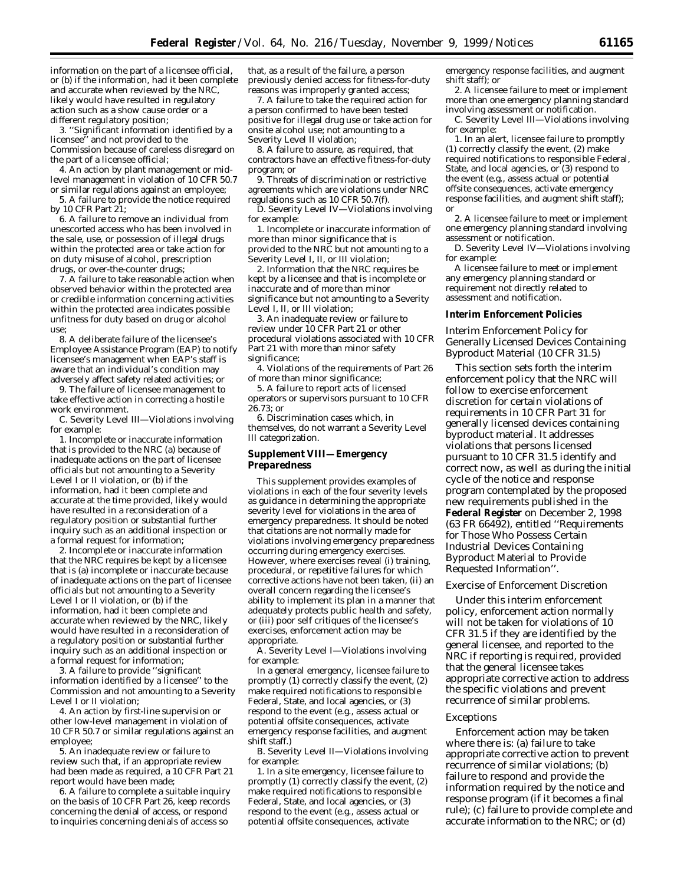information on the part of a licensee official, or (b) if the information, had it been complete and accurate when reviewed by the NRC, likely would have resulted in regulatory action such as a show cause order or a different regulatory position;

3. ''Significant information identified by a licensee'' and not provided to the Commission because of careless disregard on the part of a licensee official;

4. An action by plant management or mid-level management in violation of 10 CFR 50.7 or similar regulations against an employee;

5. A failure to provide the notice required by 10 CFR Part 21;

6. A failure to remove an individual from unescorted access who has been involved in the sale, use, or possession of illegal drugs within the protected area or take action for on duty misuse of alcohol, prescription drugs, or over-the-counter drugs;

7. A failure to take reasonable action when observed behavior within the protected area or credible information concerning activities within the protected area indicates possible unfitness for duty based on drug or alcohol use;

8. A deliberate failure of the licensee's Employee Assistance Program (EAP) to notify licensee's management when EAP's staff is aware that an individual's condition may adversely affect safety related activities; or

9. The failure of licensee management to take effective action in correcting a hostile work environment.

C. Severity Level III—Violations involving for example:

1. Incomplete or inaccurate information that is provided to the NRC (a) because of inadequate actions on the part of licensee officials but not amounting to a Severity Level I or II violation, or (b) if the information, had it been complete and accurate at the time provided, likely would have resulted in a reconsideration of a regulatory position or substantial further inquiry such as an additional inspection or a formal request for information;

2. Incomplete or inaccurate information that the NRC requires be kept by a licensee that is (a) incomplete or inaccurate because of inadequate actions on the part of licensee officials but not amounting to a Severity Level I or II violation, or (b) if the information, had it been complete and accurate when reviewed by the NRC, likely would have resulted in a reconsideration of a regulatory position or substantial further inquiry such as an additional inspection or a formal request for information;

3. A failure to provide ''significant information identified by a licensee'' to the Commission and not amounting to a Severity Level I or II violation;

4. An action by first-line supervision or other low-level management in violation of 10 CFR 50.7 or similar regulations against an employee;

5. An inadequate review or failure to review such that, if an appropriate review had been made as required, a 10 CFR Part 21 report would have been made;

6. A failure to complete a suitable inquiry on the basis of 10 CFR Part 26, keep records concerning the denial of access, or respond to inquiries concerning denials of access so that, as a result of the failure, a person previously denied access for fitness-for-duty reasons was improperly granted access;

7. A failure to take the required action for a person confirmed to have been tested positive for illegal drug use or take action for onsite alcohol use; not amounting to a Severity Level II violation;

8. A failure to assure, as required, that contractors have an effective fitness-for-duty program; or

9. Threats of discrimination or restrictive agreements which are violations under NRC regulations such as 10 CFR 50.7(f).

D. Severity Level IV—Violations involving for example:

1. Incomplete or inaccurate information of more than minor significance that is provided to the NRC but not amounting to a Severity Level I, II, or III violation;

2. Information that the NRC requires be kept by a licensee and that is incomplete or inaccurate and of more than minor significance but not amounting to a Severity Level I, II, or III violation;

3. An inadequate review or failure to review under 10 CFR Part 21 or other procedural violations associated with 10 CFR Part 21 with more than minor safety significance;

4. Violations of the requirements of Part 26 of more than minor significance;

5. A failure to report acts of licensed operators or supervisors pursuant to 10 CFR 26.73; or

6. Discrimination cases which, in themselves, do not warrant a Severity Level III categorization.

## Supplement VIII—Emergency Preparedness

This supplement provides examples of violations in each of the four severity levels as guidance in determining the appropriate severity level for violations in the area of emergency preparedness. It should be noted that citations are not normally made for violations involving emergency preparedness occurring during emergency exercises. However, where exercises reveal (i) training, procedural, or repetitive failures for which corrective actions have not been taken, (ii) an overall concern regarding the licensee's ability to implement its plan in a manner that adequately protects public health and safety, or (iii) poor self critiques of the licensee's exercises, enforcement action may be appropriate.

A. Severity Level I—Violations involving for example:

In a general emergency, licensee failure to promptly (1) correctly classify the event, (2) make required notifications to responsible Federal, State, and local agencies, or (3) respond to the event (e.g., assess actual or potential offsite consequences, activate emergency response facilities, and augment shift staff.)

B. Severity Level II—Violations involving for example:

1. In a site emergency, licensee failure to promptly (1) correctly classify the event, (2) make required notifications to responsible Federal, State, and local agencies, or (3) respond to the event (e.g., assess actual or potential offsite consequences, activate emergency response facilities, and augment shift staff); or

2. A licensee failure to meet or implement more than one emergency planning standard involving assessment or notification.

C. Severity Level III—Violations involving for example:

1. In an alert, licensee failure to promptly (1) correctly classify the event, (2) make required notifications to responsible Federal, State, and local agencies, or (3) respond to the event (e.g., assess actual or potential offsite consequences, activate emergency response facilities, and augment shift staff); or

2. A licensee failure to meet or implement one emergency planning standard involving assessment or notification.

D. Severity Level IV—Violations involving for example:

A licensee failure to meet or implement any emergency planning standard or requirement not directly related to assessment and notification.

## Interim Enforcement Policies

### Interim Enforcement Policy for Generally Licensed Devices Containing Byproduct Material (10 CFR 31.5)

This section sets forth the interim enforcement policy that the NRC will follow to exercise enforcement discretion for certain violations of requirements in 10 CFR Part 31 for generally licensed devices containing byproduct material. It addresses violations that persons licensed pursuant to 10 CFR 31.5 identify and correct now, as well as during the initial cycle of the notice and response program contemplated by the proposed new requirements published in the **Federal Register** on December 2, 1998 (63 FR 66492), entitled ''Requirements for Those Who Possess Certain Industrial Devices Containing Byproduct Material to Provide Requested Information''.

#### Exercise of Enforcement Discretion

Under this interim enforcement policy, enforcement action normally will not be taken for violations of 10 CFR 31.5 if they are identified by the general licensee, and reported to the NRC if reporting is required, provided that the general licensee takes appropriate corrective action to address the specific violations and prevent recurrence of similar problems.

#### Exceptions

Enforcement action may be taken where there is: (a) failure to take appropriate corrective action to prevent recurrence of similar violations; (b) failure to respond and provide the information required by the notice and response program (if it becomes a final rule); (c) failure to provide complete and accurate information to the NRC; or (d)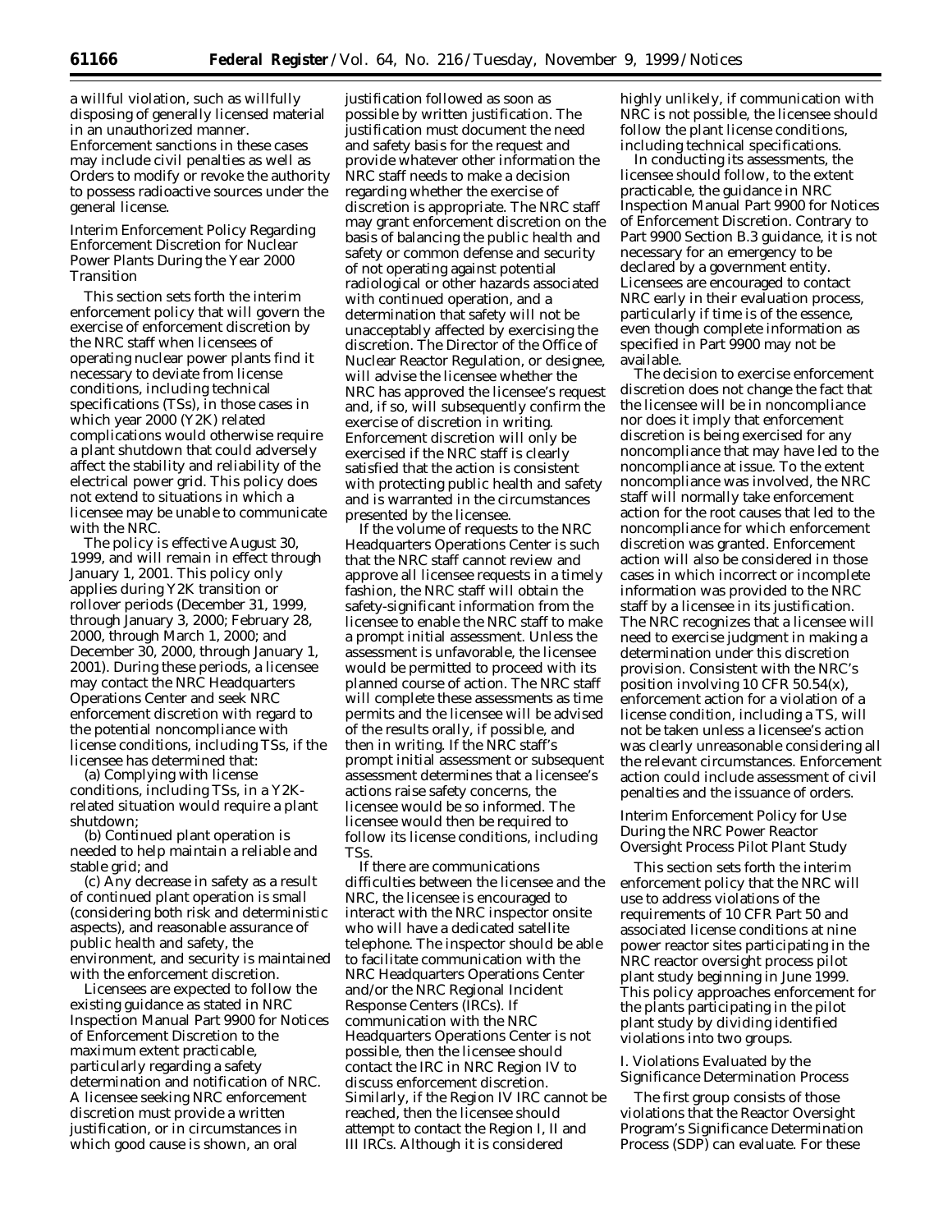a willful violation, such as willfully disposing of generally licensed material in an unauthorized manner. Enforcement sanctions in these cases may include civil penalties as well as Orders to modify or revoke the authority to possess radioactive sources under the general license.

### Interim Enforcement Policy Regarding Enforcement Discretion for Nuclear Power Plants During the Year 2000 Transition

This section sets forth the interim enforcement policy that will govern the exercise of enforcement discretion by the NRC staff when licensees of operating nuclear power plants find it necessary to deviate from license conditions, including technical specifications (TSs), in those cases in which year 2000 (Y2K) related complications would otherwise require a plant shutdown that could adversely affect the stability and reliability of the electrical power grid. This policy does not extend to situations in which a licensee may be unable to communicate with the NRC.

The policy is effective August 30, 1999, and will remain in effect through January 1, 2001. This policy only applies during Y2K transition or rollover periods (December 31, 1999, through January 3, 2000; February 28, 2000, through March 1, 2000; and December 30, 2000, through January 1, 2001). During these periods, a licensee may contact the NRC Headquarters Operations Center and seek NRC enforcement discretion with regard to the potential noncompliance with license conditions, including TSs, if the licensee has determined that:

(a) Complying with license conditions, including TSs, in a Y2K-related situation would require a plant shutdown;

(b) Continued plant operation is needed to help maintain a reliable and stable grid; and

(c) Any decrease in safety as a result of continued plant operation is small (considering both risk and deterministic aspects), and reasonable assurance of public health and safety, the environment, and security is maintained with the enforcement discretion.

Licensees are expected to follow the existing guidance as stated in NRC Inspection Manual Part 9900 for Notices of Enforcement Discretion to the maximum extent practicable, particularly regarding a safety determination and notification of NRC. A licensee seeking NRC enforcement discretion must provide a written justification, or in circumstances in which good cause is shown, an oral justification followed as soon as possible by written justification. The justification must document the need and safety basis for the request and provide whatever other information the NRC staff needs to make a decision regarding whether the exercise of discretion is appropriate. The NRC staff may grant enforcement discretion on the basis of balancing the public health and safety or common defense and security of not operating against potential radiological or other hazards associated with continued operation, and a determination that safety will not be unacceptably affected by exercising the discretion. The Director of the Office of Nuclear Reactor Regulation, or designee, will advise the licensee whether the NRC has approved the licensee's request and, if so, will subsequently confirm the exercise of discretion in writing. Enforcement discretion will only be exercised if the NRC staff is clearly satisfied that the action is consistent with protecting public health and safety and is warranted in the circumstances presented by the licensee.

If the volume of requests to the NRC Headquarters Operations Center is such that the NRC staff cannot review and approve all licensee requests in a timely fashion, the NRC staff will obtain the safety-significant information from the licensee to enable the NRC staff to make a prompt initial assessment. Unless the assessment is unfavorable, the licensee would be permitted to proceed with its planned course of action. The NRC staff will complete these assessments as time permits and the licensee will be advised of the results orally, if possible, and then in writing. If the NRC staff's prompt initial assessment or subsequent assessment determines that a licensee's actions raise safety concerns, the licensee would be so informed. The licensee would then be required to follow its license conditions, including TSs.

If there are communications difficulties between the licensee and the NRC, the licensee is encouraged to interact with the NRC inspector onsite who will have a dedicated satellite telephone. The inspector should be able to facilitate communication with the NRC Headquarters Operations Center and/or the NRC Regional Incident Response Centers (IRCs). If communication with the NRC Headquarters Operations Center is not possible, then the licensee should contact the IRC in NRC Region IV to discuss enforcement discretion. Similarly, if the Region IV IRC cannot be reached, then the licensee should attempt to contact the Region I, II and III IRCs. Although it is considered highly unlikely, if communication with NRC is not possible, the licensee should follow the plant license conditions, including technical specifications.

In conducting its assessments, the licensee should follow, to the extent practicable, the guidance in NRC Inspection Manual Part 9900 for Notices of Enforcement Discretion. Contrary to Part 9900 Section B.3 guidance, it is not necessary for an emergency to be declared by a government entity. Licensees are encouraged to contact NRC early in their evaluation process, particularly if time is of the essence, even though complete information as specified in Part 9900 may not be available.

The decision to exercise enforcement discretion does not change the fact that the licensee will be in noncompliance nor does it imply that enforcement discretion is being exercised for any noncompliance that may have led to the noncompliance at issue. To the extent noncompliance was involved, the NRC staff will normally take enforcement action for the root causes that led to the noncompliance for which enforcement discretion was granted. Enforcement action will also be considered in those cases in which incorrect or incomplete information was provided to the NRC staff by a licensee in its justification. The NRC recognizes that a licensee will need to exercise judgment in making a determination under this discretion provision. Consistent with the NRC's position involving 10 CFR 50.54(x), enforcement action for a violation of a license condition, including a TS, will not be taken unless a licensee's action was clearly unreasonable considering all the relevant circumstances. Enforcement action could include assessment of civil penalties and the issuance of orders.

### Interim Enforcement Policy for Use During the NRC Power Reactor Oversight Process Pilot Plant Study

This section sets forth the interim enforcement policy that the NRC will use to address violations of the requirements of 10 CFR Part 50 and associated license conditions at nine power reactor sites participating in the NRC reactor oversight process pilot plant study beginning in June 1999. This policy approaches enforcement for the plants participating in the pilot plant study by dividing identified violations into two groups.

#### I. Violations Evaluated by the Significance Determination Process

The first group consists of those violations that the Reactor Oversight Program's Significance Determination Process (SDP) can evaluate. For these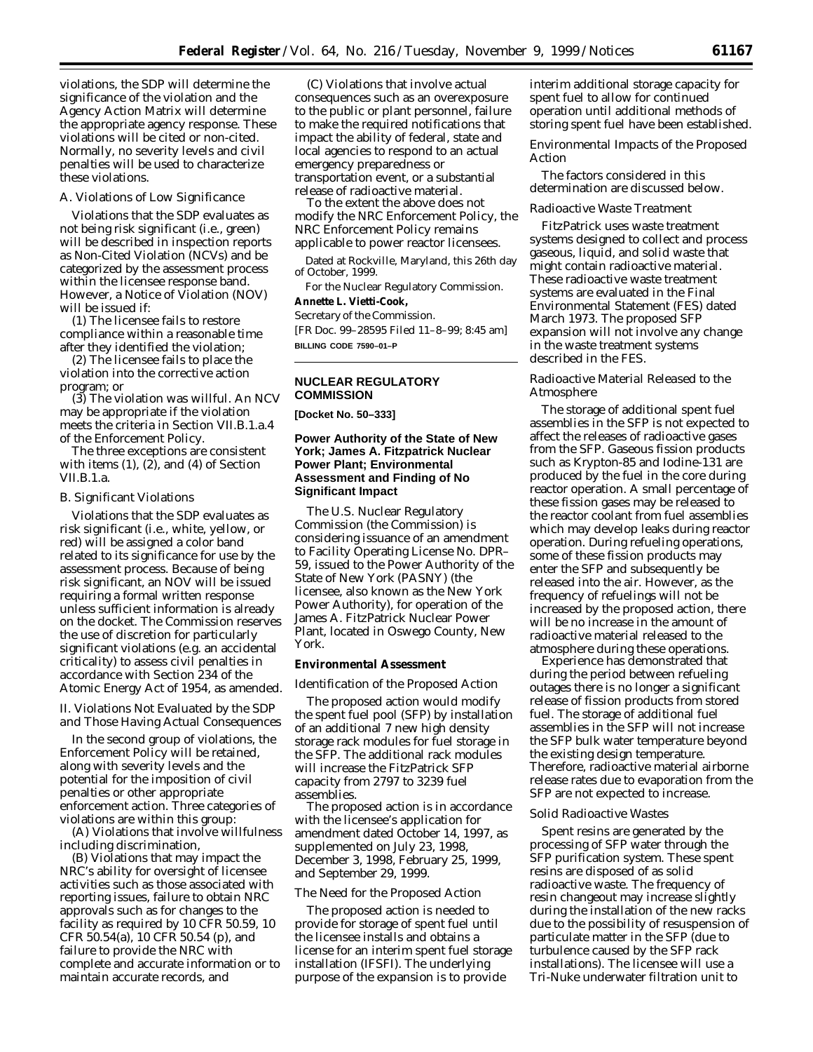violations, the SDP will determine the significance of the violation and the Agency Action Matrix will determine the appropriate agency response. These violations will be cited or non-cited. Normally, no severity levels and civil penalties will be used to characterize these violations.

A. Violations of Low Significance

Violations that the SDP evaluates as not being risk significant (i.e., green) will be described in inspection reports as Non-Cited Violation (NCVs) and be categorized by the assessment process within the licensee response band. However, a Notice of Violation (NOV) will be issued if:

(1) The licensee fails to restore compliance within a reasonable time after they identified the violation;

(2) The licensee fails to place the violation into the corrective action program; or

(3) The violation was willful. An NCV may be appropriate if the violation meets the criteria in Section VII.B.1.a.4 of the Enforcement Policy.

The three exceptions are consistent with items (1), (2), and (4) of Section VII.B.1.a.

B. Significant Violations

Violations that the SDP evaluates as risk significant (i.e., white, yellow, or red) will be assigned a color band related to its significance for use by the assessment process. Because of being risk significant, an NOV will be issued requiring a formal written response unless sufficient information is already on the docket. The Commission reserves the use of discretion for particularly significant violations (e.g. an accidental criticality) to assess civil penalties in accordance with Section 234 of the Atomic Energy Act of 1954, as amended.

II. Violations Not Evaluated by the SDP and Those Having Actual Consequences

In the second group of violations, the Enforcement Policy will be retained, along with severity levels and the potential for the imposition of civil penalties or other appropriate enforcement action. Three categories of violations are within this group:

(A) Violations that involve willfulness including discrimination,

(B) Violations that may impact the NRC's ability for oversight of licensee activities such as those associated with reporting issues, failure to obtain NRC approvals such as for changes to the facility as required by 10 CFR 50.59, 10 CFR 50.54(a), 10 CFR 50.54 (p), and failure to provide the NRC with complete and accurate information or to maintain accurate records, and

(C) Violations that involve actual consequences such as an overexposure to the public or plant personnel, failure to make the required notifications that impact the ability of federal, state and local agencies to respond to an actual emergency preparedness or transportation event, or a substantial release of radioactive material.

To the extent the above does not modify the NRC Enforcement Policy, the NRC Enforcement Policy remains applicable to power reactor licensees.

Dated at Rockville, Maryland, this 26th day of October, 1999.

For the Nuclear Regulatory Commission.

**Annette L. Vietti-Cook,**

*Secretary of the Commission.*

[FR Doc. 99–28595 Filed 11–8–99; 8:45 am]

**BILLING CODE 7590–01–P**

## NUCLEAR REGULATORY COMMISSION

**[Docket No. 50–333]**

### Power Authority of the State of New York; James A. Fitzpatrick Nuclear Power Plant; Environmental Assessment and Finding of No Significant Impact

The U.S. Nuclear Regulatory Commission (the Commission) is considering issuance of an amendment to Facility Operating License No. DPR–59, issued to the Power Authority of the State of New York (PASNY) (the licensee, also known as the New York Power Authority), for operation of the James A. FitzPatrick Nuclear Power Plant, located in Oswego County, New York.

**Environmental Assessment**

Identification of the Proposed Action

The proposed action would modify the spent fuel pool (SFP) by installation of an additional 7 new high density storage rack modules for fuel storage in the SFP. The additional rack modules will increase the FitzPatrick SFP capacity from 2797 to 3239 fuel assemblies.

The proposed action is in accordance with the licensee's application for amendment dated October 14, 1997, as supplemented on July 23, 1998, December 3, 1998, February 25, 1999, and September 29, 1999.

The Need for the Proposed Action

The proposed action is needed to provide for storage of spent fuel until the licensee installs and obtains a license for an interim spent fuel storage installation (IFSFI). The underlying purpose of the expansion is to provide interim additional storage capacity for spent fuel to allow for continued operation until additional methods of storing spent fuel have been established.

Environmental Impacts of the Proposed Action

The factors considered in this determination are discussed below.

Radioactive Waste Treatment

FitzPatrick uses waste treatment systems designed to collect and process gaseous, liquid, and solid waste that might contain radioactive material. These radioactive waste treatment systems are evaluated in the Final Environmental Statement (FES) dated March 1973. The proposed SFP expansion will not involve any change in the waste treatment systems described in the FES.

Radioactive Material Released to the Atmosphere

The storage of additional spent fuel assemblies in the SFP is not expected to affect the releases of radioactive gases from the SFP. Gaseous fission products such as Krypton-85 and Iodine-131 are produced by the fuel in the core during reactor operation. A small percentage of these fission gases may be released to the reactor coolant from fuel assemblies which may develop leaks during reactor operation. During refueling operations, some of these fission products may enter the SFP and subsequently be released into the air. However, as the frequency of refuelings will not be increased by the proposed action, there will be no increase in the amount of radioactive material released to the atmosphere during these operations.

Experience has demonstrated that during the period between refueling outages there is no longer a significant release of fission products from stored fuel. The storage of additional fuel assemblies in the SFP will not increase the SFP bulk water temperature beyond the existing design temperature. Therefore, radioactive material airborne release rates due to evaporation from the SFP are not expected to increase.

Solid Radioactive Wastes

Spent resins are generated by the processing of SFP water through the SFP purification system. These spent resins are disposed of as solid radioactive waste. The frequency of resin changeout may increase slightly during the installation of the new racks due to the possibility of resuspension of particulate matter in the SFP (due to turbulence caused by the SFP rack installations). The licensee will use a Tri-Nuke underwater filtration unit to